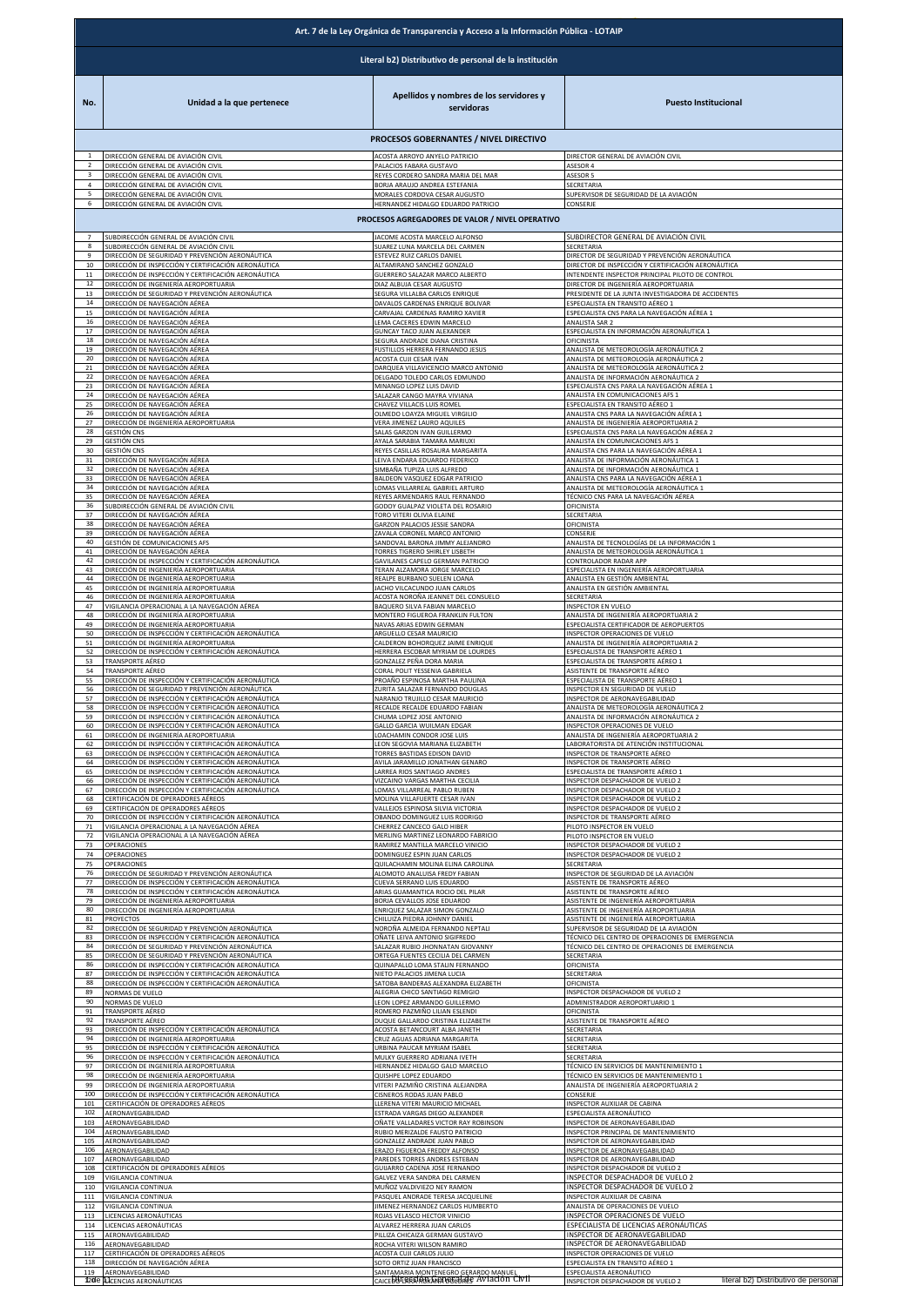# Art. 7 de la Ley Orgánica de Transparencia y Acceso a la Información Pública - LOTAIP

## Literal b2) Distributivo de personal de la institución

| No. | Unidad a la que pertenece | Apellidos y nombres de los servidores y servidoras | Puesto Institucional |
|---|---|---|---|
| | **PROCESOS GOBERNANTES / NIVEL DIRECTIVO** | | |
| 1 | DIRECCIÓN GENERAL DE AVIACIÓN CIVIL | ACOSTA ARROYO ANYELO PATRICIO | DIRECTOR GENERAL DE AVIACIÓN CIVIL |
| 2 | DIRECCIÓN GENERAL DE AVIACIÓN CIVIL | PALACIOS FABARA GUSTAVO | ASESOR 4 |
| 3 | DIRECCIÓN GENERAL DE AVIACIÓN CIVIL | REYES CORDERO SANDRA MARIA DEL MAR | ASESOR 5 |
| 4 | DIRECCIÓN GENERAL DE AVIACIÓN CIVIL | BORJA ARAUJO ANDREA ESTEFANIA | SECRETARIA |
| 5 | DIRECCIÓN GENERAL DE AVIACIÓN CIVIL | MORALES CORDOVA CESAR AUGUSTO | SUPERVISOR DE SEGURIDAD DE LA AVIACIÓN |
| 6 | DIRECCIÓN GENERAL DE AVIACIÓN CIVIL | HERNANDEZ HIDALGO EDUARDO PATRICIO | CONSERJE |
| | **PROCESOS AGREGADORES DE VALOR / NIVEL OPERATIVO** | | |
| 7 | SUBDIRECCIÓN GENERAL DE AVIACIÓN CIVIL | JACOME ACOSTA MARCELO ALFONSO | SUBDIRECTOR GENERAL DE AVIACIÓN CIVIL |
| 8 | SUBDIRECCIÓN GENERAL DE AVIACIÓN CIVIL | SUAREZ LUNA MARCELA DEL CARMEN | SECRETARIA |
| 9 | DIRECCIÓN DE SEGURIDAD Y PREVENCIÓN AERONÁUTICA | ESTEVEZ RUIZ CARLOS DANIEL | DIRECTOR DE SEGURIDAD Y PREVENCIÓN AERONÁUTICA |
| 10 | DIRECCIÓN DE INSPECCIÓN Y CERTIFICACIÓN AERONÁUTICA | ALTAMIRANO SANCHEZ GONZALO | DIRECTOR DE INSPECCIÓN Y CERTIFICACIÓN AERONÁUTICA |
| 11 | DIRECCIÓN DE INSPECCIÓN Y CERTIFICACIÓN AERONÁUTICA | GUERRERO SALAZAR MARCO ALBERTO | INTENDENTE INSPECTOR PRINCIPAL PILOTO DE CONTROL |
| 12 | DIRECCIÓN DE INGENIERÍA AEROPORTUARIA | DIAZ ALBUJA CESAR AUGUSTO | DIRECTOR DE INGENIERÍA AEROPORTUARIA |
| 13 | DIRECCIÓN DE SEGURIDAD Y PREVENCIÓN AERONÁUTICA | SEGURA VILLALBA CARLOS ENRIQUE | PRESIDENTE DE LA JUNTA INVESTIGADORA DE ACCIDENTES |
| 14 | DIRECCIÓN DE NAVEGACIÓN AÉREA | DAVALOS CARDENAS ENRIQUE BOLIVAR | ESPECIALISTA EN TRANSITO AÉREO 1 |
| 15 | DIRECCIÓN DE NAVEGACIÓN AÉREA | CARVAJAL CARDENAS RAMIRO XAVIER | ESPECIALISTA CNS PARA LA NAVEGACIÓN AÉREA 1 |
| 16 | DIRECCIÓN DE NAVEGACIÓN AÉREA | LEMA CACERES EDWIN MARCELO | ANALISTA SAR 2 |
| 17 | DIRECCIÓN DE NAVEGACIÓN AÉREA | GUNCAY TACO JUAN ALEXANDER | ESPECIALISTA EN INFORMACIÓN AERONÁUTICA 1 |
| 18 | DIRECCIÓN DE NAVEGACIÓN AÉREA | SEGURA ANDRADE DIANA CRISTINA | OFICINISTA |
| 19 | DIRECCIÓN DE NAVEGACIÓN AÉREA | FUSTILLOS HERRERA FERNANDO JESUS | ANALISTA DE METEOROLOGÍA AERONÁUTICA 2 |
| 20 | DIRECCIÓN DE NAVEGACIÓN AÉREA | ACOSTA CUJI CESAR IVAN | ANALISTA DE METEOROLOGÍA AERONÁUTICA 2 |
| 21 | DIRECCIÓN DE NAVEGACIÓN AÉREA | DARQUEA VILLAVICENCIO MARCO ANTONIO | ANALISTA DE METEOROLOGÍA AERONÁUTICA 2 |
| 22 | DIRECCIÓN DE NAVEGACIÓN AÉREA | DELGADO TOLEDO CARLOS EDMUNDO | ANALISTA DE INFORMACIÓN AERONÁUTICA 2 |
| 23 | DIRECCIÓN DE NAVEGACIÓN AÉREA | MINANGO LOPEZ LUIS DAVID | ESPECIALISTA CNS PARA LA NAVEGACIÓN AÉREA 1 |
| 24 | DIRECCIÓN DE NAVEGACIÓN AÉREA | SALAZAR CANGO MAYRA VIVIANA | ANALISTA EN COMUNICACIONES AFS 1 |
| 25 | DIRECCIÓN DE NAVEGACIÓN AÉREA | CHAVEZ VILLACIS LUIS ROMEL | ESPECIALISTA EN TRANSITO AÉREO 1 |
| 26 | DIRECCIÓN DE NAVEGACIÓN AÉREA | OLMEDO LOAYZA MIGUEL VIRGILIO | ANALISTA CNS PARA LA NAVEGACIÓN AÉREA 1 |
| 27 | DIRECCIÓN DE INGENIERÍA AEROPORTUARIA | VERA JIMENEZ LAURO AQUILES | ANALISTA DE INGENIERÍA AEROPORTUARIA 2 |
| 28 | GESTIÓN CNS | SALAS GARZON IVAN GUILLERMO | ESPECIALISTA CNS PARA LA NAVEGACIÓN AÉREA 2 |
| 29 | GESTIÓN CNS | AYALA SARABIA TAMARA MARIUXI | ANALISTA EN COMUNICACIONES AFS 1 |
| 30 | GESTIÓN CNS | REYES CASILLAS ROSAURA MARGARITA | ANALISTA CNS PARA LA NAVEGACIÓN AÉREA 1 |
| 31 | DIRECCIÓN DE NAVEGACIÓN AÉREA | LEIVA ENDARA EDUARDO FEDERICO | ANALISTA DE INFORMACIÓN AERONÁUTICA 1 |
| 32 | DIRECCIÓN DE NAVEGACIÓN AÉREA | SIMBAÑA TUPIZA LUIS ALFREDO | ANALISTA DE INFORMACIÓN AERONÁUTICA 1 |
| 33 | DIRECCIÓN DE NAVEGACIÓN AÉREA | BALDEON VASQUEZ EDGAR PATRICIO | ANALISTA CNS PARA LA NAVEGACIÓN AÉREA 1 |
| 34 | DIRECCIÓN DE NAVEGACIÓN AÉREA | LOMAS VILLARREAL GABRIEL ARTURO | ANALISTA DE METEOROLOGÍA AERONÁUTICA 1 |
| 35 | DIRECCIÓN DE NAVEGACIÓN AÉREA | REYES ARMENDARIS RAUL FERNANDO | TÉCNICO CNS PARA LA NAVEGACIÓN AÉREA |
| 36 | SUBDIRECCIÓN GENERAL DE AVIACIÓN CIVIL | GODOY GUALPAZ VIOLETA DEL ROSARIO | OFICINISTA |
| 37 | DIRECCIÓN DE NAVEGACIÓN AÉREA | TORO VITERI OLIVIA ELAINE | SECRETARIA |
| 38 | DIRECCIÓN DE NAVEGACIÓN AÉREA | GARZON PALACIOS JESSIE SANDRA | OFICINISTA |
| 39 | DIRECCIÓN DE NAVEGACIÓN AÉREA | ZAVALA CORONEL MARCO ANTONIO | CONSERJE |
| 40 | GESTIÓN DE COMUNICACIONES AFS | SANDOVAL BARONA JIMMY ALEJANDRO | ANALISTA DE TECNOLOGÍAS DE LA INFORMACIÓN 1 |
| 41 | DIRECCIÓN DE NAVEGACIÓN AÉREA | TORRES TIGRERO SHIRLEY LISBETH | ANALISTA DE METEOROLOGÍA AERONÁUTICA 1 |
| 42 | DIRECCIÓN DE INSPECCIÓN Y CERTIFICACIÓN AERONÁUTICA | GAVILANES CAPELO GERMAN PATRICIO | CONTROLADOR RADAR APP |
| 43 | DIRECCIÓN DE INGENIERÍA AEROPORTUARIA | TERAN ALZAMORA JORGE MARCELO | ESPECIALISTA EN INGENIERÍA AEROPORTUARIA |
| 44 | DIRECCIÓN DE INGENIERÍA AEROPORTUARIA | REALPE BURBANO SUELEN LOANA | ANALISTA EN GESTIÓN AMBIENTAL |
| 45 | DIRECCIÓN DE INGENIERÍA AEROPORTUARIA | JACHO VILCACUNDO JUAN CARLOS | ANALISTA EN GESTIÓN AMBIENTAL |
| 46 | DIRECCIÓN DE INGENIERÍA AEROPORTUARIA | ACOSTA NOROÑA JEANNET DEL CONSUELO | SECRETARIA |
| 47 | VIGILANCIA OPERACIONAL A LA NAVEGACIÓN AÉREA | BAQUERO SILVA FABIAN MARCELO | INSPECTOR EN VUELO |
| 48 | DIRECCIÓN DE INGENIERÍA AEROPORTUARIA | MONTERO FIGUEROA FRANKLIN FULTON | ANALISTA DE INGENIERÍA AEROPORTUARIA 2 |
| 49 | DIRECCIÓN DE INGENIERÍA AEROPORTUARIA | NAVAS ARIAS EDWIN GERMAN | ESPECIALISTA CERTIFICADOR DE AEROPUERTOS |
| 50 | DIRECCIÓN DE INSPECCIÓN Y CERTIFICACIÓN AERONÁUTICA | ARGUELLO CESAR MAURICIO | INSPECTOR OPERACIONES DE VUELO |
| 51 | DIRECCIÓN DE INGENIERÍA AEROPORTUARIA | CALDERON BOHORQUEZ JAIME ENRIQUE | ANALISTA DE INGENIERÍA AEROPORTUARIA 2 |
| 52 | DIRECCIÓN DE INSPECCIÓN Y CERTIFICACIÓN AERONÁUTICA | HERRERA ESCOBAR MYRIAM DE LOURDES | ESPECIALISTA DE TRANSPORTE AÉREO 1 |
| 53 | TRANSPORTE AÉREO | GONZALEZ PEÑA DORA MARIA | ESPECIALISTA DE TRANSPORTE AÉREO 1 |
| 54 | TRANSPORTE AÉREO | CORAL POLIT YESSENIA GABRIELA | ASISTENTE DE TRANSPORTE AÉREO |
| 55 | DIRECCIÓN DE INSPECCIÓN Y CERTIFICACIÓN AERONÁUTICA | PROAÑO ESPINOSA MARTHA PAULINA | ESPECIALISTA DE TRANSPORTE AÉREO 1 |
| 56 | DIRECCIÓN DE SEGURIDAD Y PREVENCIÓN AERONÁUTICA | ZURITA SALAZAR FERNANDO DOUGLAS | INSPECTOR EN SEGURIDAD DE VUELO |
| 57 | DIRECCIÓN DE INSPECCIÓN Y CERTIFICACIÓN AERONÁUTICA | NARANJO TRUJILLO CESAR MAURICIO | INSPECTOR DE AERONAVEGABILIDAD |
| 58 | DIRECCIÓN DE INSPECCIÓN Y CERTIFICACIÓN AERONÁUTICA | RECALDE RECALDE EDUARDO FABIAN | ANALISTA DE METEOROLOGÍA AERONÁUTICA 2 |
| 59 | DIRECCIÓN DE INSPECCIÓN Y CERTIFICACIÓN AERONÁUTICA | CHUMA LOPEZ JOSE ANTONIO | ANALISTA DE INFORMACIÓN AERONÁUTICA 2 |
| 60 | DIRECCIÓN DE INSPECCIÓN Y CERTIFICACIÓN AERONÁUTICA | GALLO GARCIA WUILMAN EDGAR | INSPECTOR OPERACIONES DE VUELO |
| 61 | DIRECCIÓN DE INGENIERÍA AEROPORTUARIA | LOACHAMIN CONDOR JOSE LUIS | ANALISTA DE INGENIERÍA AEROPORTUARIA 2 |
| 62 | DIRECCIÓN DE INSPECCIÓN Y CERTIFICACIÓN AERONÁUTICA | LEON SEGOVIA MARIANA ELIZABETH | LABORATORISTA DE ATENCIÓN INSTITUCIONAL |
| 63 | DIRECCIÓN DE INSPECCIÓN Y CERTIFICACIÓN AERONÁUTICA | TORRES BASTIDAS EDISON DAVID | INSPECTOR DE TRANSPORTE AÉREO |
| 64 | DIRECCIÓN DE INSPECCIÓN Y CERTIFICACIÓN AERONÁUTICA | AVILA JARAMILLO JONATHAN GENARO | INSPECTOR DE TRANSPORTE AÉREO |
| 65 | DIRECCIÓN DE INSPECCIÓN Y CERTIFICACIÓN AERONÁUTICA | LARREA RIOS SANTIAGO ANDRES | ESPECIALISTA DE TRANSPORTE AÉREO 1 |
| 66 | DIRECCIÓN DE INSPECCIÓN Y CERTIFICACIÓN AERONÁUTICA | VIZCAINO VARGAS MARTHA CECILIA | INSPECTOR DESPACHADOR DE VUELO 2 |
| 67 | DIRECCIÓN DE INSPECCIÓN Y CERTIFICACIÓN AERONÁUTICA | LOMAS VILLARREAL PABLO RUBEN | INSPECTOR DESPACHADOR DE VUELO 2 |
| 68 | CERTIFICACIÓN DE OPERADORES AÉREOS | MOLINA VILLAFUERTE CESAR IVAN | INSPECTOR DESPACHADOR DE VUELO 2 |
| 69 | CERTIFICACIÓN DE OPERADORES AÉREOS | VALLEJOS ESPINOSA SILVIA VICTORIA | INSPECTOR DESPACHADOR DE VUELO 2 |
| 70 | DIRECCIÓN DE INSPECCIÓN Y CERTIFICACIÓN AERONÁUTICA | OBANDO DOMINGUEZ LUIS RODRIGO | INSPECTOR DE TRANSPORTE AÉREO |
| 71 | VIGILANCIA OPERACIONAL A LA NAVEGACIÓN AÉREA | CHERREZ CAICEDO GALO HIBER | PILOTO INSPECTOR EN VUELO |
| 72 | VIGILANCIA OPERACIONAL A LA NAVEGACIÓN AÉREA | MERLING MARTINEZ LEONARDO FABRICIO | PILOTO INSPECTOR EN VUELO |
| 73 | OPERACIONES | RAMIREZ MANTILLA MARCELO VINICIO | INSPECTOR DESPACHADOR DE VUELO 2 |
| 74 | OPERACIONES | DOMINGUEZ ESPIN JUAN CARLOS | INSPECTOR DESPACHADOR DE VUELO 2 |
| 75 | OPERACIONES | QUILACHAMIN MOLINA ELINA CAROLINA | SECRETARIA |
| 76 | DIRECCIÓN DE SEGURIDAD Y PREVENCIÓN AERONÁUTICA | ALOMOTO ANALUISA FREDY FABIAN | INSPECTOR DE SEGURIDAD DE LA AVIACIÓN |
| 77 | DIRECCIÓN DE INSPECCIÓN Y CERTIFICACIÓN AERONÁUTICA | CUEVA SERRANO LUIS EDUARDO | ASISTENTE DE TRANSPORTE AÉREO |
| 78 | DIRECCIÓN DE INSPECCIÓN Y CERTIFICACIÓN AERONÁUTICA | ARIAS GUAMANTICA ROCIO DEL PILAR | ASISTENTE DE TRANSPORTE AÉREO |
| 79 | DIRECCIÓN DE INGENIERÍA AEROPORTUARIA | BORJA CEVALLOS JOSE EDUARDO | ASISTENTE DE INGENIERÍA AEROPORTUARIA |
| 80 | DIRECCIÓN DE INGENIERÍA AEROPORTUARIA | ENRIQUEZ SALAZAR SIMON GONZALO | ASISTENTE DE INGENIERÍA AEROPORTUARIA |
| 81 | PROYECTOS | CHILUIZA PIEDRA JOHNNY DANIEL | ASISTENTE DE INGENIERÍA AEROPORTUARIA |
| 82 | DIRECCIÓN DE SEGURIDAD Y PREVENCIÓN AERONÁUTICA | NOROÑA ALMEIDA FERNANDO NEPTALI | SUPERVISOR DE SEGURIDAD DE LA AVIACIÓN |
| 83 | DIRECCIÓN DE INSPECCIÓN Y CERTIFICACIÓN AERONÁUTICA | OÑATE LEIVA ANTONIO SIGIFREDO | TÉCNICO DEL CENTRO DE OPERACIONES DE EMERGENCIA |
| 84 | DIRECCIÓN DE SEGURIDAD Y PREVENCIÓN AERONÁUTICA | SALAZAR RUBIO JHONNATAN GIOVANNY | TÉCNICO DEL CENTRO DE OPERACIONES DE EMERGENCIA |
| 85 | DIRECCIÓN DE SEGURIDAD Y PREVENCIÓN AERONÁUTICA | ORTEGA FUENTES CECILIA DEL CARMEN | SECRETARIA |
| 86 | DIRECCIÓN DE INSPECCIÓN Y CERTIFICACIÓN AERONÁUTICA | QUINAPALLO LOMA STALIN FERNANDO | OFICINISTA |
| 87 | DIRECCIÓN DE INSPECCIÓN Y CERTIFICACIÓN AERONÁUTICA | NIETO PALACIOS JIMENA LUCIA | SECRETARIA |
| 88 | DIRECCIÓN DE INSPECCIÓN Y CERTIFICACIÓN AERONÁUTICA | SATOBA BANDERAS ALEXANDRA ELIZABETH | OFICINISTA |
| 89 | NORMAS DE VUELO | ALEGRIA CHICO SANTIAGO REMIGIO | INSPECTOR DESPACHADOR DE VUELO 2 |
| 90 | NORMAS DE VUELO | LEON LOPEZ ARMANDO GUILLERMO | ADMINISTRADOR AEROPORTUARIO 1 |
| 91 | TRANSPORTE AÉREO | ROMERO PAZMIÑO LILIAN ESLENDI | OFICINISTA |
| 92 | TRANSPORTE AÉREO | DUQUE GALLARDO CRISTINA ELIZABETH | ASISTENTE DE TRANSPORTE AÉREO |
| 93 | DIRECCIÓN DE INSPECCIÓN Y CERTIFICACIÓN AERONÁUTICA | ACOSTA BETANCOURT ALBA JANETH | SECRETARIA |
| 94 | DIRECCIÓN DE INGENIERÍA AEROPORTUARIA | CRUZ AGUAS ADRIANA MARGARITA | SECRETARIA |
| 95 | DIRECCIÓN DE INSPECCIÓN Y CERTIFICACIÓN AERONÁUTICA | URBINA PAUCAR MYRIAM ISABEL | SECRETARIA |
| 96 | DIRECCIÓN DE INSPECCIÓN Y CERTIFICACIÓN AERONÁUTICA | MULKY GUERRERO ADRIANA IVETH | SECRETARIA |
| 97 | DIRECCIÓN DE INGENIERÍA AEROPORTUARIA | HERNANDEZ HIDALGO GALO MARCELO | TÉCNICO EN SERVICIOS DE MANTENIMIENTO 1 |
| 98 | DIRECCIÓN DE INGENIERÍA AEROPORTUARIA | QUISHPE LOPEZ EDUARDO | TÉCNICO EN SERVICIOS DE MANTENIMIENTO 1 |
| 99 | DIRECCIÓN DE INGENIERÍA AEROPORTUARIA | VITERI PAZMIÑO CRISTINA ALEJANDRA | ANALISTA DE INGENIERÍA AEROPORTUARIA 2 |
| 100 | DIRECCIÓN DE INSPECCIÓN Y CERTIFICACIÓN AERONÁUTICA | CISNEROS RODAS JUAN PABLO | CONSERJE |
| 101 | CERTIFICACIÓN DE OPERADORES AÉREOS | LLERENA VITERI MAURICIO MICHAEL | INSPECTOR AUXILIAR DE CABINA |
| 102 | AERONAVEGABILIDAD | ESTRADA VARGAS DIEGO ALEXANDER | ESPECIALISTA AERONÁUTICO |
| 103 | AERONAVEGABILIDAD | OÑATE VALLADARES VICTOR RAY ROBINSON | INSPECTOR DE AERONAVEGABILIDAD |
| 104 | AERONAVEGABILIDAD | RUBIO MERIZALDE FAUSTO PATRICIO | INSPECTOR PRINCIPAL DE MANTENIMIENTO |
| 105 | AERONAVEGABILIDAD | GONZALEZ ANDRADE JUAN PABLO | INSPECTOR DE AERONAVEGABILIDAD |
| 106 | AERONAVEGABILIDAD | ERAZO FIGUEROA FREDDY ALFONSO | INSPECTOR DE AERONAVEGABILIDAD |
| 107 | AERONAVEGABILIDAD | PAREDES TORRES ANDRES ESTEBAN | INSPECTOR DE AERONAVEGABILIDAD |
| 108 | CERTIFICACIÓN DE OPERADORES AÉREOS | GUIJARRO CADENA JOSE FERNANDO | INSPECTOR DESPACHADOR DE VUELO 2 |
| 109 | VIGILANCIA CONTINUA | GALVEZ VERA SANDRA DEL CARMEN | INSPECTOR DESPACHADOR DE VUELO 2 |
| 110 | VIGILANCIA CONTINUA | MUÑOZ VALDIVIEZO NEY RAMON | INSPECTOR DESPACHADOR DE VUELO 2 |
| 111 | VIGILANCIA CONTINUA | PASQUEL ANDRADE TERESA JACQUELINE | INSPECTOR AUXILIAR DE CABINA |
| 112 | VIGILANCIA CONTINUA | JIMENEZ HERNANDEZ CARLOS HUMBERTO | ANALISTA DE OPERACIONES DE VUELO |
| 113 | LICENCIAS AERONÁUTICAS | ROJAS VELASCO HECTOR VINICIO | INSPECTOR OPERACIONES DE VUELO |
| 114 | LICENCIAS AERONÁUTICAS | ALVAREZ HERRERA JUAN CARLOS | ESPECIALISTA DE LICENCIAS AERONÁUTICAS |
| 115 | AERONAVEGABILIDAD | PILLIZA CHICAIZA GERMAN GUSTAVO | INSPECTOR DE AERONAVEGABILIDAD |
| 116 | AERONAVEGABILIDAD | ROCHA VITERI WILSON RAMIRO | INSPECTOR DE AERONAVEGABILIDAD |
| 117 | CERTIFICACIÓN DE OPERADORES AÉREOS | ACOSTA CUJI CARLOS JULIO | INSPECTOR OPERACIONES DE VUELO |
| 118 | DIRECCIÓN DE NAVEGACIÓN AÉREA | SOTO ORTIZ JUAN FRANCISCO | ESPECIALISTA EN TRANSITO AÉREO 1 |
| 119 | AERONAVEGABILIDAD | SANTAMARIA MONTENEGRO GERARDO MANUEL | ESPECIALISTA AERONÁUTICO |
| 120 | LICENCIAS AERONÁUTICAS | CAICEDO LARA MARIA AUXILIADORA | INSPECTOR DESPACHADOR DE VUELO 2 |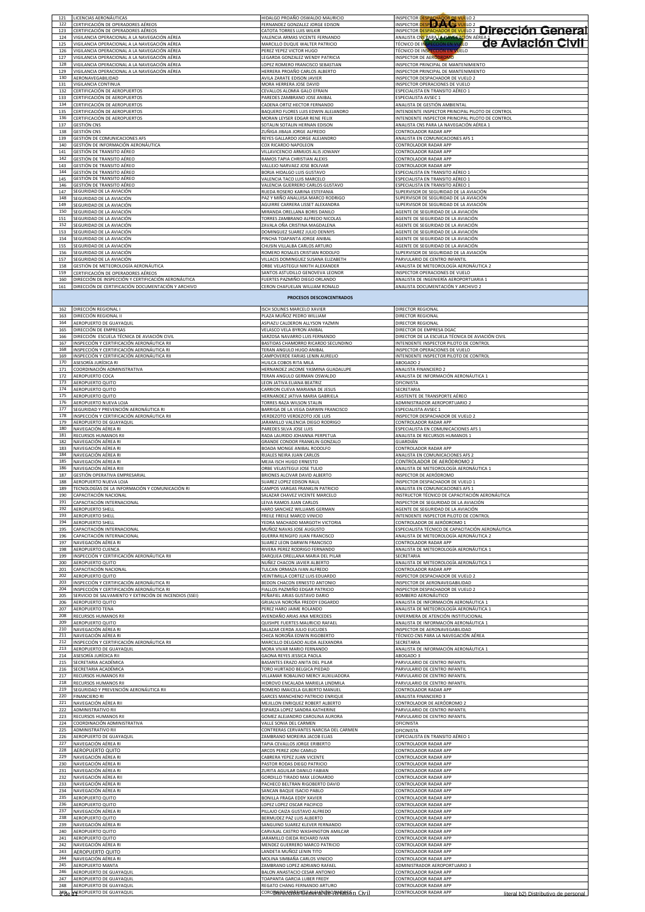| 121 | LICENCIAS AERONÁUTICAS | HIDALGO PROAÑO OSWALDO MAURICIO | INSPECTOR DESPACHADOR DE VUELO 2 |
|---|---|---|---|
| 122 | CERTIFICACIÓN DE OPERADORES AÉREOS | FERNANDEZ GONZALEZ JORGE EDISON | INSPECTOR DESPACHADOR DE VUELO 2 |
| 123 | CERTIFICACIÓN DE OPERADORES AÉREOS | CATOTA TORRES LUIS WILKIR | INSPECTOR DESPACHADOR DE VUELO 2 |
| 124 | VIGILANCIA OPERACIONAL A LA NAVEGACIÓN AÉREA | VALENCIA ARMAS VICENTE FERNANDO | ANALISTA CNS PARA LA NAVEGACIÓN AÉREA 1 |
| 125 | VIGILANCIA OPERACIONAL A LA NAVEGACIÓN AÉREA | MARCILLO DUQUE WALTER PATRICIO | TÉCNICO DE INSPECCIÓN EN VUELO |
| 126 | VIGILANCIA OPERACIONAL A LA NAVEGACIÓN AÉREA | PEREZ YEPEZ VICTOR HUGO | TÉCNICO DE INSPECCIÓN EN VUELO |
| 127 | VIGILANCIA OPERACIONAL A LA NAVEGACIÓN AÉREA | LEGARDA GONZALEZ WENDY PATRICIA | INSPECTOR DE AERÓDROMO |
| 128 | VIGILANCIA OPERACIONAL A LA NAVEGACIÓN AÉREA | LOPEZ ROMERO FRANCISCO SEBASTIAN | INSPECTOR PRINCIPAL DE MANTENIMIENTO |
| 129 | VIGILANCIA OPERACIONAL A LA NAVEGACIÓN AÉREA | HERRERA PROAÑO CARLOS ALBERTO | INSPECTOR PRINCIPAL DE MANTENIMIENTO |
| 130 | AERONAVEGABILIDAD | AVILA ZARATE EDISON JAVIER | INSPECTOR DESPACHADOR DE VUELO 2 |
| 131 | VIGILANCIA CONTINUA | MORA HERRERA JOSE DAVID | INSPECTOR OPERACIONES DE VUELO |
| 132 | CERTIFICACIÓN DE AEROPUERTOS | CEVALLOS ALOMIA GALO EFRAIN | ESPECIALISTA EN TRANSITO AÉREO 1 |
| 133 | CERTIFICACIÓN DE AEROPUERTOS | PAREDES ZAMBRANO JOSE ANIBAL | ESPECIALISTA AVSEC 1 |
| 134 | CERTIFICACIÓN DE AEROPUERTOS | CADENA ORTIZ HECTOR FERNANDO | ANALISTA DE GESTIÓN AMBIENTAL |
| 135 | CERTIFICACIÓN DE AEROPUERTOS | BAQUERO FLORES LUIS EDWIN ALEJANDRO | INTENDENTE INSPECTOR PRINCIPAL PILOTO DE CONTROL |
| 136 | CERTIFICACIÓN DE AEROPUERTOS | MORAN LEYSER EDGAR RENE FELIX | INTENDENTE INSPECTOR PRINCIPAL PILOTO DE CONTROL |
| 137 | GESTIÓN CNS | SOTALIN SOTALIN HERNAN EDISON | ANALISTA CNS PARA LA NAVEGACIÓN AÉREA 1 |
| 138 | GESTIÓN CNS | ZUÑIGA JIBAJA JORGE ALFREDO | CONTROLADOR RADAR APP |
| 139 | GESTIÓN DE COMUNICACIONES AFS | REYES GALLARDO JORGE ALEJANDRO | ANALISTA EN COMUNICACIONES AFS 1 |
| 140 | GESTIÓN DE INFORMACIÓN AERONÁUTICA | COX RICARDO NAPOLEON | CONTROLADOR RADAR APP |
| 141 | GESTIÓN DE TRANSITO AÉREO | VILLAVICENCIO ARMIJOS ALIS JOWANY | CONTROLADOR RADAR APP |
| 142 | GESTIÓN DE TRANSITO AÉREO | RAMOS TAPIA CHRISTIAN ALEXIS | CONTROLADOR RADAR APP |
| 143 | GESTIÓN DE TRANSITO AÉREO | VALLEJO NARVAEZ JOSE BOLIVAR | CONTROLADOR RADAR APP |
| 144 | GESTIÓN DE TRANSITO AÉREO | BORJA HIDALGO LUIS GUSTAVO | ESPECIALISTA EN TRANSITO AÉREO 1 |
| 145 | GESTIÓN DE TRANSITO AÉREO | VALENCIA TACO LUIS MARCELO | ESPECIALISTA EN TRANSITO AÉREO 1 |
| 146 | GESTIÓN DE TRANSITO AÉREO | VALENCIA GUERRERO CARLOS GUSTAVO | ESPECIALISTA EN TRANSITO AÉREO 1 |
| 147 | SEGURIDAD DE LA AVIACIÓN | RUEDA ROSERO KARINA ESTEFANIA | SUPERVISOR DE SEGURIDAD DE LA AVIACIÓN |
| 148 | SEGURIDAD DE LA AVIACIÓN | PAZ Y MIÑO ANALUISA MARCO RODRIGO | SUPERVISOR DE SEGURIDAD DE LA AVIACIÓN |
| 149 | SEGURIDAD DE LA AVIACIÓN | AGUIRRE CARRERA LISSET ALEXANDRA | SUPERVISOR DE SEGURIDAD DE LA AVIACIÓN |
| 150 | SEGURIDAD DE LA AVIACIÓN | MIRANDA ORELLANA BORIS DANILO | AGENTE DE SEGURIDAD DE LA AVIACIÓN |
| 151 | SEGURIDAD DE LA AVIACIÓN | TORRES ZAMBRANO ALFREDO NICOLAS | AGENTE DE SEGURIDAD DE LA AVIACIÓN |
| 152 | SEGURIDAD DE LA AVIACIÓN | ZAVALA OÑA CRISTINA MAGDALENA | AGENTE DE SEGURIDAD DE LA AVIACIÓN |
| 153 | SEGURIDAD DE LA AVIACIÓN | DOMINGUEZ SUAREZ JULIO DENNYS | AGENTE DE SEGURIDAD DE LA AVIACIÓN |
| 154 | SEGURIDAD DE LA AVIACIÓN | PINCHA TOAPANTA JORGE ANIBAL | AGENTE DE SEGURIDAD DE LA AVIACIÓN |
| 155 | SEGURIDAD DE LA AVIACIÓN | CHUSIN VILLALBA CARLOS ARTURO | AGENTE DE SEGURIDAD DE LA AVIACIÓN |
| 156 | SEGURIDAD DE LA AVIACIÓN | ROMERO ROSALES CRISTIAN RODOLFO | SUPERVISOR DE SEGURIDAD DE LA AVIACIÓN |
| 157 | SEGURIDAD DE LA AVIACIÓN | VILLACIS DOMINGUEZ SUSANA ELIZABETH | PARVULARIO DE CENTRO INFANTIL |
| 158 | GESTIÓN DE METEOROLOGÍA AERONÁUTICA | ORBE VELASTEGUI NIKITH ALEXANDER | ANALISTA DE METEOROLOGÍA AERONÁUTICA 2 |
| 159 | CERTIFICACIÓN DE OPERADORES AÉREOS | SANTOS ASTUDILLO GENOVEVA LEONOR | INSPECTOR OPERACIONES DE VUELO |
| 160 | DIRECCIÓN DE INSPECCIÓN Y CERTIFICACIÓN AERONÁUTICA | FUERTES PAZMIÑO DIEGO ORLANDO | ANALISTA DE INGENIERIA AEROPORTUARIA 1 |
| 161 | DIRECCIÓN DE CERTIFICACIÓN DOCUMENTACIÓN Y ARCHIVO | CERON CHAFUELAN WILLIAM RONALD | ANALISTA DOCUMENTACIÓN Y ARCHIVO 2 |
| | **PROCESOS DESCONCENTRADOS** | | |
| 162 | DIRECCIÓN REGIONAL I | ISCH SOLINES MARCELO XAVIER | DIRECTOR REGIONAL |
| 163 | DIRECCIÓN REGIONAL II | PLAZA MUÑOZ PEDRO WILLIAM | DIRECTOR REGIONAL |
| 164 | AEROPUERTO DE GUAYAQUIL | ASPIAZU CALDERON ALLYSON YAZMIN | DIRECTOR REGIONAL |
| 165 | DIRECCIÓN DE EMPRESAS | VELASCO VELA BYRON ANIBAL | DIRECTOR DE EMPRESA DGAC |
| 166 | DIRECCIÓN ESCUELA TÉCNICA DE AVIACIÓN CIVIL | SARZOSA NAVARRO LUIS FERNANDO | DIRECTOR DE LA ESCUELA TÉCNICA DE AVIACIÓN CIVIL |
| 167 | INSPECCIÓN Y CERTIFICACIÓN AERONÁUTICA RII | BASTIDAS CHAMORRO RICARDO SECUNDINO | INTENDENTE INSPECTOR PILOTO DE CONTROL |
| 168 | INSPECCIÓN Y CERTIFICACIÓN AERONÁUTICA RI | TERAN ANGULO HUGO ANIBAL | INSPECTOR OPERACIONES DE VUELO |
| 169 | INSPECCIÓN Y CERTIFICACIÓN AERONÁUTICA RII | CAMPOVERDE FARIAS LENIN AURELIO | INTENDENTE INSPECTOR PILOTO DE CONTROL |
| 170 | ASESORÍA JURÍDICA RI | HUILCA COBOS RITA MILA | ABOGADO 2 |
| 171 | COORDINACIÓN ADMINISTRATIVA | HERNANDEZ JACOME YASMINA GUADALUPE | ANALISTA FINANCIERO 2 |
| 172 | AEROPUERTO COCA | TERAN ANGULO GERMAN OSWALDO | ANALISTA DE INFORMACIÓN AERONÁUTICA 1 |
| 173 | AEROPUERTO QUITO | LEON JATIVA ELIANA BEATRIZ | OFICINISTA |
| 174 | AEROPUERTO QUITO | CARRION CUEVA MARIANA DE JESUS | SECRETARIA |
| 175 | AEROPUERTO QUITO | HERNANDEZ JATIVA MARIA GABRIELA | ASISTENTE DE TRANSPORTE AÉREO |
| 176 | AEROPUERTO NUEVA LOJA | TORRES RAZA WILSON STALIN | ADMINISTRADOR AEROPORTUARIO 2 |
| 177 | SEGURIDAD Y PREVENCIÓN AERONÁUTICA RI | BARRIGA DE LA VEGA DARWIN FRANCISCO | ESPECIALISTA AVSEC 1 |
| 178 | INSPECCIÓN Y CERTIFICACIÓN AERONÁUTICA RII | VERDEZOTO VERDEZOTO JOE LUIS | INSPECTOR DESPACHADOR DE VUELO 2 |
| 179 | AEROPUERTO DE GUAYAQUIL | JARAMILLO VALENCIA DIEGO RODRIGO | CONTROLADOR RADAR APP |
| 180 | NAVEGACIÓN AÉREA RI | PAREDES SILVA JOSE LUIS | ESPECIALISTA EN COMUNICACIONES AFS 1 |
| 181 | RECURSOS HUMANOS RII | RADA LAURIDO JOHANNA PERPETUA | ANALISTA DE RECURSOS HUMANOS 1 |
| 182 | NAVEGACIÓN AÉREA RI | GRANDE CONDOR FRANKLIN GONZALO | GUARDIÁN |
| 183 | NAVEGACIÓN AÉREA RI | BOADA MONGE ANIBAL RODOLFO | CONTROLADOR RADAR APP |
| 184 | NAVEGACIÓN AÉREA RI | RUALES NEIRA JUAN CARLOS | ANALISTA EN COMUNICACIONES AFS 2 |
| 185 | NAVEGACIÓN AÉREA RI | MEJIA ISCH HUGO ERNESTO | CONTROLADOR DE AERÓDROMO 2 |
| 186 | NAVEGACIÓN AÉREA RIII | ORBE VELASTEGUI JOSE TULIO | ANALISTA DE METEOROLOGÍA AERONÁUTICA 1 |
| 187 | GESTIÓN OPERATIVA EMPRESARIAL | BRIONES ALCIVAR DAVID ALBERTO | INSPECTOR DE AERÓDROMO |
| 188 | AEROPUERTO NUEVA LOJA | SUAREZ LOPEZ EDISON RAUL | INSPECTOR DESPACHADOR DE VUELO 1 |
| 189 | TECNOLOGÍAS DE LA INFORMACIÓN Y COMUNICACIÓN RI | CAMPOS VARGAS FRANKLIN PATRICIO | ANALISTA EN COMUNICACIONES AFS 1 |
| 190 | CAPACITACIÓN NACIONAL | SALAZAR CHAVEZ VICENTE MARCELO | INSTRUCTOR TÉCNICO DE CAPACITACIÓN AERONÁUTICA |
| 191 | CAPACITACIÓN INTERNACIONAL | LEIVA RAMOS JUAN CARLOS | INSPECTOR DE SEGURIDAD DE LA AVIACIÓN |
| 192 | AEROPUERTO SHELL | HARO SANCHEZ WILLIAMS GERMAN | AGENTE DE SEGURIDAD DE LA AVIACIÓN |
| 193 | AEROPUERTO SHELL | FREILE FREILE MARCO VINICIO | INTENDENTE INSPECTOR PILOTO DE CONTROL |
| 194 | AEROPUERTO SHELL | YEDRA MACHADO MARGOTH VICTORIA | CONTROLADOR DE AERÓDROMO 1 |
| 195 | CAPACITACIÓN INTERNACIONAL | MUÑOZ NAVAS JOSE AUGUSTO | ESPECIALISTA TÉCNICO DE CAPACITACIÓN AERONÁUTICA |
| 196 | CAPACITACIÓN INTERNACIONAL | GUERRA RENGIFO JUAN FRANCISCO | ANALISTA DE METEOROLOGÍA AERONÁUTICA 2 |
| 197 | NAVEGACIÓN AÉREA RI | SUAREZ LEON DARWIN FRANCISCO | CONTROLADOR RADAR APP |
| 198 | AEROPUERTO CUENCA | RIVERA PEREZ RODRIGO FERNANDO | ANALISTA DE METEOROLOGÍA AERONÁUTICA 1 |
| 199 | INSPECCIÓN Y CERTIFICACIÓN AERONÁUTICA RII | DARQUEA ORELLANA MARIA DEL PILAR | SECRETARIA |
| 200 | AEROPUERTO QUITO | NUÑEZ CHACON JAVIER ALBERTO | ANALISTA DE METEOROLOGÍA AERONÁUTICA 1 |
| 201 | CAPACITACIÓN NACIONAL | TULCAN ORMAZA IVAN ALFREDO | CONTROLADOR RADAR APP |
| 202 | AEROPUERTO QUITO | VEINTIMILLA CORTEZ LUIS EDUARDO | INSPECTOR DESPACHADOR DE VUELO 2 |
| 203 | INSPECCIÓN Y CERTIFICACIÓN AERONÁUTICA RI | BEDON CHACON ERNESTO ANTONIO | INSPECTOR DE AERONAVEGABILIDAD |
| 204 | INSPECCIÓN Y CERTIFICACIÓN AERONÁUTICA RI | FIALLOS PAZMIÑO EDGAR PATRICIO | INSPECTOR DESPACHADOR DE VUELO 2 |
| 205 | SERVICIO DE SALVAMENTO Y EXTINCIÓN DE INCENDIOS (SSEI) | PEÑAFIEL ARIAS GUSTAVO DARIO | BOMBERO AERONÁUTICO |
| 206 | AEROPUERTO QUITO | GRIJALVA NOROÑA FREDDY EDGARDO | ANALISTA DE INFORMACIÓN AERONÁUTICA 1 |
| 207 | AEROPUERTO TENA | PEREZ HARO JAIME ROLANDO | ANALISTA DE METEOROLOGÍA AERONÁUTICA 1 |
| 208 | RECURSOS HUMANOS RII | AVENDAÑO ARIAS ANA MERCEDES | ENFERMERA DE ATENCIÓN INSTITUCIONAL |
| 209 | AEROPUERTO QUITO | QUISHPE FUERTES MAURICIO RAFAEL | ANALISTA DE INFORMACIÓN AERONÁUTICA 1 |
| 210 | NAVEGACIÓN AÉREA RI | SALAZAR CERDA JULIO EUCLIDES | INSPECTOR DE AERONAVEGABILIDAD |
| 211 | NAVEGACIÓN AÉREA RI | CHICA NOROÑA EDWIN RIGOBERTO | TÉCNICO CNS PARA LA NAVEGACIÓN AÉREA |
| 212 | INSPECCIÓN Y CERTIFICACIÓN AERONÁUTICA RII | MARCILLO DELGADO ALIDA ALEXANDRA | SECRETARIA |
| 213 | AEROPUERTO DE GUAYAQUIL | MORA VIVAR MARIO FERNANDO | ANALISTA DE INFORMACIÓN AERONÁUTICA 1 |
| 214 | ASESORÍA JURÍDICA RII | GAONA REYES JESSICA PAOLA | ABOGADO 3 |
| 215 | SECRETARIA ACADÉMICA | BASANTES ERAZO ANITA DEL PILAR | PARVULARIO DE CENTRO INFANTIL |
| 216 | SECRETARIA ACADÉMICA | TORO HURTADO BELGICA PIEDAD | PARVULARIO DE CENTRO INFANTIL |
| 217 | RECURSOS HUMANOS RII | VILLAMAR ROBALINO MERCY AUXILIADORA | PARVULARIO DE CENTRO INFANTIL |
| 218 | RECURSOS HUMANOS RII | HIDROVO ENCALADA MARIELA LINDMILA | PARVULARIO DE CENTRO INFANTIL |
| 219 | SEGURIDAD Y PREVENCIÓN AERONÁUTICA RII | ROMERO IMAICELA GILBERTO MANUEL | CONTROLADOR RADAR APP |
| 220 | FINANCIERO RI | GARCES MANCHENO PATRICIO ENRIQUE | ANALISTA FINANCIERO 3 |
| 221 | NAVEGACIÓN AÉREA RII | MEJILLON ENRIQUEZ ROBERT ALBERTO | CONTROLADOR DE AERÓDROMO 2 |
| 222 | ADMINISTRATIVO RII | ESPARZA LOPEZ SANDRA KATHERINE | PARVULARIO DE CENTRO INFANTIL |
| 223 | RECURSOS HUMANOS RII | GOMEZ ALEJANDRO CAROLINA AURORA | PARVULARIO DE CENTRO INFANTIL |
| 224 | COORDINACIÓN ADMINISTRATIVA | VALLE SONIA DEL CARMEN | OFICINISTA |
| 225 | ADMINISTRATIVO RII | CONTRERAS CERVANTES NARCISA DEL CARMEN | OFICINISTA |
| 226 | AEROPUERTO DE GUAYAQUIL | ZAMBRANO MOREIRA JACOB ELIAS | ESPECIALISTA EN TRANSITO AÉREO 1 |
| 227 | NAVEGACIÓN AÉREA RI | TAPIA CEVALLOS JORGE ERIBERTO | CONTROLADOR RADAR APP |
| 228 | AEROPUERTO QUITO | ARCOS PEREZ JONI CAMILO | CONTROLADOR RADAR APP |
| 229 | NAVEGACIÓN AÉREA RI | CABRERA YEPEZ JUAN VICENTE | CONTROLADOR RADAR APP |
| 230 | NAVEGACIÓN AÉREA RI | PASTOR RODAS DIEGO PATRICIO | CONTROLADOR RADAR APP |
| 231 | NAVEGACIÓN AÉREA RI | ZURITA AGUILAR DANILO FABIAN | CONTROLADOR RADAR APP |
| 232 | NAVEGACIÓN AÉREA RII | GORDILLO TIRADO MAX LEONARDO | CONTROLADOR RADAR APP |
| 233 | NAVEGACIÓN AÉREA RI | PACHECO BELTRAN RIGOBERTO DAVID | CONTROLADOR RADAR APP |
| 234 | NAVEGACIÓN AÉREA RI | SANCAN BAQUE ISACIO PABLO | CONTROLADOR RADAR APP |
| 235 | AEROPUERTO QUITO | BONILLA FRAGA EDDY XAVIER | CONTROLADOR RADAR APP |
| 236 | AEROPUERTO QUITO | LOPEZ LOPEZ OSCAR PACIFICO | CONTROLADOR RADAR APP |
| 237 | NAVEGACIÓN AÉREA RI | PILLAJO CAIZA GUSTAVO ALFREDO | CONTROLADOR RADAR APP |
| 238 | AEROPUERTO QUITO | BERMUDEZ PAZ LUIS ALBERTO | CONTROLADOR RADAR APP |
| 239 | NAVEGACIÓN AÉREA RI | SANGUINO SUAREZ KLEVER FERNANDO | CONTROLADOR RADAR APP |
| 240 | AEROPUERTO QUITO | CARVAJAL CASTRO WASHINGTON AMILCAR | CONTROLADOR RADAR APP |
| 241 | AEROPUERTO QUITO | JARAMILLO OJEDA RICHARD IVAN | CONTROLADOR RADAR APP |
| 242 | NAVEGACIÓN AÉREA RI | MENDEZ GUERRERO MARCO PATRICIO | CONTROLADOR RADAR APP |
| 243 | AEROPUERTO QUITO | LANDETA MUÑOZ LENIN TITO | CONTROLADOR RADAR APP |
| 244 | NAVEGACIÓN AÉREA RI | MOLINA SIMBAÑA CARLOS VINICIO | CONTROLADOR RADAR APP |
| 245 | AEROPUERTO MANTA | ZAMBRANO LOPEZ ADRIANO RAFAEL | ADMINISTRADOR AEROPORTUARIO 3 |
| 246 | AEROPUERTO DE GUAYAQUIL | BALON ANASTACIO CESAR ANTONIO | CONTROLADOR RADAR APP |
| 247 | AEROPUERTO DE GUAYAQUIL | TOAPANTA GARCIA LUBER FREDY | CONTROLADOR RADAR APP |
| 248 | AEROPUERTO DE GUAYAQUIL | REGATO CHANG FERNANDO ARTURO | CONTROLADOR RADAR APP |
| 249 | AEROPUERTO DE GUAYAQUIL | CORONEL ... | CONTROLADOR RADAR APP |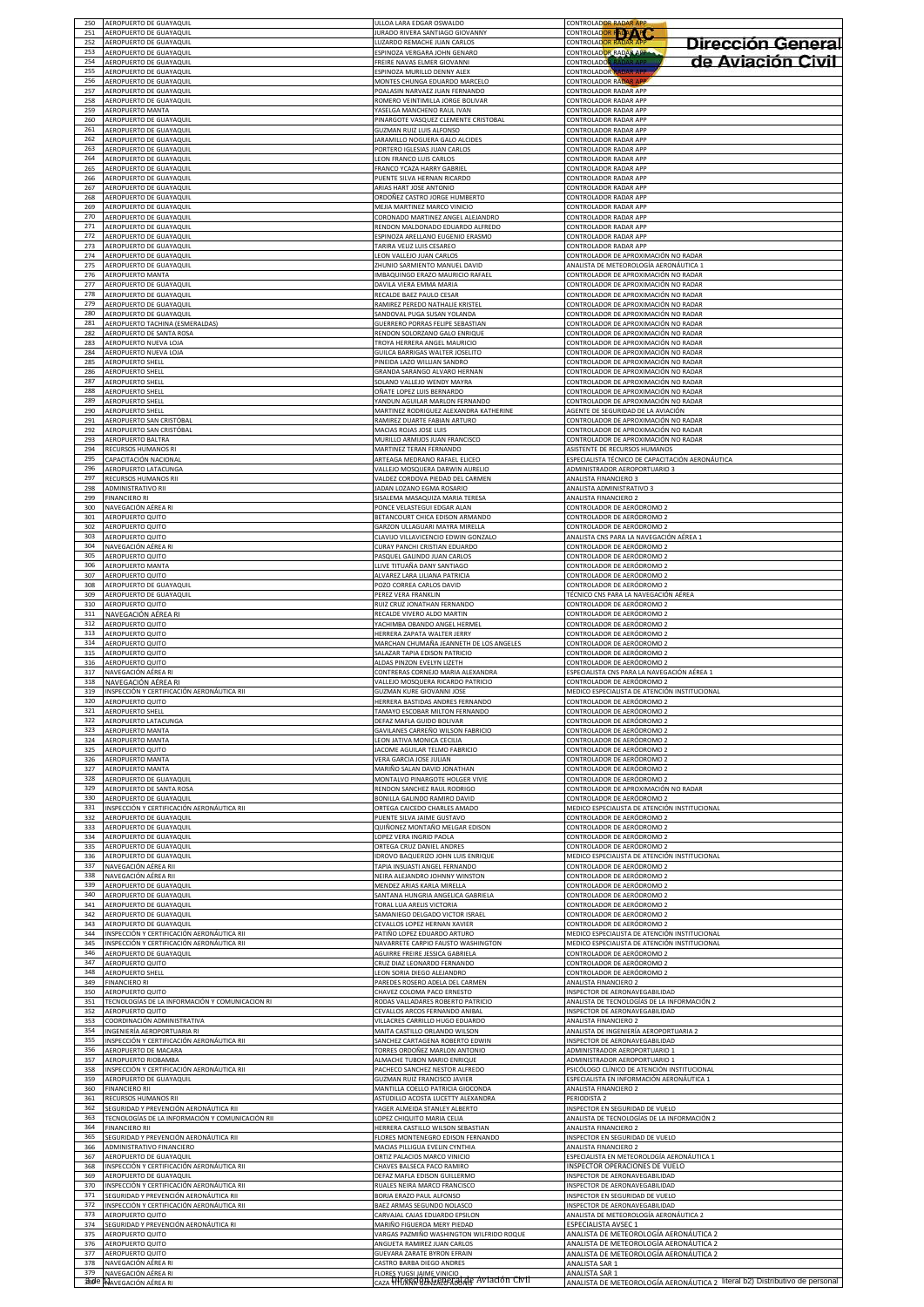| | | | |
|---|---|---|---|
| 250 | AEROPUERTO DE GUAYAQUIL | ULLOA LARA EDGAR OSWALDO | CONTROLADOR RADAR APP |
| 251 | AEROPUERTO DE GUAYAQUIL | JURADO RIVERA SANTIAGO GIOVANNY | CONTROLADOR RADAR APP |
| 252 | AEROPUERTO DE GUAYAQUIL | LUZARDO REMACHE JUAN CARLOS | CONTROLADOR RADAR APP |
| 253 | AEROPUERTO DE GUAYAQUIL | ESPINOZA VERGARA JOHN GENARO | CONTROLADOR RADAR APP |
| 254 | AEROPUERTO DE GUAYAQUIL | FREIRE NAVAS ELMER GIOVANNI | CONTROLADOR RADAR APP |
| 255 | AEROPUERTO DE GUAYAQUIL | ESPINOZA MURILLO DENNY ALEX | CONTROLADOR RADAR APP |
| 256 | AEROPUERTO DE GUAYAQUIL | MONTES CHUNGA EDUARDO MARCELO | CONTROLADOR RADAR APP |
| 257 | AEROPUERTO DE GUAYAQUIL | POALASIN NARVAEZ JUAN FERNANDO | CONTROLADOR RADAR APP |
| 258 | AEROPUERTO DE GUAYAQUIL | ROMERO VEINTIMILLA JORGE BOLIVAR | CONTROLADOR RADAR APP |
| 259 | AEROPUERTO MANTA | YASELGA MANCHENO RAUL IVAN | CONTROLADOR RADAR APP |
| 260 | AEROPUERTO DE GUAYAQUIL | PINARGOTE VASQUEZ CLEMENTE CRISTOBAL | CONTROLADOR RADAR APP |
| 261 | AEROPUERTO DE GUAYAQUIL | GUZMAN RUIZ LUIS ALFONSO | CONTROLADOR RADAR APP |
| 262 | AEROPUERTO DE GUAYAQUIL | JARAMILLO NOGUERA GALO ALCIDES | CONTROLADOR RADAR APP |
| 263 | AEROPUERTO DE GUAYAQUIL | PORTERO IGLESIAS JUAN CARLOS | CONTROLADOR RADAR APP |
| 264 | AEROPUERTO DE GUAYAQUIL | LEON FRANCO LUIS CARLOS | CONTROLADOR RADAR APP |
| 265 | AEROPUERTO DE GUAYAQUIL | FRANCO YCAZA HARRY GABRIEL | CONTROLADOR RADAR APP |
| 266 | AEROPUERTO DE GUAYAQUIL | PUENTE SILVA HERNAN RICARDO | CONTROLADOR RADAR APP |
| 267 | AEROPUERTO DE GUAYAQUIL | ARIAS HART JOSE ANTONIO | CONTROLADOR RADAR APP |
| 268 | AEROPUERTO DE GUAYAQUIL | ORDOÑEZ CASTRO JORGE HUMBERTO | CONTROLADOR RADAR APP |
| 269 | AEROPUERTO DE GUAYAQUIL | MEJIA MARTINEZ MARCO VINICIO | CONTROLADOR RADAR APP |
| 270 | AEROPUERTO DE GUAYAQUIL | CORONADO MARTINEZ ANGEL ALEJANDRO | CONTROLADOR RADAR APP |
| 271 | AEROPUERTO DE GUAYAQUIL | RENDON MALDONADO EDUARDO ALFREDO | CONTROLADOR RADAR APP |
| 272 | AEROPUERTO DE GUAYAQUIL | ESPINOZA ARELLANO EUGENIO ERASMO | CONTROLADOR RADAR APP |
| 273 | AEROPUERTO DE GUAYAQUIL | TARIRA VELIZ LUIS CESAREO | CONTROLADOR RADAR APP |
| 274 | AEROPUERTO DE GUAYAQUIL | LEON VALLEJO JUAN CARLOS | CONTROLADOR DE APROXIMACIÓN NO RADAR |
| 275 | AEROPUERTO DE GUAYAQUIL | ZHUNIO SARMIENTO MANUEL DAVID | ANALISTA DE METEOROLOGÍA AERONÁUTICA 1 |
| 276 | AEROPUERTO MANTA | IMBAQUINGO ERAZO MAURICIO RAFAEL | CONTROLADOR DE APROXIMACIÓN NO RADAR |
| 277 | AEROPUERTO DE GUAYAQUIL | DAVILA VIERA EMMA MARIA | CONTROLADOR DE APROXIMACIÓN NO RADAR |
| 278 | AEROPUERTO DE GUAYAQUIL | RECALDE BAEZ PAULO CESAR | CONTROLADOR DE APROXIMACIÓN NO RADAR |
| 279 | AEROPUERTO DE GUAYAQUIL | RAMIREZ PEREDO NATHALIE KRISTEL | CONTROLADOR DE APROXIMACIÓN NO RADAR |
| 280 | AEROPUERTO DE GUAYAQUIL | SANDOVAL PUGA SUSAN YOLANDA | CONTROLADOR DE APROXIMACIÓN NO RADAR |
| 281 | AEROPUERTO TACHINA (ESMERALDAS) | GUERRERO PORRAS FELIPE SEBASTIAN | CONTROLADOR DE APROXIMACIÓN NO RADAR |
| 282 | AEROPUERTO DE SANTA ROSA | RENDON SOLORZANO GALO ENRIQUE | CONTROLADOR DE APROXIMACIÓN NO RADAR |
| 283 | AEROPUERTO NUEVA LOJA | TROYA HERRERA ANGEL MAURICIO | CONTROLADOR DE APROXIMACIÓN NO RADAR |
| 284 | AEROPUERTO NUEVA LOJA | GUILCA BARRIGAS WALTER JOSELITO | CONTROLADOR DE APROXIMACIÓN NO RADAR |
| 285 | AEROPUERTO SHELL | PINEIDA LAZO WILLIAN SANDRO | CONTROLADOR DE APROXIMACIÓN NO RADAR |
| 286 | AEROPUERTO SHELL | GRANDA SARANGO ALVARO HERNAN | CONTROLADOR DE APROXIMACIÓN NO RADAR |
| 287 | AEROPUERTO SHELL | SOLANO VALLEJO WENDY MAYRA | CONTROLADOR DE APROXIMACIÓN NO RADAR |
| 288 | AEROPUERTO SHELL | OÑATE LOPEZ LUIS BERNARDO | CONTROLADOR DE APROXIMACIÓN NO RADAR |
| 289 | AEROPUERTO SHELL | YANDUN AGUILAR MARLON FERNANDO | CONTROLADOR DE APROXIMACIÓN NO RADAR |
| 290 | AEROPUERTO SHELL | MARTINEZ RODRIGUEZ ALEXANDRA KATHERINE | AGENTE DE SEGURIDAD DE LA AVIACIÓN |
| 291 | AEROPUERTO SAN CRISTÓBAL | RAMIREZ DUARTE FABIAN ARTURO | CONTROLADOR DE APROXIMACIÓN NO RADAR |
| 292 | AEROPUERTO SAN CRISTÓBAL | MACIAS ROJAS JOSE LUIS | CONTROLADOR DE APROXIMACIÓN NO RADAR |
| 293 | AEROPUERTO BALTRA | MURILLO ARMIJOS JUAN FRANCISCO | CONTROLADOR DE APROXIMACIÓN NO RADAR |
| 294 | RECURSOS HUMANOS RI | MARTINEZ TERAN FERNANDO | ASISTENTE DE RECURSOS HUMANOS |
| 295 | CAPACITACIÓN NACIONAL | ARTEAGA MEDRANO RAFAEL ELICEO | ESPECIALISTA TÉCNICO DE CAPACITACIÓN AERONÁUTICA |
| 296 | AEROPUERTO LATACUNGA | VALLEJO MOSQUERA DARWIN AURELIO | ADMINISTRADOR AEROPORTUARIO 3 |
| 297 | RECURSOS HUMANOS RII | VALDEZ CORDOVA PIEDAD DEL CARMEN | ANALISTA FINANCIERO 3 |
| 298 | ADMINISTRATIVO RII | JADAN LOZANO EGMA ROSARIO | ANALISTA ADMINISTRATIVO 3 |
| 299 | FINANCIERO RI | SISALEMA MASAQUIZA MARIA TERESA | ANALISTA FINANCIERO 2 |
| 300 | NAVEGACIÓN AÉREA RI | PONCE VELASTEGUI EDGAR ALAN | CONTROLADOR DE AERÓDROMO 2 |
| 301 | AEROPUERTO QUITO | BETANCOURT CHICA EDISON ARMANDO | CONTROLADOR DE AERÓDROMO 2 |
| 302 | AEROPUERTO QUITO | GARZON ULLAGUARI MAYRA MIRELLA | CONTROLADOR DE AERÓDROMO 2 |
| 303 | AEROPUERTO QUITO | CLAVIJO VILLAVICENCIO EDWIN GONZALO | ANALISTA CNS PARA LA NAVEGACIÓN AÉREA 1 |
| 304 | NAVEGACIÓN AÉREA RI | CURAY PANCHI CRISTIAN EDUARDO | CONTROLADOR DE AERÓDROMO 2 |
| 305 | AEROPUERTO QUITO | PASQUEL GALINDO JUAN CARLOS | CONTROLADOR DE AERÓDROMO 2 |
| 306 | AEROPUERTO MANTA | LLIVE TITUAÑA DANY SANTIAGO | CONTROLADOR DE AERÓDROMO 2 |
| 307 | AEROPUERTO QUITO | ALVAREZ LARA LILIANA PATRICIA | CONTROLADOR DE AERÓDROMO 2 |
| 308 | AEROPUERTO DE GUAYAQUIL | POZO CORREA CARLOS DAVID | CONTROLADOR DE AERÓDROMO 2 |
| 309 | AEROPUERTO DE GUAYAQUIL | PEREZ VERA FRANKLIN | TÉCNICO CNS PARA LA NAVEGACIÓN AÉREA |
| 310 | AEROPUERTO QUITO | RUIZ CRUZ JONATHAN FERNANDO | CONTROLADOR DE AERÓDROMO 2 |
| 311 | NAVEGACIÓN AÉREA RI | RECALDE VIVERO ALDO MARTIN | CONTROLADOR DE AERÓDROMO 2 |
| 312 | AEROPUERTO QUITO | YACHIMBA OBANDO ANGEL HERMEL | CONTROLADOR DE AERÓDROMO 2 |
| 313 | AEROPUERTO QUITO | HERRERA ZAPATA WALTER JERRY | CONTROLADOR DE AERÓDROMO 2 |
| 314 | AEROPUERTO QUITO | MARCHAN CHUMAÑA JEANNETH DE LOS ANGELES | CONTROLADOR DE AERÓDROMO 2 |
| 315 | AEROPUERTO QUITO | SALAZAR TAPIA EDISON PATRICIO | CONTROLADOR DE AERÓDROMO 2 |
| 316 | AEROPUERTO QUITO | ALDAS PINZON EVELYN LIZETH | CONTROLADOR DE AERÓDROMO 2 |
| 317 | NAVEGACIÓN AÉREA RI | CONTRERAS CORNEJO MARIA ALEXANDRA | ESPECIALISTA CNS PARA LA NAVEGACIÓN AÉREA 1 |
| 318 | NAVEGACIÓN AÉREA RI | VALLEJO MOSQUERA RICARDO PATRICIO | CONTROLADOR DE AERÓDROMO 2 |
| 319 | INSPECCIÓN Y CERTIFICACIÓN AERONÁUTICA RII | GUZMAN KURE GIOVANNI JOSE | MEDICO ESPECIALISTA DE ATENCIÓN INSTITUCIONAL |
| 320 | AEROPUERTO QUITO | HERRERA BASTIDAS ANDRES FERNANDO | CONTROLADOR DE AERÓDROMO 2 |
| 321 | AEROPUERTO SHELL | TAMAYO ESCOBAR MILTON FERNANDO | CONTROLADOR DE AERÓDROMO 2 |
| 322 | AEROPUERTO LATACUNGA | DEFAZ MAFLA GUIDO BOLIVAR | CONTROLADOR DE AERÓDROMO 2 |
| 323 | AEROPUERTO MANTA | GAVILANES CARREÑO WILSON FABRICIO | CONTROLADOR DE AERÓDROMO 2 |
| 324 | AEROPUERTO MANTA | LEON JATIVA MONICA CECILIA | CONTROLADOR DE AERÓDROMO 2 |
| 325 | AEROPUERTO QUITO | JACOME AGUILAR TELMO FABRICIO | CONTROLADOR DE AERÓDROMO 2 |
| 326 | AEROPUERTO MANTA | VERA GARCIA JOSE JULIAN | CONTROLADOR DE AERÓDROMO 2 |
| 327 | AEROPUERTO MANTA | MARIÑO SALAN DAVID JONATHAN | CONTROLADOR DE AERÓDROMO 2 |
| 328 | AEROPUERTO DE GUAYAQUIL | MONTALVO PINARGOTE HOLGER VIVIE | CONTROLADOR DE AERÓDROMO 2 |
| 329 | AEROPUERTO DE SANTA ROSA | RENDON SANCHEZ RAUL RODRIGO | CONTROLADOR DE APROXIMACIÓN NO RADAR |
| 330 | AEROPUERTO DE GUAYAQUIL | BONILLA GALINDO RAMIRO DAVID | CONTROLADOR DE AERÓDROMO 2 |
| 331 | INSPECCIÓN Y CERTIFICACIÓN AERONÁUTICA RII | ORTEGA CAICEDO CHARLES AMADO | MEDICO ESPECIALISTA DE ATENCIÓN INSTITUCIONAL |
| 332 | AEROPUERTO DE GUAYAQUIL | PUENTE SILVA JAIME GUSTAVO | CONTROLADOR DE AERÓDROMO 2 |
| 333 | AEROPUERTO DE GUAYAQUIL | QUIÑONEZ MONTAÑO MELGAR EDISON | CONTROLADOR DE AERÓDROMO 2 |
| 334 | AEROPUERTO DE GUAYAQUIL | LOPEZ VERA INGRID PAOLA | CONTROLADOR DE AERÓDROMO 2 |
| 335 | AEROPUERTO DE GUAYAQUIL | ORTEGA CRUZ DANIEL ANDRES | CONTROLADOR DE AERÓDROMO 2 |
| 336 | AEROPUERTO DE GUAYAQUIL | IDROVO BAQUERIZO JOHN LUIS ENRIQUE | MEDICO ESPECIALISTA DE ATENCIÓN INSTITUCIONAL |
| 337 | NAVEGACIÓN AÉREA RII | TAPIA INSUASTI ANGEL FERNANDO | CONTROLADOR DE AERÓDROMO 2 |
| 338 | NAVEGACIÓN AÉREA RII | NEIRA ALEJANDRO JOHNNY WINSTON | CONTROLADOR DE AERÓDROMO 2 |
| 339 | AEROPUERTO DE GUAYAQUIL | MENDEZ ARIAS KARLA MIRELLA | CONTROLADOR DE AERÓDROMO 2 |
| 340 | AEROPUERTO DE GUAYAQUIL | SANTANA HUNGRIA ANGELICA GABRIELA | CONTROLADOR DE AERÓDROMO 2 |
| 341 | AEROPUERTO DE GUAYAQUIL | TORAL LUA ARELIS VICTORIA | CONTROLADOR DE AERÓDROMO 2 |
| 342 | AEROPUERTO DE GUAYAQUIL | SAMANIEGO DELGADO VICTOR ISRAEL | CONTROLADOR DE AERÓDROMO 2 |
| 343 | AEROPUERTO DE GUAYAQUIL | CEVALLOS LOPEZ HERNAN XAVIER | CONTROLADOR DE AERÓDROMO 2 |
| 344 | INSPECCIÓN Y CERTIFICACIÓN AERONÁUTICA RII | PATIÑO LOPEZ EDUARDO ARTURO | MEDICO ESPECIALISTA DE ATENCIÓN INSTITUCIONAL |
| 345 | INSPECCIÓN Y CERTIFICACIÓN AERONÁUTICA RII | NAVARRETE CARPIO FAUSTO WASHINGTON | MEDICO ESPECIALISTA DE ATENCIÓN INSTITUCIONAL |
| 346 | AEROPUERTO DE GUAYAQUIL | AGUIRRE FREIRE JESSICA GABRIELA | CONTROLADOR DE AERÓDROMO 2 |
| 347 | AEROPUERTO QUITO | CRUZ DIAZ LEONARDO FERNANDO | CONTROLADOR DE AERÓDROMO 2 |
| 348 | AEROPUERTO SHELL | LEON SORIA DIEGO ALEJANDRO | CONTROLADOR DE AERÓDROMO 2 |
| 349 | FINANCIERO RI | PAREDES ROSERO ADELA DEL CARMEN | ANALISTA FINANCIERO 2 |
| 350 | AEROPUERTO QUITO | CHAVEZ COLOMA PACO ERNESTO | INSPECTOR DE AERONAVEGABILIDAD |
| 351 | TECNOLOGÍAS DE LA INFORMACIÓN Y COMUNICACION RI | RODAS VALLADARES ROBERTO PATRICIO | ANALISTA DE TECNOLOGÍAS DE LA INFORMACIÓN 2 |
| 352 | AEROPUERTO QUITO | CEVALLOS ARCOS FERNANDO ANIBAL | INSPECTOR DE AERONAVEGABILIDAD |
| 353 | COORDINACIÓN ADMINISTRATIVA | VILLACRES CARRILLO HUGO EDUARDO | ANALISTA FINANCIERO 2 |
| 354 | INGENIERÍA AEROPORTUARIA RI | MAITA CASTILLO ORLANDO WILSON | ANALISTA DE INGENIERÍA AEROPORTUARIA 2 |
| 355 | INSPECCIÓN Y CERTIFICACIÓN AERONÁUTICA RII | SANCHEZ CARTAGENA ROBERTO EDWIN | INSPECTOR DE AERONAVEGABILIDAD |
| 356 | AEROPUERTO DE MACARA | TORRES ORDOÑEZ MARLON ANTONIO | ADMINISTRADOR AEROPORTUARIO 1 |
| 357 | AEROPUERTO RIOBAMBA | ALMACHE TUBON MARIO ENRIQUE | ADMINISTRADOR AEROPORTUARIO 1 |
| 358 | INSPECCIÓN Y CERTIFICACIÓN AERONÁUTICA RII | PACHECO SANCHEZ NESTOR ALFREDO | PSICÓLOGO CLÍNICO DE ATENCIÓN INSTITUCIONAL |
| 359 | AEROPUERTO DE GUAYAQUIL | GUZMAN RUIZ FRANCISCO JAVIER | ESPECIALISTA EN INFORMACIÓN AERONÁUTICA 1 |
| 360 | FINANCIERO RII | MANTILLA COELLO PATRICIA GIOCONDA | ANALISTA FINANCIERO 2 |
| 361 | RECURSOS HUMANOS RII | ASTUDILLO ACOSTA LUCETTY ALEXANDRA | PERIODISTA 2 |
| 362 | SEGURIDAD Y PREVENCIÓN AERONÁUTICA RII | YAGER ALMEIDA STANLEY ALBERTO | INSPECTOR EN SEGURIDAD DE VUELO |
| 363 | TECNOLOGÍAS DE LA INFORMACIÓN Y COMUNICACIÓN RII | LOPEZ CHIQUITO MARIA CELIA | ANALISTA DE TECNOLOGÍAS DE LA INFORMACIÓN 2 |
| 364 | FINANCIERO RII | HERRERA CASTILLO WILSON SEBASTIAN | ANALISTA FINANCIERO 2 |
| 365 | SEGURIDAD Y PREVENCIÓN AERONÁUTICA RII | FLORES MONTENEGRO EDISON FERNANDO | INSPECTOR EN SEGURIDAD DE VUELO |
| 366 | ADMINISTRATIVO FINANCIERO | MACIAS PILLIGUA EVELIN CYNTHIA | ANALISTA FINANCIERO 2 |
| 367 | AEROPUERTO DE GUAYAQUIL | ORTIZ PALACIOS MARCO VINICIO | ESPECIALISTA EN METEOROLOGÍA AERONÁUTICA 1 |
| 368 | INSPECCIÓN Y CERTIFICACIÓN AERONÁUTICA RII | CHAVES BALSECA PACO RAMIRO | INSPECTOR OPERACIONES DE VUELO |
| 369 | AEROPUERTO DE GUAYAQUIL | DEFAZ MAFLA EDISON GUILLERMO | INSPECTOR DE AERONAVEGABILIDAD |
| 370 | INSPECCIÓN Y CERTIFICACIÓN AERONÁUTICA RII | RUALES NEIRA MARCO FRANCISCO | INSPECTOR DE AERONAVEGABILIDAD |
| 371 | SEGURIDAD Y PREVENCIÓN AERONÁUTICA RII | BORJA ERAZO PAUL ALFONSO | INSPECTOR EN SEGURIDAD DE VUELO |
| 372 | INSPECCIÓN Y CERTIFICACIÓN AERONÁUTICA RII | BAEZ ARMAS SEGUNDO NOLASCO | INSPECTOR DE AERONAVEGABILIDAD |
| 373 | AEROPUERTO QUITO | CARVAJAL CAJAS EDUARDO EPSILON | ANALISTA DE METEOROLOGÍA AERONÁUTICA 2 |
| 374 | SEGURIDAD Y PREVENCIÓN AERONÁUTICA RI | MARIÑO FIGUEROA MERY PIEDAD | ESPECIALISTA AVSEC 1 |
| 375 | AEROPUERTO QUITO | VARGAS PAZMIÑO WASHINGTON WILFRIDO ROQUE | ANALISTA DE METEOROLOGÍA AERONÁUTICA 2 |
| 376 | AEROPUERTO QUITO | ANGUETA RAMIREZ JUAN CARLOS | ANALISTA DE METEOROLOGÍA AERONÁUTICA 2 |
| 377 | AEROPUERTO QUITO | GUEVARA ZARATE BYRON EFRAIN | ANALISTA DE METEOROLOGÍA AERONÁUTICA 2 |
| 378 | NAVEGACIÓN AÉREA RI | CASTRO BARBA DIEGO ANDRES | ANALISTA SAR 1 |
| 379 | NAVEGACIÓN AÉREA RI | FLORES YUGSI JAIME VINICIO | ANALISTA SAR 1 |
| 380 | NAVEGACIÓN AÉREA RI | CAZA TITUAÑA GONZALO BORIS | ANALISTA DE METEOROLOGÍA AERONÁUTICA 2 |

Dirección General de Aviación Civil — literal b2) Distributivo de personal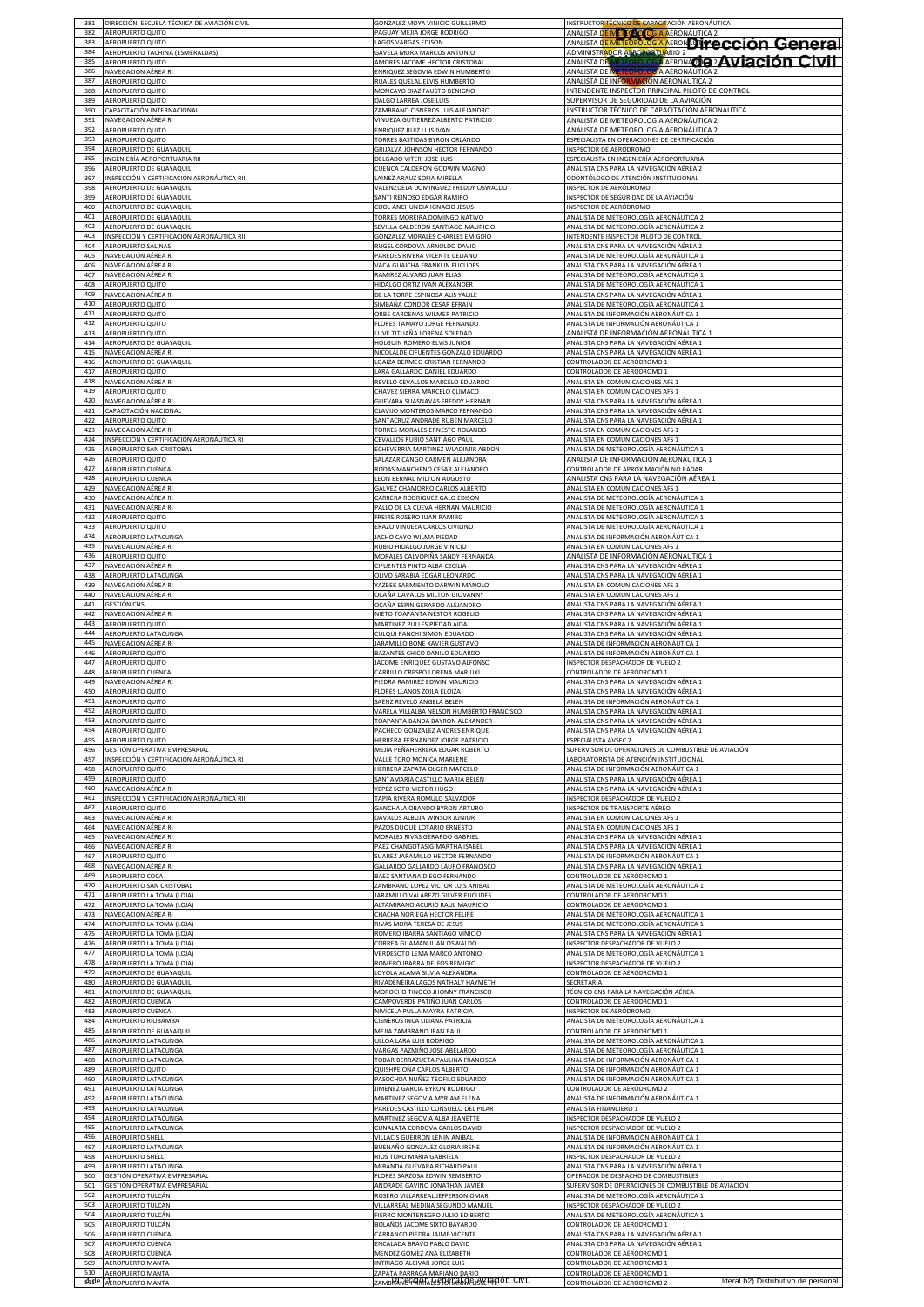| | | | |
|---|---|---|---|
| 381 | DIRECCIÓN ESCUELA TÉCNICA DE AVIACIÓN CIVIL | GONZALEZ MOYA VINICIO GUILLERMO | INSTRUCTOR TÉCNICO DE CAPACITACIÓN AERONÁUTICA |
| 382 | AEROPUERTO QUITO | PAGUAY MEJIA JORGE RODRIGO | ANALISTA DE METEOROLOGÍA AERONÁUTICA 2 |
| 383 | AEROPUERTO QUITO | LAGOS VARGAS EDISON | ANALISTA DE METEOROLOGÍA AERONÁUTICA 2 |
| 384 | AEROPUERTO TACHINA (ESMERALDAS) | GAVELA MORA MARCOS ANTONIO | ADMINISTRADOR AEROPORTUARIO 2 |
| 385 | AEROPUERTO QUITO | AMORES JACOME HECTOR CRISTOBAL | ANALISTA DE METEOROLOGÍA AERONÁUTICA 2 |
| 386 | NAVEGACIÓN AÉREA RI | ENRIQUEZ SEGOVIA EDWIN HUMBERTO | ANALISTA DE METEOROLOGÍA AERONÁUTICA 2 |
| 387 | AEROPUERTO QUITO | RUALES QUELAL ELVIS HUMBERTO | ANALISTA DE INFORMACIÓN AERONÁUTICA 2 |
| 388 | AEROPUERTO QUITO | MONCAYO DIAZ FAUSTO BENIGNO | INTENDENTE INSPECTOR PRINCIPAL PILOTO DE CONTROL |
| 389 | AEROPUERTO QUITO | DALGO LARREA JOSE LUIS | SUPERVISOR DE SEGURIDAD DE LA AVIACIÓN |
| 390 | CAPACITACIÓN INTERNACIONAL | ZAMBRANO CISNEROS LUIS ALEJANDRO | INSTRUCTOR TÉCNICO DE CAPACITACIÓN AERONÁUTICA |
| 391 | NAVEGACIÓN AÉREA RI | VINUEZA GUTIERREZ ALBERTO PATRICIO | ANALISTA DE METEOROLOGÍA AERONÁUTICA 2 |
| 392 | AEROPUERTO QUITO | ENRIQUEZ RUIZ LUIS IVAN | ANALISTA DE METEOROLOGÍA AERONÁUTICA 2 |
| 393 | AEROPUERTO QUITO | TORRES BASTIDAS BYRON ORLANDO | ESPECIALISTA EN OPERACIONES DE CERTIFICACIÓN |
| 394 | AEROPUERTO DE GUAYAQUIL | GRIJALVA JOHNSON HECTOR FERNANDO | INSPECTOR DE AERÓDROMO |
| 395 | INGENIERÍA AEROPORTUARIA RII | DELGADO VITERI JOSE LUIS | ESPECIALISTA EN INGENIERÍA AEROPORTUARIA |
| 396 | AEROPUERTO DE GUAYAQUIL | CUENCA CALDERON GODWIN MAGNO | ANALISTA CNS PARA LA NAVEGACIÓN AÉREA 2 |
| 397 | INSPECCIÓN Y CERTIFICACIÓN AERONÁUTICA RII | LAINEZ ARAUZ SOFIA MIRELLA | ODONTÓLOGO DE ATENCIÓN INSTITUCIONAL |
| 398 | AEROPUERTO DE GUAYAQUIL | VALENZUELA DOMINGUEZ FREDDY OSWALDO | INSPECTOR DE AERÓDROMO |
| 399 | AEROPUERTO DE GUAYAQUIL | SANTI REINOSO EDGAR RAMIRO | INSPECTOR DE SEGURIDAD DE LA AVIACIÓN |
| 400 | AEROPUERTO DE GUAYAQUIL | COOL ANCHUNDIA IGNACIO JESUS | INSPECTOR DE AERÓDROMO |
| 401 | AEROPUERTO DE GUAYAQUIL | TORRES MOREIRA DOMINGO NATIVO | ANALISTA DE METEOROLOGÍA AERONÁUTICA 2 |
| 402 | AEROPUERTO DE GUAYAQUIL | SEVILLA CALDERON SANTIAGO MAURICIO | ANALISTA DE METEOROLOGÍA AERONÁUTICA 2 |
| 403 | INSPECCIÓN Y CERTIFICACIÓN AERONÁUTICA RII | GONZALEZ MORALES CHARLES EMIGDIO | INTENDENTE INSPECTOR PILOTO DE CONTROL |
| 404 | AEROPUERTO SALINAS | RUGEL CORDOVA ARNOLDO DAVID | ANALISTA CNS PARA LA NAVEGACIÓN AÉREA 2 |
| 405 | NAVEGACIÓN AÉREA RI | PAREDES RIVERA VICENTE CELIANO | ANALISTA DE METEOROLOGÍA AERONÁUTICA 1 |
| 406 | NAVEGACIÓN AÉREA RI | VACA GUAICHA FRANKLIN EUCLIDES | ANALISTA CNS PARA LA NAVEGACIÓN AÉREA 1 |
| 407 | NAVEGACIÓN AÉREA RI | RAMIREZ ALVARO JUAN ELIAS | ANALISTA DE METEOROLOGÍA AERONÁUTICA 1 |
| 408 | AEROPUERTO QUITO | HIDALGO ORTIZ IVAN ALEXANDER | ANALISTA DE METEOROLOGÍA AERONÁUTICA 1 |
| 409 | NAVEGACIÓN AÉREA RI | DE LA TORRE ESPINOSA ALIS YALILE | ANALISTA CNS PARA LA NAVEGACIÓN AÉREA 1 |
| 410 | AEROPUERTO QUITO | SIMBAÑA CONDOR CESAR EFRAIN | ANALISTA DE METEOROLOGÍA AERONÁUTICA 1 |
| 411 | AEROPUERTO QUITO | ORBE CARDENAS WILMER PATRICIO | ANALISTA DE INFORMACIÓN AERONÁUTICA 1 |
| 412 | AEROPUERTO QUITO | FLORES TAMAYO JORGE FERNANDO | ANALISTA DE INFORMACIÓN AERONÁUTICA 1 |
| 413 | AEROPUERTO QUITO | LLIVE TITUAÑA LORENA SOLEDAD | ANALISTA DE INFORMACIÓN AERONÁUTICA 1 |
| 414 | AEROPUERTO DE GUAYAQUIL | HOLGUIN ROMERO ELVIS JUNIOR | ANALISTA CNS PARA LA NAVEGACIÓN AÉREA 1 |
| 415 | NAVEGACIÓN AÉREA RI | NICOLALDE CIFUENTES GONZALO EDUARDO | ANALISTA CNS PARA LA NAVEGACIÓN AÉREA 1 |
| 416 | AEROPUERTO DE GUAYAQUIL | LOAIZA BERMEO CRISTIAN FERNANDO | CONTROLADOR DE AERÓDROMO 1 |
| 417 | AEROPUERTO QUITO | LARA GALLARDO DANIEL EDUARDO | CONTROLADOR DE AERÓDROMO 1 |
| 418 | NAVEGACIÓN AÉREA RI | REVELO CEVALLOS MARCELO EDUARDO | ANALISTA EN COMUNICACIONES AFS 1 |
| 419 | AEROPUERTO QUITO | CHAVEZ SIERRA MARCELO CLIMACO | ANALISTA EN COMUNICACIONES AFS 1 |
| 420 | NAVEGACIÓN AÉREA RI | GUEVARA SUASNAVAS FREDDY HERNAN | ANALISTA CNS PARA LA NAVEGACIÓN AÉREA 1 |
| 421 | CAPACITACIÓN NACIONAL | CLAVIJO MONTEROS MARCO FERNANDO | ANALISTA CNS PARA LA NAVEGACIÓN AÉREA 1 |
| 422 | AEROPUERTO QUITO | SANTACRUZ ANDRADE RUBEN MARCELO | ANALISTA CNS PARA LA NAVEGACIÓN AÉREA 1 |
| 423 | NAVEGACIÓN AÉREA RI | TORRES MORALES ERNESTO ROLANDO | ANALISTA EN COMUNICACIONES AFS 1 |
| 424 | INSPECCIÓN Y CERTIFICACIÓN AERONÁUTICA RI | CEVALLOS RUBIO SANTIAGO PAUL | ANALISTA EN COMUNICACIONES AFS 1 |
| 425 | AEROPUERTO SAN CRISTÓBAL | ECHEVERRIA MARTINEZ WLADIMIR ABDON | ANALISTA DE METEOROLOGÍA AERONÁUTICA 1 |
| 426 | AEROPUERTO QUITO | SALAZAR CANGO CARMEN ALEJANDRA | ANALISTA DE INFORMACIÓN AERONÁUTICA 1 |
| 427 | AEROPUERTO CUENCA | RODAS MANCHENO CESAR ALEJANDRO | CONTROLADOR DE APROXIMACIÓN NO RADAR |
| 428 | AEROPUERTO CUENCA | LEON BERNAL MILTON AUGUSTO | ANALISTA CNS PARA LA NAVEGACIÓN AÉREA 1 |
| 429 | NAVEGACIÓN AÉREA RI | GALVEZ CHAMORRO CARLOS ALBERTO | ANALISTA EN COMUNICACIONES AFS 1 |
| 430 | NAVEGACIÓN AÉREA RI | CARRERA RODRIGUEZ GALO EDISON | ANALISTA DE METEOROLOGÍA AERONÁUTICA 1 |
| 431 | NAVEGACIÓN AÉREA RI | PALLO DE LA CUEVA HERNAN MAURICIO | ANALISTA DE METEOROLOGÍA AERONÁUTICA 1 |
| 432 | AEROPUERTO QUITO | FREIRE ROSERO JUAN RAMIRO | ANALISTA DE METEOROLOGÍA AERONÁUTICA 1 |
| 433 | AEROPUERTO QUITO | ERAZO VINUEZA CARLOS CIVILINO | ANALISTA DE METEOROLOGÍA AERONÁUTICA 1 |
| 434 | AEROPUERTO LATACUNGA | JACHO CAYO WILMA PIEDAD | ANALISTA DE INFORMACIÓN AERONÁUTICA 1 |
| 435 | NAVEGACIÓN AÉREA RI | RUBIO HIDALGO JORGE VINICIO | ANALISTA EN COMUNICACIONES AFS 1 |
| 436 | AEROPUERTO QUITO | MORALES CALVOPIÑA SANDY FERNANDA | ANALISTA DE INFORMACIÓN AERONÁUTICA 1 |
| 437 | NAVEGACIÓN AÉREA RI | CIFUENTES PINTO ALBA CECILIA | ANALISTA CNS PARA LA NAVEGACIÓN AÉREA 1 |
| 438 | AEROPUERTO LATACUNGA | OLIVO SARABIA EDGAR LEONARDO | ANALISTA CNS PARA LA NAVEGACIÓN AÉREA 1 |
| 439 | NAVEGACIÓN AÉREA RI | YAZBEK SARMIENTO DARWIN MANOLO | ANALISTA EN COMUNICACIONES AFS 1 |
| 440 | NAVEGACIÓN AÉREA RI | OCAÑA DAVALOS MILTON GIOVANNY | ANALISTA EN COMUNICACIONES AFS 1 |
| 441 | GESTIÓN CNS | OCAÑA ESPIN GERARDO ALEJANDRO | ANALISTA CNS PARA LA NAVEGACIÓN AÉREA 1 |
| 442 | NAVEGACIÓN AÉREA RI | NIETO TOAPANTA NESTOR ROGELIO | ANALISTA CNS PARA LA NAVEGACIÓN AÉREA 1 |
| 443 | AEROPUERTO QUITO | MARTINEZ PULLES PIEDAD AIDA | ANALISTA CNS PARA LA NAVEGACIÓN AÉREA 1 |
| 444 | AEROPUERTO LATACUNGA | CULQUI PANCHI SIMON EDUARDO | ANALISTA CNS PARA LA NAVEGACIÓN AÉREA 1 |
| 445 | NAVEGACIÓN AÉREA RI | JARAMILLO BONE XAVIER GUSTAVO | ANALISTA DE INFORMACIÓN AERONÁUTICA 1 |
| 446 | AEROPUERTO QUITO | BAZANTES CHICO DANILO EDUARDO | ANALISTA DE INFORMACIÓN AERONÁUTICA 1 |
| 447 | AEROPUERTO QUITO | JACOME ENRIQUEZ GUSTAVO ALFONSO | INSPECTOR DESPACHADOR DE VUELO 2 |
| 448 | AEROPUERTO CUENCA | CARRILLO CRESPO LORENA MARIUXI | CONTROLADOR DE AERÓDROMO 1 |
| 449 | NAVEGACIÓN AÉREA RI | PIEDRA RAMIREZ EDWIN MAURICIO | ANALISTA CNS PARA LA NAVEGACIÓN AÉREA 1 |
| 450 | AEROPUERTO QUITO | FLORES LLANOS ZOILA ELOIZA | ANALISTA CNS PARA LA NAVEGACIÓN AÉREA 1 |
| 451 | AEROPUERTO QUITO | SAENZ REVELO ANGELA BELEN | ANALISTA DE INFORMACIÓN AERONÁUTICA 1 |
| 452 | AEROPUERTO QUITO | VARELA VILLALBA NELSON HUMBERTO FRANCISCO | ANALISTA CNS PARA LA NAVEGACIÓN AÉREA 1 |
| 453 | AEROPUERTO QUITO | TOAPANTA BANDA BAYRON ALEXANDER | ANALISTA CNS PARA LA NAVEGACIÓN AÉREA 1 |
| 454 | AEROPUERTO QUITO | PACHECO GONZALEZ ANDRES ENRIQUE | ANALISTA CNS PARA LA NAVEGACIÓN AÉREA 1 |
| 455 | AEROPUERTO QUITO | HERRERA FERNANDEZ JORGE PATRICIO | ESPECIALISTA AVSEC 2 |
| 456 | GESTIÓN OPERATIVA EMPRESARIAL | MEJIA PEÑAHERRERA EDGAR ROBERTO | SUPERVISOR DE OPERACIONES DE COMBUSTIBLE DE AVIACIÓN |
| 457 | INSPECCIÓN Y CERTIFICACIÓN AERONÁUTICA RI | VALLE TORO MONICA MARLENE | LABORATORISTA DE ATENCIÓN INSTITUCIONAL |
| 458 | AEROPUERTO QUITO | HERRERA ZAPATA OLGER MARCELO | ANALISTA DE INFORMACIÓN AERONÁUTICA 1 |
| 459 | AEROPUERTO QUITO | SANTAMARIA CASTILLO MARIA BELEN | ANALISTA CNS PARA LA NAVEGACIÓN AÉREA 1 |
| 460 | NAVEGACIÓN AÉREA RI | YEPEZ SOTO VICTOR HUGO | ANALISTA CNS PARA LA NAVEGACIÓN AÉREA 1 |
| 461 | INSPECCIÓN Y CERTIFICACIÓN AERONÁUTICA RII | TAPIA RIVERA ROMULO SALVADOR | INSPECTOR DESPACHADOR DE VUELO 2 |
| 462 | AEROPUERTO QUITO | GANCHALA OBANDO BYRON ARTURO | INSPECTOR DE TRANSPORTE AÉREO |
| 463 | NAVEGACIÓN AÉREA RI | DAVALOS ALBUJA WINSOR JUNIOR | ANALISTA EN COMUNICACIONES AFS 1 |
| 464 | NAVEGACIÓN AÉREA RI | PAZOS DUQUE LOTARIO ERNESTO | ANALISTA EN COMUNICACIONES AFS 1 |
| 465 | NAVEGACIÓN AÉREA RI | MORALES RIVAS GERARDO GABRIEL | ANALISTA CNS PARA LA NAVEGACIÓN AÉREA 1 |
| 466 | NAVEGACIÓN AÉREA RI | PAEZ CHANGOTASIG MARTHA ISABEL | ANALISTA CNS PARA LA NAVEGACIÓN AÉREA 1 |
| 467 | AEROPUERTO QUITO | SUAREZ JARAMILLO HECTOR FERNANDO | ANALISTA DE INFORMACIÓN AERONÁUTICA 1 |
| 468 | NAVEGACIÓN AÉREA RI | GALLARDO GALLARDO LAURO FRANCISCO | ANALISTA CNS PARA LA NAVEGACIÓN AÉREA 1 |
| 469 | AEROPUERTO COCA | BAEZ SANTIANA DIEGO FERNANDO | CONTROLADOR DE AERÓDROMO 1 |
| 470 | AEROPUERTO SAN CRISTÓBAL | ZAMBRANO LOPEZ VICTOR LUIS ANIBAL | ANALISTA DE METEOROLOGÍA AERONÁUTICA 1 |
| 471 | AEROPUERTO LA TOMA (LOJA) | JARAMILLO VALAREZO GILVER EUCLIDES | CONTROLADOR DE AERÓDROMO 1 |
| 472 | AEROPUERTO LA TOMA (LOJA) | ALTAMIRANO ACURIO RAUL MAURICIO | CONTROLADOR DE AERÓDROMO 1 |
| 473 | NAVEGACIÓN AÉREA RI | CHACHA NORIEGA HECTOR FELIPE | ANALISTA DE METEOROLOGÍA AERONÁUTICA 1 |
| 474 | AEROPUERTO LA TOMA (LOJA) | RIVAS MORA TERESA DE JESUS | ANALISTA DE METEOROLOGÍA AERONÁUTICA 1 |
| 475 | AEROPUERTO LA TOMA (LOJA) | ROMERO IBARRA SANTIAGO VINICIO | ANALISTA CNS PARA LA NAVEGACIÓN AÉREA 1 |
| 476 | AEROPUERTO LA TOMA (LOJA) | CORREA GUAMAN JUAN OSWALDO | INSPECTOR DESPACHADOR DE VUELO 2 |
| 477 | AEROPUERTO LA TOMA (LOJA) | VERDESOTO LEMA MARCO ANTONIO | ANALISTA DE METEOROLOGÍA AERONÁUTICA 1 |
| 478 | AEROPUERTO LA TOMA (LOJA) | ROMERO IBARRA DELFOS REMIGIO | INSPECTOR DESPACHADOR DE VUELO 2 |
| 479 | AEROPUERTO DE GUAYAQUIL | LOYOLA ALAMA SILVIA ALEXANDRA | CONTROLADOR DE AERÓDROMO 1 |
| 480 | AEROPUERTO DE GUAYAQUIL | RIVADENEIRA LAGOS NATHALY HAYMETH | SECRETARIA |
| 481 | AEROPUERTO DE GUAYAQUIL | MOROCHO TINOCO JHONNY FRANCISCO | TÉCNICO CNS PARA LA NAVEGACIÓN AÉREA |
| 482 | AEROPUERTO CUENCA | CAMPOVERDE PATIÑO JUAN CARLOS | CONTROLADOR DE AERÓDROMO 1 |
| 483 | AEROPUERTO CUENCA | NIVICELA PULLA MAYRA PATRICIA | INSPECTOR DE AERÓDROMO |
| 484 | AEROPUERTO RIOBAMBA | CISNEROS INCA LILIANA PATRICIA | ANALISTA DE METEOROLOGÍA AERONÁUTICA 1 |
| 485 | AEROPUERTO DE GUAYAQUIL | MEJIA ZAMBRANO JEAN PAUL | CONTROLADOR DE AERÓDROMO 1 |
| 486 | AEROPUERTO LATACUNGA | ULLOA LARA LUIS RODRIGO | ANALISTA DE METEOROLOGÍA AERONÁUTICA 1 |
| 487 | AEROPUERTO LATACUNGA | VARGAS PAZMIÑO JOSE ABELARDO | ANALISTA DE METEOROLOGÍA AERONÁUTICA 1 |
| 488 | AEROPUERTO LATACUNGA | TOBAR BERRAZUETA PAULINA FRANCISCA | ANALISTA DE INFORMACIÓN AERONÁUTICA 1 |
| 489 | AEROPUERTO QUITO | QUISHPE OÑA CARLOS ALBERTO | ANALISTA DE INFORMACIÓN AERONÁUTICA 1 |
| 490 | AEROPUERTO LATACUNGA | PASOCHOA NUÑEZ TEOFILO EDUARDO | ANALISTA DE INFORMACIÓN AERONÁUTICA 1 |
| 491 | AEROPUERTO LATACUNGA | JIMENEZ GARCIA BYRON RODRIGO | CONTROLADOR DE AERÓDROMO 2 |
| 492 | AEROPUERTO LATACUNGA | MARTINEZ SEGOVIA MYRIAM ELENA | ANALISTA DE INFORMACIÓN AERONÁUTICA 1 |
| 493 | AEROPUERTO LATACUNGA | PAREDES CASTILLO CONSUELO DEL PILAR | ANALISTA FINANCIERO 1 |
| 494 | AEROPUERTO LATACUNGA | MARTINEZ SEGOVIA ALBA JEANETTE | INSPECTOR DESPACHADOR DE VUELO 2 |
| 495 | AEROPUERTO LATACUNGA | CUNALATA CORDOVA CARLOS DAVID | INSPECTOR DESPACHADOR DE VUELO 2 |
| 496 | AEROPUERTO SHELL | VILLACIS GUERRON LENIN ANIBAL | ANALISTA DE INFORMACIÓN AERONÁUTICA 1 |
| 497 | AEROPUERTO LATACUNGA | BUENAÑO GONZALEZ GLORIA IRENE | ANALISTA DE INFORMACIÓN AERONÁUTICA 1 |
| 498 | AEROPUERTO SHELL | RIOS TORO MARIA GABRIELA | INSPECTOR DESPACHADOR DE VUELO 2 |
| 499 | AEROPUERTO LATACUNGA | MIRANDA GUEVARA RICHARD PAUL | ANALISTA CNS PARA LA NAVEGACIÓN AÉREA 1 |
| 500 | GESTIÓN OPERATIVA EMPRESARIAL | FLORES SARZOSA EDWIN REMBERTO | OPERADOR DE DESPACHO DE COMBUSTIBLES |
| 501 | GESTIÓN OPERATIVA EMPRESARIAL | ANDRADE GAVINO JONATHAN JAVIER | SUPERVISOR DE OPERACIONES DE COMBUSTIBLE DE AVIACIÓN |
| 502 | AEROPUERTO TULCÁN | ROSERO VILLARREAL JEFFERSON OMAR | ANALISTA DE METEOROLOGÍA AERONÁUTICA 1 |
| 503 | AEROPUERTO TULCÁN | VILLARREAL MEDINA SEGUNDO MANUEL | INSPECTOR DESPACHADOR DE VUELO 2 |
| 504 | AEROPUERTO TULCÁN | FIERRO MONTENEGRO JULIO EDIBERTO | ANALISTA DE METEOROLOGÍA AERONÁUTICA 1 |
| 505 | AEROPUERTO TULCÁN | BOLAÑOS JACOME SIXTO BAYARDO | CONTROLADOR DE AERÓDROMO 1 |
| 506 | AEROPUERTO CUENCA | CARRANCO PIEDRA JAIME VICENTE | ANALISTA CNS PARA LA NAVEGACIÓN AÉREA 1 |
| 507 | AEROPUERTO CUENCA | ENCALADA BRAVO PABLO DAVID | ANALISTA CNS PARA LA NAVEGACIÓN AÉREA 1 |
| 508 | AEROPUERTO CUENCA | MENDEZ GOMEZ ANA ELIZABETH | CONTROLADOR DE AERÓDROMO 1 |
| 509 | AEROPUERTO MANTA | INTRIAGO ALCIVAR JORGE LUIS | CONTROLADOR DE AERÓDROMO 1 |
| 510 | AEROPUERTO MANTA | ZAPATA PARRAGA MARIANO DARIO | CONTROLADOR DE AERÓDROMO 1 |
| 511 | AEROPUERTO MANTA | ZAMBRANO PARRALES JOHANNA LISSETTE | CONTROLADOR DE AERÓDROMO 2 |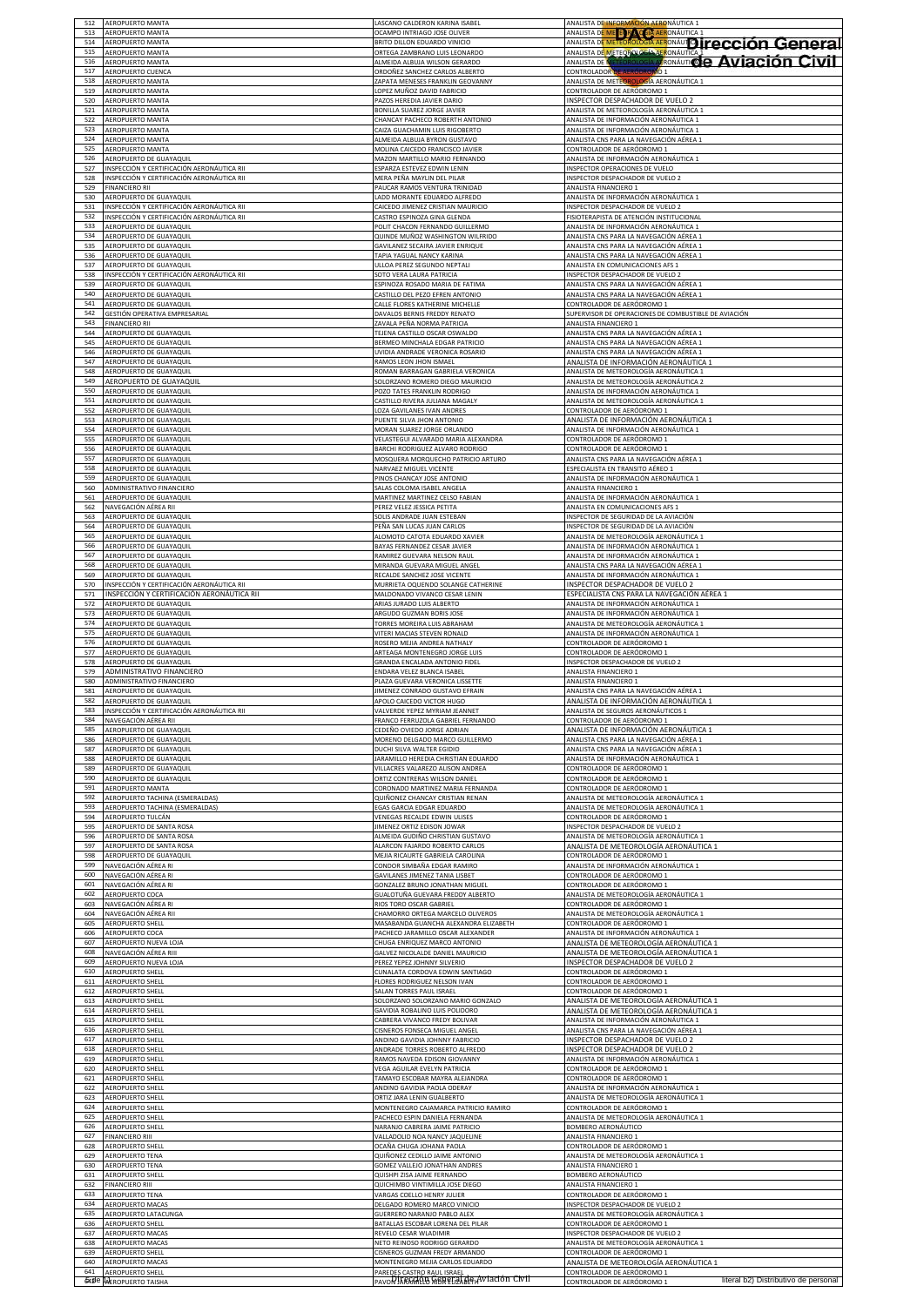| 512 | AEROPUERTO MANTA | LASCANO CALDERON KARINA ISABEL | ANALISTA DE INFORMACIÓN AERONÁUTICA 1 |
|---|---|---|---|
| 513 | AEROPUERTO MANTA | OCAMPO INTRIAGO JOSE OLIVER | ANALISTA DE METEOROLOGÍA AERONÁUTICA 1 |
| 514 | AEROPUERTO MANTA | BRITO DILLON EDUARDO VINICIO | ANALISTA DE METEOROLOGÍA AERONÁUTICA 1 |
| 515 | AEROPUERTO MANTA | ORTEGA ZAMBRANO LUIS LEONARDO | ANALISTA DE METEOROLOGÍA AERONÁUTICA 1 |
| 516 | AEROPUERTO MANTA | ALMEIDA ALBUJA WILSON GERARDO | ANALISTA DE METEOROLOGÍA AERONÁUTICA 1 |
| 517 | AEROPUERTO CUENCA | ORDOÑEZ SANCHEZ CARLOS ALBERTO | CONTROLADOR DE AERÓDROMO 1 |
| 518 | AEROPUERTO MANTA | ZAPATA MENESES FRANKLIN GEOVANNY | ANALISTA DE METEOROLOGÍA AERONÁUTICA 1 |
| 519 | AEROPUERTO MANTA | LOPEZ MUÑOZ DAVID FABRICIO | CONTROLADOR DE AERÓDROMO 1 |
| 520 | AEROPUERTO MANTA | PAZOS HEREDIA JAVIER DARIO | INSPECTOR DESPACHADOR DE VUELO 2 |
| 521 | AEROPUERTO MANTA | BONILLA SUAREZ JORGE JAVIER | ANALISTA DE METEOROLOGÍA AERONÁUTICA 1 |
| 522 | AEROPUERTO MANTA | CHANCAY PACHECO ROBERTH ANTONIO | ANALISTA DE INFORMACIÓN AERONÁUTICA 1 |
| 523 | AEROPUERTO MANTA | CAIZA GUACHAMIN LUIS RIGOBERTO | ANALISTA DE INFORMACIÓN AERONÁUTICA 1 |
| 524 | AEROPUERTO MANTA | ALMEIDA ALBUJA BYRON GUSTAVO | ANALISTA CNS PARA LA NAVEGACIÓN AÉREA 1 |
| 525 | AEROPUERTO MANTA | MOLINA CAICEDO FRANCISCO JAVIER | CONTROLADOR DE AERÓDROMO 1 |
| 526 | AEROPUERTO DE GUAYAQUIL | MAZON MARTILLO MARIO FERNANDO | ANALISTA DE INFORMACIÓN AERONÁUTICA 1 |
| 527 | INSPECCIÓN Y CERTIFICACIÓN AERONÁUTICA RII | ESPARZA ESTEVEZ EDWIN LENIN | INSPECTOR OPERACIONES DE VUELO |
| 528 | INSPECCIÓN Y CERTIFICACIÓN AERONÁUTICA RII | MERA PEÑA MAYLIN DEL PILAR | INSPECTOR DESPACHADOR DE VUELO 2 |
| 529 | FINANCIERO RII | PAUCAR RAMOS VENTURA TRINIDAD | ANALISTA FINANCIERO 1 |
| 530 | AEROPUERTO DE GUAYAQUIL | LADD MORANTE EDUARDO ALFREDO | ANALISTA DE INFORMACIÓN AERONÁUTICA 1 |
| 531 | INSPECCIÓN Y CERTIFICACIÓN AERONÁUTICA RII | CAICEDO JIMENEZ CRISTIAN MAURICIO | INSPECTOR DESPACHADOR DE VUELO 2 |
| 532 | INSPECCIÓN Y CERTIFICACIÓN AERONÁUTICA RII | CASTRO ESPINOZA GINA GLENDA | FISIOTERAPISTA DE ATENCIÓN INSTITUCIONAL |
| 533 | AEROPUERTO DE GUAYAQUIL | POLIT CHACON FERNANDO GUILLERMO | ANALISTA DE INFORMACIÓN AERONÁUTICA 1 |
| 534 | AEROPUERTO DE GUAYAQUIL | QUINDE MUÑOZ WASHINGTON WILFRIDO | ANALISTA CNS PARA LA NAVEGACIÓN AÉREA 1 |
| 535 | AEROPUERTO DE GUAYAQUIL | GAVILANEZ SECAIRA JAVIER ENRIQUE | ANALISTA CNS PARA LA NAVEGACIÓN AÉREA 1 |
| 536 | AEROPUERTO DE GUAYAQUIL | TAPIA YAGUAL NANCY KARINA | ANALISTA CNS PARA LA NAVEGACIÓN AÉREA 1 |
| 537 | AEROPUERTO DE GUAYAQUIL | ULLOA PEREZ SEGUNDO NEPTALI | ANALISTA EN COMUNICACIONES AFS 1 |
| 538 | INSPECCIÓN Y CERTIFICACIÓN AERONÁUTICA RII | SOTO VERA LAURA PATRICIA | INSPECTOR DESPACHADOR DE VUELO 2 |
| 539 | AEROPUERTO DE GUAYAQUIL | ESPINOZA ROSADO MARIA DE FATIMA | ANALISTA CNS PARA LA NAVEGACIÓN AÉREA 1 |
| 540 | AEROPUERTO DE GUAYAQUIL | CASTILLO DEL PEZO EFREN ANTONIO | ANALISTA CNS PARA LA NAVEGACIÓN AÉREA 1 |
| 541 | AEROPUERTO DE GUAYAQUIL | CALLE FLORES KATHERINE MICHELLE | CONTROLADOR DE AERÓDROMO 1 |
| 542 | GESTIÓN OPERATIVA EMPRESARIAL | DAVALOS BERNIS FREDDY RENATO | SUPERVISOR DE OPERACIONES DE COMBUSTIBLE DE AVIACIÓN |
| 543 | FINANCIERO RII | ZAVALA PEÑA NORMA PATRICIA | ANALISTA FINANCIERO 1 |
| 544 | AEROPUERTO DE GUAYAQUIL | TEJENA CASTILLO OSCAR OSWALDO | ANALISTA CNS PARA LA NAVEGACIÓN AÉREA 1 |
| 545 | AEROPUERTO DE GUAYAQUIL | BERMEO MINCHALA EDGAR PATRICIO | ANALISTA CNS PARA LA NAVEGACIÓN AÉREA 1 |
| 546 | AEROPUERTO DE GUAYAQUIL | LIVIDIA ANDRADE VERONICA ROSARIO | ANALISTA CNS PARA LA NAVEGACIÓN AÉREA 1 |
| 547 | AEROPUERTO DE GUAYAQUIL | RAMOS LEON JHON ISMAEL | ANALISTA DE INFORMACIÓN AERONÁUTICA 1 |
| 548 | AEROPUERTO DE GUAYAQUIL | ROMAN BARRAGAN GABRIELA VERONICA | ANALISTA DE METEOROLOGÍA AERONÁUTICA 1 |
| 549 | AEROPUERTO DE GUAYAQUIL | SOLORZANO ROMERO DIEGO MAURICIO | ANALISTA DE METEOROLOGÍA AERONÁUTICA 2 |
| 550 | AEROPUERTO DE GUAYAQUIL | POZO TATES FRANKLIN RODRIGO | ANALISTA DE INFORMACIÓN AERONÁUTICA 1 |
| 551 | AEROPUERTO DE GUAYAQUIL | CASTILLO RIVERA JULIANA MAGALY | ANALISTA DE METEOROLOGÍA AERONÁUTICA 1 |
| 552 | AEROPUERTO DE GUAYAQUIL | LOZA GAVILANES IVAN ANDRES | CONTROLADOR DE AERÓDROMO 1 |
| 553 | AEROPUERTO DE GUAYAQUIL | PUENTE SILVA JHON ANTONIO | ANALISTA DE INFORMACIÓN AERONÁUTICA 1 |
| 554 | AEROPUERTO DE GUAYAQUIL | MORAN SUAREZ JORGE ORLANDO | ANALISTA DE INFORMACIÓN AERONÁUTICA 1 |
| 555 | AEROPUERTO DE GUAYAQUIL | VELASTEGUI ALVARADO MARIA ALEXANDRA | CONTROLADOR DE AERÓDROMO 1 |
| 556 | AEROPUERTO DE GUAYAQUIL | BARCHI RODRIGUEZ ALVARO RODRIGO | CONTROLADOR DE AERÓDROMO 1 |
| 557 | AEROPUERTO DE GUAYAQUIL | MOSQUERA MORQUECHO PATRICIO ARTURO | ANALISTA CNS PARA LA NAVEGACIÓN AÉREA 1 |
| 558 | AEROPUERTO DE GUAYAQUIL | NARVAEZ MIGUEL VICENTE | ESPECIALISTA EN TRANSITO AÉREO 1 |
| 559 | AEROPUERTO DE GUAYAQUIL | PINOS CHANCAY JOSE ANTONIO | ANALISTA DE INFORMACIÓN AERONÁUTICA 1 |
| 560 | ADMINISTRATIVO FINANCIERO | SALAS COLOMA ISABEL ANGELA | ANALISTA FINANCIERO 1 |
| 561 | AEROPUERTO DE GUAYAQUIL | MARTINEZ MARTINEZ CELSO FABIAN | ANALISTA DE INFORMACIÓN AERONÁUTICA 1 |
| 562 | NAVEGACIÓN AÉREA RII | PEREZ VELEZ JESSICA PETITA | ANALISTA EN COMUNICACIONES AFS 1 |
| 563 | AEROPUERTO DE GUAYAQUIL | SOLIS ANDRADE JUAN ESTEBAN | INSPECTOR DE SEGURIDAD DE LA AVIACIÓN |
| 564 | AEROPUERTO DE GUAYAQUIL | PEÑA SAN LUCAS JUAN CARLOS | INSPECTOR DE SEGURIDAD DE LA AVIACIÓN |
| 565 | AEROPUERTO DE GUAYAQUIL | ALOMOTO CATOTA EDUARDO XAVIER | ANALISTA DE METEOROLOGÍA AERONÁUTICA 1 |
| 566 | AEROPUERTO DE GUAYAQUIL | BAYAS FERNANDEZ CESAR JAVIER | ANALISTA DE INFORMACIÓN AERONÁUTICA 1 |
| 567 | AEROPUERTO DE GUAYAQUIL | RAMIREZ GUEVARA NELSON RAUL | ANALISTA DE INFORMACIÓN AERONÁUTICA 1 |
| 568 | AEROPUERTO DE GUAYAQUIL | MIRANDA GUEVARA MIGUEL ANGEL | ANALISTA CNS PARA LA NAVEGACIÓN AÉREA 1 |
| 569 | AEROPUERTO DE GUAYAQUIL | RECALDE SANCHEZ JOSE VICENTE | ANALISTA DE INFORMACIÓN AERONÁUTICA 1 |
| 570 | INSPECCIÓN Y CERTIFICACIÓN AERONÁUTICA RII | MURRIETA OQUENDO SOLANGE CATHERINE | INSPECTOR DESPACHADOR DE VUELO 2 |
| 571 | INSPECCIÓN Y CERTIFICACIÓN AERONÁUTICA RII | MALDONADO VIVANCO CESAR LENIN | ESPECIALISTA CNS PARA LA NAVEGACIÓN AÉREA 1 |
| 572 | AEROPUERTO DE GUAYAQUIL | ARIAS JURADO LUIS ALBERTO | ANALISTA DE INFORMACIÓN AERONÁUTICA 1 |
| 573 | AEROPUERTO DE GUAYAQUIL | ARGUDO GUZMAN BORIS JOSE | ANALISTA DE INFORMACIÓN AERONÁUTICA 1 |
| 574 | AEROPUERTO DE GUAYAQUIL | TORRES MOREIRA LUIS ABRAHAM | ANALISTA DE METEOROLOGÍA AERONÁUTICA 1 |
| 575 | AEROPUERTO DE GUAYAQUIL | VITERI MACIAS STEVEN RONALD | ANALISTA DE INFORMACIÓN AERONÁUTICA 1 |
| 576 | AEROPUERTO DE GUAYAQUIL | ROSERO MEJIA ANDREA NATHALY | CONTROLADOR DE AERÓDROMO 1 |
| 577 | AEROPUERTO DE GUAYAQUIL | ARTEAGA MONTENEGRO JORGE LUIS | CONTROLADOR DE AERÓDROMO 1 |
| 578 | AEROPUERTO DE GUAYAQUIL | GRANDA ENCALADA ANTONIO FIDEL | INSPECTOR DESPACHADOR DE VUELO 2 |
| 579 | ADMINISTRATIVO FINANCIERO | ENDARA VELEZ BLANCA ISABEL | ANALISTA FINANCIERO 1 |
| 580 | ADMINISTRATIVO FINANCIERO | PLAZA GUEVARA VERONICA LISSETTE | ANALISTA FINANCIERO 1 |
| 581 | AEROPUERTO DE GUAYAQUIL | JIMENEZ CONRADO GUSTAVO EFRAIN | ANALISTA CNS PARA LA NAVEGACIÓN AÉREA 1 |
| 582 | AEROPUERTO DE GUAYAQUIL | APOLO CAICEDO VICTOR HUGO | ANALISTA DE INFORMACIÓN AERONÁUTICA 1 |
| 583 | INSPECCIÓN Y CERTIFICACIÓN AERONÁUTICA RII | VALVERDE YEPEZ MYRIAM JEANNET | ANALISTA DE SEGUROS AERONÁUTICOS 1 |
| 584 | NAVEGACIÓN AÉREA RII | FRANCO FERRUZOLA GABRIEL FERNANDO | CONTROLADOR DE AERÓDROMO 1 |
| 585 | AEROPUERTO DE GUAYAQUIL | CEDEÑO OVIEDO JORGE ADRIAN | ANALISTA DE INFORMACIÓN AERONÁUTICA 1 |
| 586 | AEROPUERTO DE GUAYAQUIL | MORENO DELGADO MARCO GUILLERMO | ANALISTA CNS PARA LA NAVEGACIÓN AÉREA 1 |
| 587 | AEROPUERTO DE GUAYAQUIL | DUCHI SILVA WALTER EGIDIO | ANALISTA CNS PARA LA NAVEGACIÓN AÉREA 1 |
| 588 | AEROPUERTO DE GUAYAQUIL | JARAMILLO HEREDIA CHRISTIAN EDUARDO | ANALISTA DE INFORMACIÓN AERONÁUTICA 1 |
| 589 | AEROPUERTO DE GUAYAQUIL | VILLACRES VALAREZO ALISON ANDREA | CONTROLADOR DE AERÓDROMO 1 |
| 590 | AEROPUERTO DE GUAYAQUIL | ORTIZ CONTRERAS WILSON DANIEL | CONTROLADOR DE AERÓDROMO 1 |
| 591 | AEROPUERTO MANTA | CORONADO MARTINEZ MARIA FERNANDA | CONTROLADOR DE AERÓDROMO 1 |
| 592 | AEROPUERTO TACHINA (ESMERALDAS) | QUIÑONEZ CHANCAY CRISTIAN RENAN | ANALISTA DE METEOROLOGÍA AERONÁUTICA 1 |
| 593 | AEROPUERTO TACHINA (ESMERALDAS) | EGAS GARCIA EDGAR EDUARDO | ANALISTA DE METEOROLOGÍA AERONÁUTICA 1 |
| 594 | AEROPUERTO TULCÁN | VENEGAS RECALDE EDWIN ULISES | CONTROLADOR DE AERÓDROMO 1 |
| 595 | AEROPUERTO DE SANTA ROSA | JIMENEZ ORTIZ EDISON JOWAR | INSPECTOR DESPACHADOR DE VUELO 2 |
| 596 | AEROPUERTO DE SANTA ROSA | ALMEIDA GUDIÑO CHRISTIAN GUSTAVO | ANALISTA DE METEOROLOGÍA AERONÁUTICA 1 |
| 597 | AEROPUERTO DE SANTA ROSA | ALARCON FAJARDO ROBERTO CARLOS | ANALISTA DE METEOROLOGÍA AERONÁUTICA 1 |
| 598 | AEROPUERTO DE GUAYAQUIL | MEJIA RICAURTE GABRIELA CAROLINA | CONTROLADOR DE AERÓDROMO 1 |
| 599 | NAVEGACIÓN AÉREA RI | CONDOR SIMBAÑA EDGAR RAMIRO | ANALISTA DE INFORMACIÓN AERONÁUTICA 1 |
| 600 | NAVEGACIÓN AÉREA RI | GAVILANES JIMENEZ TANIA LISBET | CONTROLADOR DE AERÓDROMO 1 |
| 601 | NAVEGACIÓN AÉREA RI | GONZALEZ BRUNO JONATHAN MIGUEL | CONTROLADOR DE AERÓDROMO 1 |
| 602 | AEROPUERTO COCA | GUALOTUÑA GUEVARA FREDDY ALBERTO | ANALISTA DE METEOROLOGÍA AERONÁUTICA 1 |
| 603 | NAVEGACIÓN AÉREA RI | RIOS TORO OSCAR GABRIEL | CONTROLADOR DE AERÓDROMO 1 |
| 604 | NAVEGACIÓN AÉREA RIII | CHAMORRO ORTEGA MARCELO OLIVEROS | ANALISTA DE METEOROLOGÍA AERONÁUTICA 1 |
| 605 | AEROPUERTO SHELL | MASABANDA GUANCHA ALEXANDRA ELIZABETH | CONTROLADOR DE AERÓDROMO 1 |
| 606 | AEROPUERTO COCA | PACHECO JARAMILLO OSCAR ALEXANDER | ANALISTA DE INFORMACIÓN AERONÁUTICA 1 |
| 607 | AEROPUERTO NUEVA LOJA | CHUGA ENRIQUEZ MARCO ANTONIO | ANALISTA DE METEOROLOGÍA AERONÁUTICA 1 |
| 608 | NAVEGACIÓN AÉREA RIII | GALVEZ NICOLALDE DANIEL MAURICIO | ANALISTA DE METEOROLOGÍA AERONÁUTICA 1 |
| 609 | AEROPUERTO NUEVA LOJA | PEREZ YEPEZ JOHNNY SILVERIO | INSPECTOR DESPACHADOR DE VUELO 2 |
| 610 | AEROPUERTO SHELL | CUNALATA CORDOVA EDWIN SANTIAGO | CONTROLADOR DE AERÓDROMO 1 |
| 611 | AEROPUERTO SHELL | FLORES RODRIGUEZ NELSON IVAN | CONTROLADOR DE AERÓDROMO 1 |
| 612 | AEROPUERTO SHELL | SALAN TORRES PAUL ISRAEL | CONTROLADOR DE AERÓDROMO 1 |
| 613 | AEROPUERTO SHELL | SOLORZANO SOLORZANO MARIO GONZALO | ANALISTA DE METEOROLOGÍA AERONÁUTICA 1 |
| 614 | AEROPUERTO SHELL | GAVIDIA ROBALINO LUIS POLIDORO | ANALISTA DE METEOROLOGÍA AERONÁUTICA 1 |
| 615 | AEROPUERTO SHELL | CABRERA VIVANCO FREDY BOLIVAR | ANALISTA DE INFORMACIÓN AERONÁUTICA 1 |
| 616 | AEROPUERTO SHELL | CISNEROS FONSECA MIGUEL ANGEL | ANALISTA CNS PARA LA NAVEGACIÓN AÉREA 1 |
| 617 | AEROPUERTO SHELL | ANDINO GAVIDIA JOHNNY FABRICIO | INSPECTOR DESPACHADOR DE VUELO 2 |
| 618 | AEROPUERTO SHELL | ANDRADE TORRES ROBERTO ALFREDO | INSPECTOR DESPACHADOR DE VUELO 2 |
| 619 | AEROPUERTO SHELL | RAMOS NAVEDA EDISON GIOVANNY | ANALISTA DE INFORMACIÓN AERONÁUTICA 1 |
| 620 | AEROPUERTO SHELL | VEGA AGUILAR EVELYN PATRICIA | CONTROLADOR DE AERÓDROMO 1 |
| 621 | AEROPUERTO SHELL | TAMAYO ESCOBAR MAYRA ALEJANDRA | CONTROLADOR DE AERÓDROMO 1 |
| 622 | AEROPUERTO SHELL | ANDINO GAVIDIA PAOLA ODERAY | ANALISTA DE INFORMACIÓN AERONÁUTICA 1 |
| 623 | AEROPUERTO SHELL | ORTIZ JARA LENIN GUALBERTO | ANALISTA DE METEOROLOGÍA AERONÁUTICA 1 |
| 624 | AEROPUERTO SHELL | MONTENEGRO CAJAMARCA PATRICIO RAMIRO | CONTROLADOR DE AERÓDROMO 1 |
| 625 | AEROPUERTO SHELL | PACHECO ESPIN DANIELA FERNANDA | ANALISTA DE METEOROLOGÍA AERONÁUTICA 1 |
| 626 | AEROPUERTO SHELL | NARANJO CABRERA JAIME PATRICIO | BOMBERO AERONÁUTICO |
| 627 | FINANCIERO RIII | VALLADOLID NOA NANCY JAQUELINE | ANALISTA FINANCIERO 1 |
| 628 | AEROPUERTO SHELL | OCAÑA CHUGA JOHANA PAOLA | CONTROLADOR DE AERÓDROMO 1 |
| 629 | AEROPUERTO TENA | QUIÑONEZ CEDILLO JAIME ANTONIO | ANALISTA DE METEOROLOGÍA AERONÁUTICA 1 |
| 630 | AEROPUERTO TENA | GOMEZ VALLEJO JONATHAN ANDRES | ANALISTA FINANCIERO 1 |
| 631 | AEROPUERTO SHELL | QUISHPI ZISA JAIME FERNANDO | BOMBERO AERONÁUTICO |
| 632 | FINANCIERO RIII | QUICHIMBO VINTIMILLA JOSE DIEGO | ANALISTA FINANCIERO 1 |
| 633 | AEROPUERTO TENA | VARGAS COELLO HENRY JULIER | CONTROLADOR DE AERÓDROMO 1 |
| 634 | AEROPUERTO MACAS | DELGADO ROMERO MARCO VINICIO | INSPECTOR DESPACHADOR DE VUELO 2 |
| 635 | AEROPUERTO LATACUNGA | GUERRERO NARANJO PABLO ALEX | ANALISTA DE METEOROLOGÍA AERONÁUTICA 1 |
| 636 | AEROPUERTO SHELL | BATALLAS ESCOBAR LORENA DEL PILAR | CONTROLADOR DE AERÓDROMO 1 |
| 637 | AEROPUERTO MACAS | REVELO CESAR WLADIMIR | INSPECTOR DESPACHADOR DE VUELO 2 |
| 638 | AEROPUERTO MACAS | NETO REINOSO RODRIGO GERARDO | ANALISTA DE METEOROLOGÍA AERONÁUTICA 1 |
| 639 | AEROPUERTO SHELL | CISNEROS GUZMAN FREDY ARMANDO | CONTROLADOR DE AERÓDROMO 1 |
| 640 | AEROPUERTO MACAS | MONTENEGRO MEJIA CARLOS EDUARDO | ANALISTA DE METEOROLOGÍA AERONÁUTICA 1 |
| 641 | AEROPUERTO SHELL | PAREDES CASTRO RAUL ISRAEL | CONTROLADOR DE AERÓDROMO 1 |
| 642 | AEROPUERTO TAISHA | PAVON JARAMILLO RUTH ELIZABETH | CONTROLADOR DE AERÓDROMO 1 |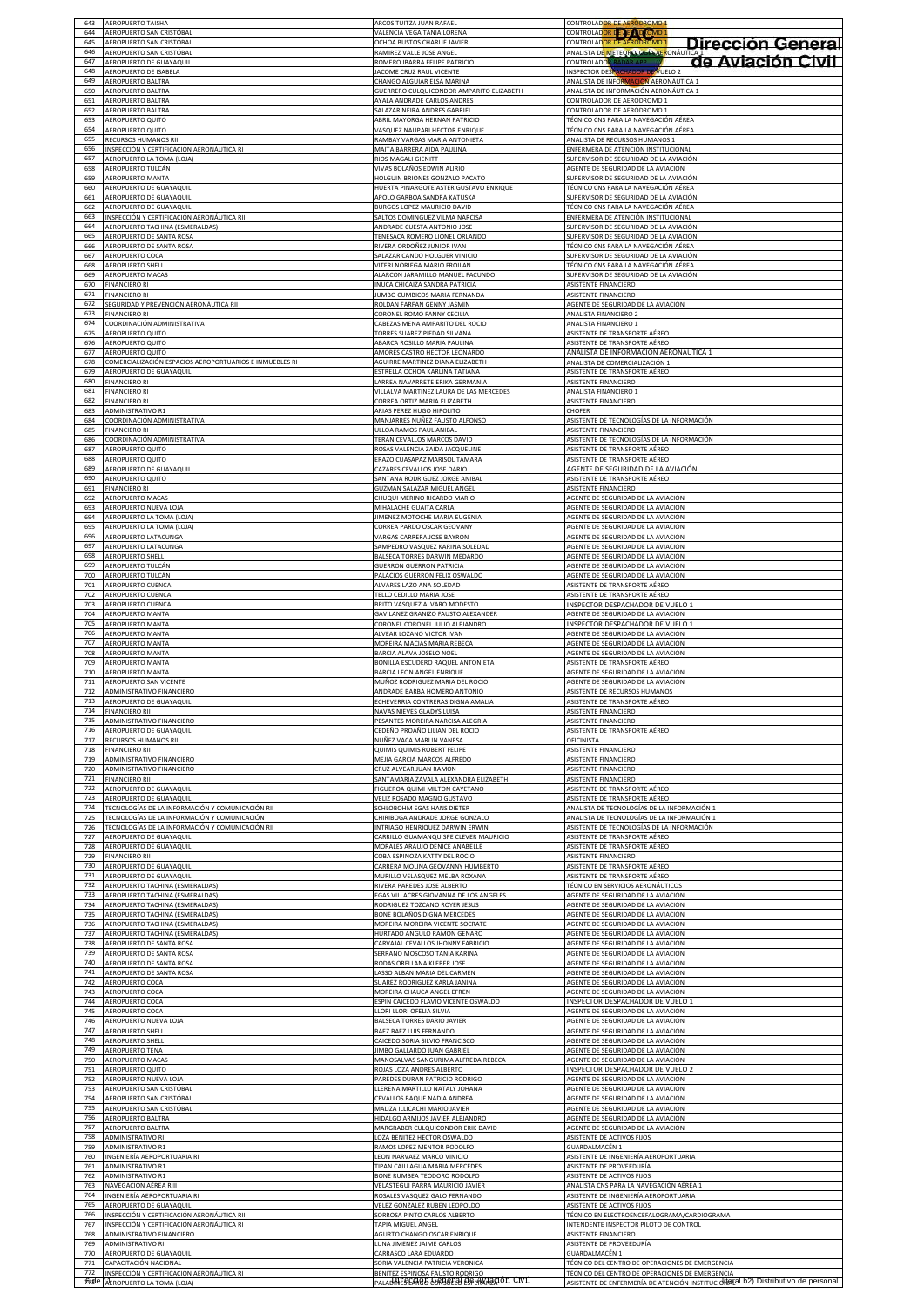| | | | |
|---|---|---|---|
| 643 | AEROPUERTO TAISHA | ARCOS TUITZA JUAN RAFAEL | CONTROLADOR DE AERÓDROMO 1 |
| 644 | AEROPUERTO SAN CRISTÓBAL | VALENCIA VEGA TANIA LORENA | CONTROLADOR DE AERÓDROMO 1 |
| 645 | AEROPUERTO SAN CRISTÓBAL | OCHOA BUSTOS CHARLIE JAVIER | CONTROLADOR DE AERÓDROMO 1 |
| 646 | AEROPUERTO SAN CRISTÓBAL | RAMIREZ VALLE JOSE ANGEL | ANALISTA DE METEOROLOGÍA AERONÁUTICA 1 |
| 647 | AEROPUERTO DE GUAYAQUIL | ROMERO IBARRA FELIPE PATRICIO | CONTROLADOR RADAR APP |
| 648 | AEROPUERTO DE ISABELA | JACOME CRUZ RAUL VICENTE | INSPECTOR DESPACHADOR DE VUELO 2 |
| 649 | AEROPUERTO BALTRA | CHANGO ALGUIAR ELSA MARINA | ANALISTA DE INFORMACIÓN AERONÁUTICA 1 |
| 650 | AEROPUERTO BALTRA | GUERRERO CULQUICONDOR AMPARITO ELIZABETH | ANALISTA DE INFORMACIÓN AERONÁUTICA 1 |
| 651 | AEROPUERTO BALTRA | AYALA ANDRADE CARLOS ANDRES | CONTROLADOR DE AERÓDROMO 1 |
| 652 | AEROPUERTO BALTRA | SALAZAR NEIRA ANDRES GABRIEL | CONTROLADOR DE AERÓDROMO 1 |
| 653 | AEROPUERTO QUITO | ABRIL MAYORGA HERNAN PATRICIO | TÉCNICO CNS PARA LA NAVEGACIÓN AÉREA |
| 654 | AEROPUERTO QUITO | VASQUEZ NAUPARI HECTOR ENRIQUE | TÉCNICO CNS PARA LA NAVEGACIÓN AÉREA |
| 655 | RECURSOS HUMANOS RII | RAMBAY VARGAS MARIA ANTONIETA | ANALISTA DE RECURSOS HUMANOS 1 |
| 656 | INSPECCIÓN Y CERTIFICACIÓN AERONÁUTICA RI | MAITA BARRERA AIDA PAULINA | ENFERMERA DE ATENCIÓN INSTITUCIONAL |
| 657 | AEROPUERTO LA TOMA (LOJA) | RIOS MAGALI GIENITT | SUPERVISOR DE SEGURIDAD DE LA AVIACIÓN |
| 658 | AEROPUERTO TULCÁN | VIVAS BOLAÑOS EDWIN ALIRIO | AGENTE DE SEGURIDAD DE LA AVIACIÓN |
| 659 | AEROPUERTO MANTA | HOLGUIN BRIONES GONZALO PACATO | SUPERVISOR DE SEGURIDAD DE LA AVIACIÓN |
| 660 | AEROPUERTO DE GUAYAQUIL | HUERTA PINARGOTE ASTER GUSTAVO ENRIQUE | TÉCNICO CNS PARA LA NAVEGACIÓN AÉREA |
| 661 | AEROPUERTO DE GUAYAQUIL | APOLO GARBOA SANDRA KATUSKA | SUPERVISOR DE SEGURIDAD DE LA AVIACIÓN |
| 662 | AEROPUERTO DE GUAYAQUIL | BURGOS LOPEZ MAURICIO DAVID | TÉCNICO CNS PARA LA NAVEGACIÓN AÉREA |
| 663 | INSPECCIÓN Y CERTIFICACIÓN AERONÁUTICA RII | SALTOS DOMINGUEZ VILMA NARCISA | ENFERMERA DE ATENCIÓN INSTITUCIONAL |
| 664 | AEROPUERTO TACHINA (ESMERALDAS) | ANDRADE CUESTA ANTONIO JOSE | SUPERVISOR DE SEGURIDAD DE LA AVIACIÓN |
| 665 | AEROPUERTO DE SANTA ROSA | TENESACA ROMERO LIONEL ORLANDO | SUPERVISOR DE SEGURIDAD DE LA AVIACIÓN |
| 666 | AEROPUERTO DE SANTA ROSA | RIVERA ORDOÑEZ JUNIOR IVAN | TÉCNICO CNS PARA LA NAVEGACIÓN AÉREA |
| 667 | AEROPUERTO COCA | SALAZAR CANDO HOLGUER VINICIO | SUPERVISOR DE SEGURIDAD DE LA AVIACIÓN |
| 668 | AEROPUERTO SHELL | VITERI NORIEGA MARIO FROILAN | TÉCNICO CNS PARA LA NAVEGACIÓN AÉREA |
| 669 | AEROPUERTO MACAS | ALARCON JARAMILLO MANUEL FACUNDO | SUPERVISOR DE SEGURIDAD DE LA AVIACIÓN |
| 670 | FINANCIERO RI | INUCA CHICAIZA SANDRA PATRICIA | ASISTENTE FINANCIERO |
| 671 | FINANCIERO RI | JUMBO CUMBICOS MARIA FERNANDA | ASISTENTE FINANCIERO |
| 672 | SEGURIDAD Y PREVENCIÓN AERONÁUTICA RII | ROLDAN FARFAN GENNY JASMIN | AGENTE DE SEGURIDAD DE LA AVIACIÓN |
| 673 | FINANCIERO RI | CORONEL ROMO FANNY CECILIA | ANALISTA FINANCIERO 2 |
| 674 | COORDINACIÓN ADMINISTRATIVA | CABEZAS MENA AMPARITO DEL ROCIO | ANALISTA FINANCIERO 1 |
| 675 | AEROPUERTO QUITO | TORRES SUAREZ PIEDAD SILVANA | ASISTENTE DE TRANSPORTE AÉREO |
| 676 | AEROPUERTO QUITO | ABARCA ROSILLO MARIA PAULINA | ASISTENTE DE TRANSPORTE AÉREO |
| 677 | AEROPUERTO QUITO | AMORES CASTRO HECTOR LEONARDO | ANALISTA DE INFORMACIÓN AERONÁUTICA 1 |
| 678 | COMERCIALIZACIÓN ESPACIOS AEROPORTUARIOS E INMUEBLES RI | AGUIRRE MARTINEZ DIANA ELIZABETH | ANALISTA DE COMERCIALIZACIÓN 1 |
| 679 | AEROPUERTO DE GUAYAQUIL | ESTRELLA OCHOA KARLINA TATIANA | ASISTENTE DE TRANSPORTE AÉREO |
| 680 | FINANCIERO RI | LARREA NAVARRETE ERIKA GERMANIA | ASISTENTE FINANCIERO |
| 681 | FINANCIERO RI | VILLALVA MARTINEZ LAURA DE LAS MERCEDES | ANALISTA FINANCIERO 1 |
| 682 | FINANCIERO RI | CORREA ORTIZ MARIA ELIZABETH | ASISTENTE FINANCIERO |
| 683 | ADMINISTRATIVO R1 | ARIAS PEREZ HUGO HIPOLITO | CHOFER |
| 684 | COORDINACIÓN ADMINISTRATIVA | MANJARRES NUÑEZ FAUSTO ALFONSO | ASISTENTE DE TECNOLOGÍAS DE LA INFORMACIÓN |
| 685 | FINANCIERO RI | ULLOA RAMOS PAUL ANIBAL | ASISTENTE FINANCIERO |
| 686 | COORDINACIÓN ADMINISTRATIVA | TERAN CEVALLOS MARCOS DAVID | ASISTENTE DE TECNOLOGÍAS DE LA INFORMACIÓN |
| 687 | AEROPUERTO QUITO | ROSAS VALENCIA ZAIDA JACQUELINE | ASISTENTE DE TRANSPORTE AÉREO |
| 688 | AEROPUERTO QUITO | ERAZO CUASAPAZ MARISOL TAMARA | ASISTENTE DE TRANSPORTE AÉREO |
| 689 | AEROPUERTO DE GUAYAQUIL | CAZARES CEVALLOS JOSE DARIO | AGENTE DE SEGURIDAD DE LA AVIACIÓN |
| 690 | AEROPUERTO QUITO | SANTANA RODRIGUEZ JORGE ANIBAL | ASISTENTE DE TRANSPORTE AÉREO |
| 691 | FINANCIERO RI | GUZMAN SALAZAR MIGUEL ANGEL | ASISTENTE FINANCIERO |
| 692 | AEROPUERTO MACAS | CHUQUI MERINO RICARDO MARIO | AGENTE DE SEGURIDAD DE LA AVIACIÓN |
| 693 | AEROPUERTO NUEVA LOJA | MIHALACHE GUAITA CARLA | AGENTE DE SEGURIDAD DE LA AVIACIÓN |
| 694 | AEROPUERTO LA TOMA (LOJA) | JIMENEZ MOTOCHE MARIA EUGENIA | AGENTE DE SEGURIDAD DE LA AVIACIÓN |
| 695 | AEROPUERTO LA TOMA (LOJA) | CORREA PARDO OSCAR GEOVANY | AGENTE DE SEGURIDAD DE LA AVIACIÓN |
| 696 | AEROPUERTO LATACUNGA | VARGAS CARRERA JOSE BAYRON | AGENTE DE SEGURIDAD DE LA AVIACIÓN |
| 697 | AEROPUERTO LATACUNGA | SAMPEDRO VASQUEZ KARINA SOLEDAD | AGENTE DE SEGURIDAD DE LA AVIACIÓN |
| 698 | AEROPUERTO SHELL | BALSECA TORRES DARWIN MEDARDO | AGENTE DE SEGURIDAD DE LA AVIACIÓN |
| 699 | AEROPUERTO TULCÁN | GUERRON GUERRON PATRICIA | AGENTE DE SEGURIDAD DE LA AVIACIÓN |
| 700 | AEROPUERTO TULCÁN | PALACIOS GUERRON FELIX OSWALDO | AGENTE DE SEGURIDAD DE LA AVIACIÓN |
| 701 | AEROPUERTO CUENCA | ALVARES LAZO ANA SOLEDAD | ASISTENTE DE TRANSPORTE AÉREO |
| 702 | AEROPUERTO CUENCA | TELLO CEDILLO MARIA JOSE | ASISTENTE DE TRANSPORTE AÉREO |
| 703 | AEROPUERTO CUENCA | BRITO VASQUEZ ALVARO MODESTO | INSPECTOR DESPACHADOR DE VUELO 1 |
| 704 | AEROPUERTO MANTA | GAVILANEZ GRANIZO FAUSTO ALEXANDER | AGENTE DE SEGURIDAD DE LA AVIACIÓN |
| 705 | AEROPUERTO MANTA | CORONEL CORONEL JULIO ALEJANDRO | INSPECTOR DESPACHADOR DE VUELO 1 |
| 706 | AEROPUERTO MANTA | ALVEAR LOZANO VICTOR IVAN | AGENTE DE SEGURIDAD DE LA AVIACIÓN |
| 707 | AEROPUERTO MANTA | MOREIRA MACIAS MARIA REBECA | AGENTE DE SEGURIDAD DE LA AVIACIÓN |
| 708 | AEROPUERTO MANTA | BARCIA ALAVA JOSELO NOEL | AGENTE DE SEGURIDAD DE LA AVIACIÓN |
| 709 | AEROPUERTO MANTA | BONILLA ESCUDERO RAQUEL ANTONIETA | ASISTENTE DE TRANSPORTE AÉREO |
| 710 | AEROPUERTO MANTA | BARCIA LEON ANGEL ENRIQUE | AGENTE DE SEGURIDAD DE LA AVIACIÓN |
| 711 | AEROPUERTO SAN VICENTE | MUÑOZ RODRIGUEZ MARIA DEL ROCIO | AGENTE DE SEGURIDAD DE LA AVIACIÓN |
| 712 | ADMINISTRATIVO FINANCIERO | ANDRADE BARBA HOMERO ANTONIO | ASISTENTE DE RECURSOS HUMANOS |
| 713 | AEROPUERTO DE GUAYAQUIL | ECHEVERRIA CONTRERAS DIGNA AMALIA | ASISTENTE DE TRANSPORTE AÉREO |
| 714 | FINANCIERO RII | NAVAS NIEVES GLADYS LUISA | ASISTENTE FINANCIERO |
| 715 | ADMINISTRATIVO FINANCIERO | PESANTES MOREIRA NARCISA ALEGRIA | ASISTENTE FINANCIERO |
| 716 | AEROPUERTO DE GUAYAQUIL | CEDEÑO PROAÑO LILIAN DEL ROCIO | ASISTENTE DE TRANSPORTE AÉREO |
| 717 | RECURSOS HUMANOS RII | NUÑEZ VACA MARLIN VANESA | OFICINISTA |
| 718 | FINANCIERO RII | QUIMIS QUIMIS ROBERT FELIPE | ASISTENTE FINANCIERO |
| 719 | ADMINISTRATIVO FINANCIERO | MEJIA GARCIA MARCOS ALFREDO | ASISTENTE FINANCIERO |
| 720 | ADMINISTRATIVO FINANCIERO | CRUZ ALVEAR JUAN RAMON | ASISTENTE FINANCIERO |
| 721 | FINANCIERO RII | SANTAMARIA ZAVALA ALEXANDRA ELIZABETH | ASISTENTE FINANCIERO |
| 722 | AEROPUERTO DE GUAYAQUIL | FIGUEROA QUIMI MILTON CAYETANO | ASISTENTE DE TRANSPORTE AÉREO |
| 723 | AEROPUERTO DE GUAYAQUIL | VELIZ ROSADO MAGNO GUSTAVO | ASISTENTE DE TRANSPORTE AÉREO |
| 724 | TECNOLOGÍAS DE LA INFORMACIÓN Y COMUNICACIÓN RII | SCHLOBOHM EGAS HANS DIETER | ANALISTA DE TECNOLOGÍAS DE LA INFORMACIÓN 1 |
| 725 | TECNOLOGÍAS DE LA INFORMACIÓN Y COMUNICACIÓN | CHIRIBOGA ANDRADE JORGE GONZALO | ANALISTA DE TECNOLOGÍAS DE LA INFORMACIÓN 1 |
| 726 | TECNOLOGÍAS DE LA INFORMACIÓN Y COMUNICACIÓN RII | INTRIAGO HENRIQUEZ DARWIN ERWIN | ASISTENTE DE TECNOLOGÍAS DE LA INFORMACIÓN |
| 727 | AEROPUERTO DE GUAYAQUIL | CARRILLO GUAMANQUISPE CLEVER MAURICIO | ASISTENTE DE TRANSPORTE AÉREO |
| 728 | AEROPUERTO DE GUAYAQUIL | MORALES ARAUJO DENICE ANABELLE | ASISTENTE DE TRANSPORTE AÉREO |
| 729 | FINANCIERO RII | COBA ESPINOZA KATTY DEL ROCIO | ASISTENTE FINANCIERO |
| 730 | AEROPUERTO DE GUAYAQUIL | CARRERA MOLINA GEOVANNY HUMBERTO | ASISTENTE DE TRANSPORTE AÉREO |
| 731 | AEROPUERTO DE GUAYAQUIL | MURILLO VELASQUEZ MELBA ROXANA | ASISTENTE DE TRANSPORTE AÉREO |
| 732 | AEROPUERTO TACHINA (ESMERALDAS) | RIVERA PAREDES JOSE ALBERTO | TÉCNICO EN SERVICIOS AERONÁUTICOS |
| 733 | AEROPUERTO TACHINA (ESMERALDAS) | EGAS VILLACRES GIOVANNA DE LOS ANGELES | AGENTE DE SEGURIDAD DE LA AVIACIÓN |
| 734 | AEROPUERTO TACHINA (ESMERALDAS) | RODRIGUEZ TOZCANO ROYER JESUS | AGENTE DE SEGURIDAD DE LA AVIACIÓN |
| 735 | AEROPUERTO TACHINA (ESMERALDAS) | BONE BOLAÑOS DIGNA MERCEDES | AGENTE DE SEGURIDAD DE LA AVIACIÓN |
| 736 | AEROPUERTO TACHINA (ESMERALDAS) | MOREIRA MOREIRA VICENTE SOCRATE | AGENTE DE SEGURIDAD DE LA AVIACIÓN |
| 737 | AEROPUERTO TACHINA (ESMERALDAS) | HURTADO ANGULO RAMON GENARO | AGENTE DE SEGURIDAD DE LA AVIACIÓN |
| 738 | AEROPUERTO DE SANTA ROSA | CARVAJAL CEVALLOS JHONNY FABRICIO | AGENTE DE SEGURIDAD DE LA AVIACIÓN |
| 739 | AEROPUERTO DE SANTA ROSA | SERRANO MOSCOSO TANIA KARINA | AGENTE DE SEGURIDAD DE LA AVIACIÓN |
| 740 | AEROPUERTO DE SANTA ROSA | RODAS ORELLANA KLEBER JOSE | AGENTE DE SEGURIDAD DE LA AVIACIÓN |
| 741 | AEROPUERTO DE SANTA ROSA | LASSO ALBAN MARIA DEL CARMEN | AGENTE DE SEGURIDAD DE LA AVIACIÓN |
| 742 | AEROPUERTO COCA | SUAREZ RODRIGUEZ KARLA JANINA | AGENTE DE SEGURIDAD DE LA AVIACIÓN |
| 743 | AEROPUERTO COCA | MOREIRA CHAUCA ANGEL EFREN | AGENTE DE SEGURIDAD DE LA AVIACIÓN |
| 744 | AEROPUERTO COCA | ESPIN CAICEDO FLAVIO VICENTE OSWALDO | INSPECTOR DESPACHADOR DE VUELO 1 |
| 745 | AEROPUERTO COCA | LLORI LLORI OFELIA SILVIA | AGENTE DE SEGURIDAD DE LA AVIACIÓN |
| 746 | AEROPUERTO NUEVA LOJA | BALSECA TORRES DARIO JAVIER | AGENTE DE SEGURIDAD DE LA AVIACIÓN |
| 747 | AEROPUERTO SHELL | BAEZ BAEZ LUIS FERNANDO | AGENTE DE SEGURIDAD DE LA AVIACIÓN |
| 748 | AEROPUERTO SHELL | CAICEDO SORIA SILVIO FRANCISCO | AGENTE DE SEGURIDAD DE LA AVIACIÓN |
| 749 | AEROPUERTO TENA | JIMBO GALLARDO JUAN GABRIEL | AGENTE DE SEGURIDAD DE LA AVIACIÓN |
| 750 | AEROPUERTO MACAS | MANOSALVAS SANGURIMA ALFREDA REBECA | AGENTE DE SEGURIDAD DE LA AVIACIÓN |
| 751 | AEROPUERTO QUITO | ROJAS LOZA ANDRES ALBERTO | INSPECTOR DESPACHADOR DE VUELO 2 |
| 752 | AEROPUERTO NUEVA LOJA | PAREDES DURAN PATRICIO RODRIGO | AGENTE DE SEGURIDAD DE LA AVIACIÓN |
| 753 | AEROPUERTO SAN CRISTÓBAL | LLERENA MARTILLO NATALY JOHANA | AGENTE DE SEGURIDAD DE LA AVIACIÓN |
| 754 | AEROPUERTO SAN CRISTÓBAL | CEVALLOS BAQUE NADIA ANDREA | AGENTE DE SEGURIDAD DE LA AVIACIÓN |
| 755 | AEROPUERTO SAN CRISTÓBAL | MAUZA ILLICACHI MARIO JAVIER | AGENTE DE SEGURIDAD DE LA AVIACIÓN |
| 756 | AEROPUERTO BALTRA | HIDALGO ARMIJOS JAVIER ALEJANDRO | AGENTE DE SEGURIDAD DE LA AVIACIÓN |
| 757 | AEROPUERTO BALTRA | MARGRABER CULQUICONDOR ERIK DAVID | AGENTE DE SEGURIDAD DE LA AVIACIÓN |
| 758 | ADMINISTRATIVO RII | LOZA BENITEZ HECTOR OSWALDO | ASISTENTE DE ACTIVOS FIJOS |
| 759 | ADMINISTRATIVO R1 | RAMOS LOPEZ MENTOR RODOLFO | GUARDALMACÉN 1 |
| 760 | INGENIERÍA AEROPORTUARIA RI | LEON NARVAEZ MARCO VINICIO | ASISTENTE DE INGENIERÍA AEROPORTUARIA |
| 761 | ADMINISTRATIVO R1 | TIPAN CAILLAGUA MARIA MERCEDES | ASISTENTE DE PROVEEDURÍA |
| 762 | ADMINISTRATIVO R1 | BONE RUMBEA TEODORO RODOLFO | ASISTENTE DE ACTIVOS FIJOS |
| 763 | NAVEGACIÓN AÉREA RIII | VELASTEGUI PARRA MAURICIO JAVIER | ANALISTA CNS PARA LA NAVEGACIÓN AÉREA 1 |
| 764 | INGENIERÍA AEROPORTUARIA RI | ROSALES VASQUEZ GALO FERNANDO | ASISTENTE DE INGENIERÍA AEROPORTUARIA |
| 765 | AEROPUERTO DE GUAYAQUIL | VELEZ GONZALEZ RUBEN LEOPOLDO | ASISTENTE DE ACTIVOS FIJOS |
| 766 | INSPECCIÓN Y CERTIFICACIÓN AERONÁUTICA RII | SORROSA PINTO CARLOS ALBERTO | TÉCNICO EN ELECTROENCEFALOGRAMA/CARDIOGRAMA |
| 767 | INSPECCIÓN Y CERTIFICACIÓN AERONÁUTICA RI | TAPIA MIGUEL ANGEL | INTENDENTE INSPECTOR PILOTO DE CONTROL |
| 768 | ADMINISTRATIVO FINANCIERO | AGURTO CHANGO OSCAR ENRIQUE | ASISTENTE FINANCIERO |
| 769 | ADMINISTRATIVO RII | LUNA JIMENEZ JAIME CARLOS | ASISTENTE DE PROVEEDURÍA |
| 770 | AEROPUERTO DE GUAYAQUIL | CARRASCO LARA EDUARDO | GUARDALMACÉN 1 |
| 771 | CAPACITACIÓN NACIONAL | SORIA VALENCIA PATRICIA VERONICA | TÉCNICO DEL CENTRO DE OPERACIONES DE EMERGENCIA |
| 772 | INSPECCIÓN Y CERTIFICACIÓN AERONÁUTICA RI | BENITEZ ESPINOSA FAUSTO RODRIGO | TÉCNICO DEL CENTRO DE OPERACIONES DE EMERGENCIA |
| 773 | AEROPUERTO LA TOMA (LOJA) | PALACIOS LUDEÑA ... | ASISTENTE DE ENFERMERÍA DE ATENCIÓN INSTITUCIONAL |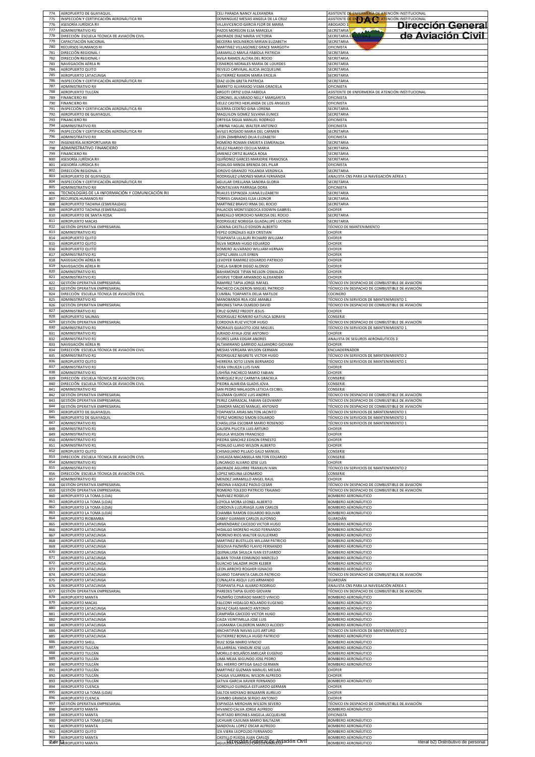| | | | |
|---|---|---|---|
| 774 | AEROPUERTO DE GUAYAQUIL | CELI PARADA NANCY ALEXANDRA | ASISTENTE DE ENFERMERÍA DE ATENCIÓN INSTITUCIONAL |
| 775 | INSPECCIÓN Y CERTIFICACIÓN AERONÁUTICA RII | DOMINGUEZ MESIAS ANGELA DE LA CRUZ | ASISTENTE DE ENFERMERÍA DE ATENCIÓN INSTITUCIONAL |
| 776 | ASESORÍA JURÍDICA RII | VILLAVICENCIO GARCIA FLOR DE MARIA | ABOGADO 1 |
| 777 | ADMINISTRATIVO R1 | PAZOS MOREJON ELSA MARCELA | SECRETARIA |
| 778 | DIRECCIÓN ESCUELA TÉCNICA DE AVIACIÓN CIVIL | ANDRADE DIAZ MARIA VICTORIA | SECRETARIA EJECUTIVA 1 |
| 779 | CAPACITACIÓN NACIONAL | BECERRA MOLINEROS MIRIAN ELIZABETH | SECRETARIA |
| 780 | RECURSOS HUMANOS RI | MARTINEZ VILLAGOMEZ GRACE MARGOTH | OFICINISTA |
| 781 | DIRECCIÓN REGIONAL I | JARAMILLO MAFLA FABIOLA PATRICIA | SECRETARIA |
| 782 | DIRECCIÓN REGIONAL I | AVILA RAMOS ALCIRA DEL ROCIO | SECRETARIA |
| 783 | NAVEGACIÓN AÉREA RI | CISNEROS MORALES MARIA DE LOURDES | SECRETARIA |
| 784 | AEROPUERTO QUITO | REVELO CARVAJAL ALICIA JACQUELINE | SECRETARIA |
| 785 | AEROPUERTO LATACUNGA | GUTIERREZ RAMON MARIA ERCILIA | SECRETARIA |
| 786 | INSPECCIÓN Y CERTIFICACIÓN AERONÁUTICA RII | DIAZ LEON GRETA PATRICIA | SECRETARIA |
| 787 | ADMINISTRATIVO RII | BARRETO ALVARADO VILMA GRACIELA | OFICINISTA |
| 788 | AEROPUERTO TULCÁN | ARGOTI ORTIZ LIDIA FABIOLA | ASISTENTE DE ENFERMERÍA DE ATENCIÓN INSTITUCIONAL |
| 789 | FINANCIERO RII | CORONEL ALVARADO NELLY MARGARITA | OFICINISTA |
| 790 | FINANCIERO RII | VELEZ CASTRO HERLANDA DE LOS ANGELES | OFICINISTA |
| 791 | INSPECCIÓN Y CERTIFICACIÓN AERONÁUTICA RII | GUERRA CEDEÑO GINA LORENA | SECRETARIA |
| 792 | AEROPUERTO DE GUAYAQUIL | MAQUILON GOMEZ SILVANA EUNICE | SECRETARIA |
| 793 | FINANCIERO RII | ORTEGA SIGUA MANUEL RODRIGO | OFICINISTA |
| 794 | ADMINISTRATIVO RII | URBINA YAGUAL WALTER ANTONIO | OFICINISTA |
| 795 | INSPECCIÓN Y CERTIFICACIÓN AERONÁUTICA RII | AVILES ROSADO MARIA DEL CARMEN | SECRETARIA |
| 796 | ADMINISTRATIVO RII | LEON ZAMBRANO DILIA ELIZABETH | OFICINISTA |
| 797 | INGENIERÍA AEROPORTUARIA RII | ROMERO ROMAN EMERITA ESMERALDA | SECRETARIA |
| 798 | ADMINISTRATIVO FINANCIERO | VELEZ FAJARDO CECILIA MARIA | SECRETARIA |
| 799 | FINANCIERO RII | JIMENEZ ORTIZ BLANCA ROSA | SECRETARIA |
| 800 | ASESORÍA JURÍDICA RII | QUIÑONEZ GARCES MARJORIE FRANCISCA | SECRETARIA |
| 801 | ASESORÍA JURÍDICA RII | HIDALGO MINDA BRENDA DEL PILAR | OFICINISTA |
| 802 | DIRECCIÓN REGIONAL II | IDROVO GRANIZO YOLANDA VERONICA | SECRETARIA |
| 803 | AEROPUERTO DE GUAYAQUIL | RODRIGUEZ LIMONES MARIA FERNANDA | ANALISTA CNS PARA LA NAVEGACIÓN AÉREA 1 |
| 804 | INSPECCIÓN Y CERTIFICACIÓN AERONÁUTICA RII | AGUILAR ORELLANA SANDRA GLORIA | SECRETARIA |
| 805 | ADMINISTRATIVO RII | MONTALVAN PARRAGA DORA | OFICINISTA |
| 806 | TECNOLOGÍAS DE LA INFORMACIÓN Y COMUNICACIÓN RII | RUALES ESPINOZA JUANA ELIZABETH | SECRETARIA |
| 807 | RECURSOS HUMANOS RII | TORRES CANADAS ELSA LEONOR | SECRETARIA |
| 808 | AEROPUERTO TACHINA (ESMERALDAS) | MARTINEZ BRAVO IRMA DEL ROCIO | SECRETARIA |
| 809 | AEROPUERTO TACHINA (ESMERALDAS) | PALACIOS MONTESDEOCA EDDWIN GABRIEL | CHOFER |
| 810 | AEROPUERTO DE SANTA ROSA | BARZALLO MOROCHO NARCISA DEL ROCIO | SECRETARIA |
| 811 | AEROPUERTO MACAS | RODRIGUEZ NORIEGA GUADALUPE LUCINDA | SECRETARIA |
| 812 | GESTIÓN OPERATIVA EMPRESARIAL | CADENA CASTILLO EDISON ALBERTO | TÉCNICO DE MANTENIMIENTO |
| 813 | ADMINISTRATIVO R1 | YEPEZ GONZALES ALEX CRISTIAN | CHOFER |
| 814 | AEROPUERTO QUITO | TOAPANTA ULLAURI RICHARD WILLIAM | CHOFER |
| 815 | AEROPUERTO QUITO | SILVA MORAN HUGO EDUARDO | CHOFER |
| 816 | AEROPUERTO QUITO | ROMERO ALVARADO WILLIAM HERNAN | CHOFER |
| 817 | ADMINISTRATIVO R1 | LOPEZ LAMA LUIS EFREN | CHOFER |
| 818 | NAVEGACIÓN AÉREA RI | LEVOYER RAMIREZ EDUARDO PATRICIO | CHOFER |
| 819 | NAVEGACIÓN AÉREA RI | CHELA GAIBOR DIEGO ALONSO | CHOFER |
| 820 | ADMINISTRATIVO R1 | BAHAMONDE TIPAN NELSON OSWALDO | CHOFER |
| 821 | ADMINISTRATIVO R1 | AYERVE TOBAR ARMANDO ALEXANDER | CHOFER |
| 822 | GESTIÓN OPERATIVA EMPRESARIAL | RAMIREZ TAPIA JORGE RAFAEL | TÉCNICO EN DESPACHO DE COMBUSTIBLE DE AVIACIÓN |
| 823 | GESTIÓN OPERATIVA EMPRESARIAL | PACHECO CALDERON MIGUEL PATRICIO | TÉCNICO EN DESPACHO DE COMBUSTIBLE DE AVIACIÓN |
| 824 | DIRECCIÓN ESCUELA TÉCNICA DE AVIACIÓN CIVIL | CUMBAL TOAPANTA DELIA MATILDE | COCINERO |
| 825 | ADMINISTRATIVO R1 | MANOBANDA REA JOSE AMABLE | TÉCNICO EN SERVICIOS DE MANTENIMIENTO 1 |
| 826 | GESTIÓN OPERATIVA EMPRESARIAL | BRIONES TAPIA OLMEDO DAVID | TÉCNICO EN DESPACHO DE COMBUSTIBLE DE AVIACIÓN |
| 827 | ADMINISTRATIVO R1 | CRUZ GOMEZ FREDDY JESUS | CHOFER |
| 828 | AEROPUERTO SALINAS | RODRIGUEZ ROMERO KATIUSCA SORAYA | CONSERJE |
| 829 | GESTIÓN OPERATIVA EMPRESARIAL | CORDOVA RUIZ VICTOR HUGO | TÉCNICO EN DESPACHO DE COMBUSTIBLE DE AVIACIÓN |
| 830 | ADMINISTRATIVO R1 | MORALES GUALOTO JOSE MIGUEL | TÉCNICO EN SERVICIOS DE MANTENIMIENTO 1 |
| 831 | ADMINISTRATIVO R1 | JURADO AYALA JOSE ANTONIO | CHOFER |
| 832 | ADMINISTRATIVO R1 | FLORES LARA EDGAR ANDRES | ANALISTA DE SEGUROS AERONÁUTICOS 3 |
| 833 | NAVEGACIÓN AÉREA RI | ALTAMIRANO GARRIDO ALEJANDRO GIOVANI | CHOFER |
| 834 | DIRECCIÓN ESCUELA TÉCNICA DE AVIACIÓN CIVIL | MESIAS VERGARA WILSON GERMAN | ENCUADERNADOR |
| 835 | ADMINISTRATIVO R1 | RODRIGUEZ NEGRETE VICTOR HUGO | TÉCNICO EN SERVICIOS DE MANTENIMIENTO 2 |
| 836 | AEROPUERTO QUITO | HERRERA SOTO LENIN BERNARDO | TÉCNICO EN SERVICIOS DE MANTENIMIENTO 1 |
| 837 | ADMINISTRATIVO R1 | VERA VINUEZA LUIS IVAN | CHOFER |
| 838 | ADMINISTRATIVO R1 | USHIÑA PACHECO MARIO FABIAN | CHOFER |
| 839 | DIRECCIÓN ESCUELA TÉCNICA DE AVIACIÓN CIVIL | ENRIQUEZ RUIZ CARMITA GRACIELA | CONSERJE |
| 840 | DIRECCIÓN ESCUELA TÉCNICA DE AVIACIÓN CIVIL | PIEDRA ALMEIDA GLADIS JOVA | CONSERJE |
| 841 | ADMINISTRATIVO R1 | SAN PEDRO MALAGON LETICIA CECIBEL | CONSERJE |
| 842 | GESTIÓN OPERATIVA EMPRESARIAL | GUZMAN QUIROZ LUIS ANDRES | TÉCNICO EN DESPACHO DE COMBUSTIBLE DE AVIACIÓN |
| 843 | GESTIÓN OPERATIVA EMPRESARIAL | PEREZ CARRASCAL FABIAN GEOVANNY | TÉCNICO EN DESPACHO DE COMBUSTIBLE DE AVIACIÓN |
| 844 | GESTIÓN OPERATIVA EMPRESARIAL | ZAMORA MACAS MANUEL ANTONIO | TÉCNICO EN DESPACHO DE COMBUSTIBLE DE AVIACIÓN |
| 845 | AEROPUERTO DE GUAYAQUIL | TOAPANTA ARIAS MILTON JACINTO | TÉCNICO EN SERVICIOS DE MANTENIMIENTO 1 |
| 846 | AEROPUERTO DE GUAYAQUIL | YEPEZ MORENO SIMON EDUARDO | TÉCNICO EN SERVICIOS DE MANTENIMIENTO 1 |
| 847 | ADMINISTRATIVO R1 | CHASILUISA ESCOBAR MARIO ROSENDO | TÉCNICO EN SERVICIOS DE MANTENIMIENTO 1 |
| 848 | ADMINISTRATIVO R1 | CALISPA PILICITA LUIS ARTURO | CHOFER |
| 849 | ADMINISTRATIVO R1 | AGUILA WILSON FRANCISCO | CHOFER |
| 850 | ADMINISTRATIVO R1 | PIEDRA SANCHEZ EDISON ERNESTO | CHOFER |
| 851 | ADMINISTRATIVO R1 | HIDALGO LLANO WILSON ALBERTO | CHOFER |
| 852 | AEROPUERTO QUITO | CHISAGUANO PILLAJO GALO MANUEL | CONSERJE |
| 853 | DIRECCIÓN ESCUELA TÉCNICA DE AVIACIÓN CIVIL | CHICAIZA MACANSELA MILTON EDUARDO | CONSERJE |
| 854 | ADMINISTRATIVO R1 | LINCANGO ALVARO JOSE LUIS | CHOFER |
| 855 | ADMINISTRATIVO R1 | ANDRADE AGUIRRE FRANKLIN IVAN | TÉCNICO EN SERVICIOS DE MANTENIMIENTO 2 |
| 856 | DIRECCIÓN ESCUELA TÉCNICA DE AVIACIÓN CIVIL | LOPEZ MOLINA LEONARDO | CONSERJE |
| 857 | ADMINISTRATIVO R1 | MENDEZ JARAMILLO ANGEL RAUL | CHOFER |
| 858 | GESTIÓN OPERATIVA EMPRESARIAL | MEDINA VASQUEZ PAOLO CESAR | TÉCNICO EN DESPACHO DE COMBUSTIBLE DE AVIACIÓN |
| 859 | GESTIÓN OPERATIVA EMPRESARIAL | ROMERO TOLEDO PATRICIO TRAJANO | TÉCNICO EN DESPACHO DE COMBUSTIBLE DE AVIACIÓN |
| 860 | AEROPUERTO LA TOMA (LOJA) | NARVAEZ ROGELIO | BOMBERO AERONÁUTICO |
| 861 | AEROPUERTO LA TOMA (LOJA) | LOYOLA MORA LEONEL ALBERTO | BOMBERO AERONÁUTICO |
| 862 | AEROPUERTO LA TOMA (LOJA) | CORDOVA LUZURIAGA JUAN CARLOS | BOMBERO AERONÁUTICO |
| 863 | AEROPUERTO LA TOMA (LOJA) | CHAMBA RAMON EDUARDO BOLIVAR | BOMBERO AERONÁUTICO |
| 864 | AEROPUERTO RIOBAMBA | CABAY GUAMAN CARLOS ALFONSO | GUARDIÁN |
| 865 | AEROPUERTO LATACUNGA | ARMENDARIZ CAICEDO VICTOR HUGO | BOMBERO AERONÁUTICO |
| 866 | AEROPUERTO LATACUNGA | HIDALGO MORENO HUGO FERNANDO | BOMBERO AERONÁUTICO |
| 867 | AEROPUERTO LATACUNGA | MORENO RIOS WALTER GUILLERMO | BOMBERO AERONÁUTICO |
| 868 | AEROPUERTO LATACUNGA | MARTINEZ BUSTILLOS WILLIAM PATRICIO | BOMBERO AERONÁUTICO |
| 869 | AEROPUERTO LATACUNGA | SEGOVIA PAZMIÑO FLAVIO FERNANDO | BOMBERO AERONÁUTICO |
| 870 | AEROPUERTO LATACUNGA | QUINALUISA SHULCA IVAN ESTUARDO | BOMBERO AERONÁUTICO |
| 871 | AEROPUERTO LATACUNGA | ALBAN TOVAR EDMUNDO MARCELO | BOMBERO AERONÁUTICO |
| 872 | AEROPUERTO LATACUNGA | GUACHO SALAZAR JHON KLEBER | BOMBERO AERONÁUTICO |
| 873 | AEROPUERTO LATACUNGA | LEON ARROYO ROGHER IGNACIO | BOMBERO AERONÁUTICO |
| 874 | AEROPUERTO LATACUNGA | GUANO TOAPANTA CARLOS PATRICIO | TÉCNICO EN DESPACHO DE COMBUSTIBLE DE AVIACIÓN |
| 875 | AEROPUERTO LATACUNGA | CUNALATA ASQUI LUIS ARMANDO | GUARDIÁN |
| 876 | AEROPUERTO LATACUNGA | TOAPANTA PILA ALVARO RODRIGO | ANALISTA CNS PARA LA NAVEGACIÓN AÉREA 1 |
| 877 | GESTIÓN OPERATIVA EMPRESARIAL | PAREDES TAPIA GUIDO GIOVANI | TÉCNICO EN DESPACHO DE COMBUSTIBLE DE AVIACIÓN |
| 878 | AEROPUERTO MANTA | PAZMIÑO CONRADO MARCO VINICIO | BOMBERO AERONÁUTICO |
| 879 | AEROPUERTO MACAS | FALCONY HIDALGO ROLANDO EUGENIO | BOMBERO AERONÁUTICO |
| 880 | AEROPUERTO LATACUNGA | DEFAZ CAJAS MARCO ANTONIO | BOMBERO AERONÁUTICO |
| 881 | AEROPUERTO LATACUNGA | CAMPAÑA CAICEDO VICTOR HUGO | BOMBERO AERONÁUTICO |
| 882 | AEROPUERTO LATACUNGA | CAIZA VEINTIMILLA JOSE LUIS | BOMBERO AERONÁUTICO |
| 883 | AEROPUERTO LATACUNGA | LUGMANIA CALDERON MARCO ALCIDES | BOMBERO AERONÁUTICO |
| 884 | AEROPUERTO LATACUNGA | ANCHATIPAN NAVAS LUIS ARTURO | TÉCNICO EN SERVICIOS DE MANTENIMIENTO 2 |
| 885 | AEROPUERTO LATACUNGA | GUTIERREZ BONILLA HUGO PATRICIO | BOMBERO AERONÁUTICO |
| 886 | AEROPUERTO SHELL | RUIZ SOSA MARIO VINICIO | BOMBERO AERONÁUTICO |
| 887 | AEROPUERTO TULCÁN | VILLARREAL YANDUN JOSE LUIS | BOMBERO AERONÁUTICO |
| 888 | AEROPUERTO TULCÁN | MORILLO BOLAÑOS AMILCAR EUGENIO | BOMBERO AERONÁUTICO |
| 889 | AEROPUERTO TULCÁN | LIMA MEJIA SEGUNDO JOSE PEDRO | BOMBERO AERONÁUTICO |
| 890 | AEROPUERTO TULCÁN | DEL HIERRO ORTEGA GALO GERMAN | BOMBERO AERONÁUTICO |
| 891 | AEROPUERTO TULCÁN | MARTINEZ GUZMAN MANUEL MESIAS | CHOFER |
| 892 | AEROPUERTO TULCÁN | CHUGA VILLARREAL WILSON ALFREDO | CHOFER |
| 893 | AEROPUERTO TULCÁN | JATIVA GARCIA XAVIER FERNANDO | BOMBERO AERONÁUTICO |
| 894 | AEROPUERTO CUENCA | GORDILLO GUINGLA ESTUARDO GERMAN | CHOFER |
| 895 | AEROPUERTO LA TOMA (LOJA) | SALTOS MOYANO BENJAMIN AURELIO | CHOFER |
| 896 | AEROPUERTO CUENCA | CHIMBO GRANDA SERGIO ANTONIO | CHOFER |
| 897 | GESTIÓN OPERATIVA EMPRESARIAL | ESPINOZA MERCHAN WILSON SEVERO | TÉCNICO EN DESPACHO DE COMBUSTIBLE DE AVIACIÓN |
| 898 | AEROPUERTO MANTA | VIVANCO CALVA JORGE ALFREDO | BOMBERO AERONÁUTICO |
| 899 | AEROPUERTO MANTA | HURTADO BRIONES ANGELA JACQUELINE | OFICINISTA |
| 900 | AEROPUERTO LA TOMA (LOJA) | UCHUARI CAJILIMA MARIO BALTAZAR | BOMBERO AERONÁUTICO |
| 901 | AEROPUERTO MANTA | SANDOVAL LOPEZ OSCAR ALFREDO | BOMBERO AERONÁUTICO |
| 902 | AEROPUERTO QUITO | IZA VIERA LEOPOLDO FERNANDO | BOMBERO AERONÁUTICO |
| 903 | AEROPUERTO MANTA | CASTILLO RUEDA JUAN CARLOS | BOMBERO AERONÁUTICO |
| 904 | AEROPUERTO MANTA | AGUILERA CARRILLO CARLOS MARCELO | BOMBERO AERONÁUTICO |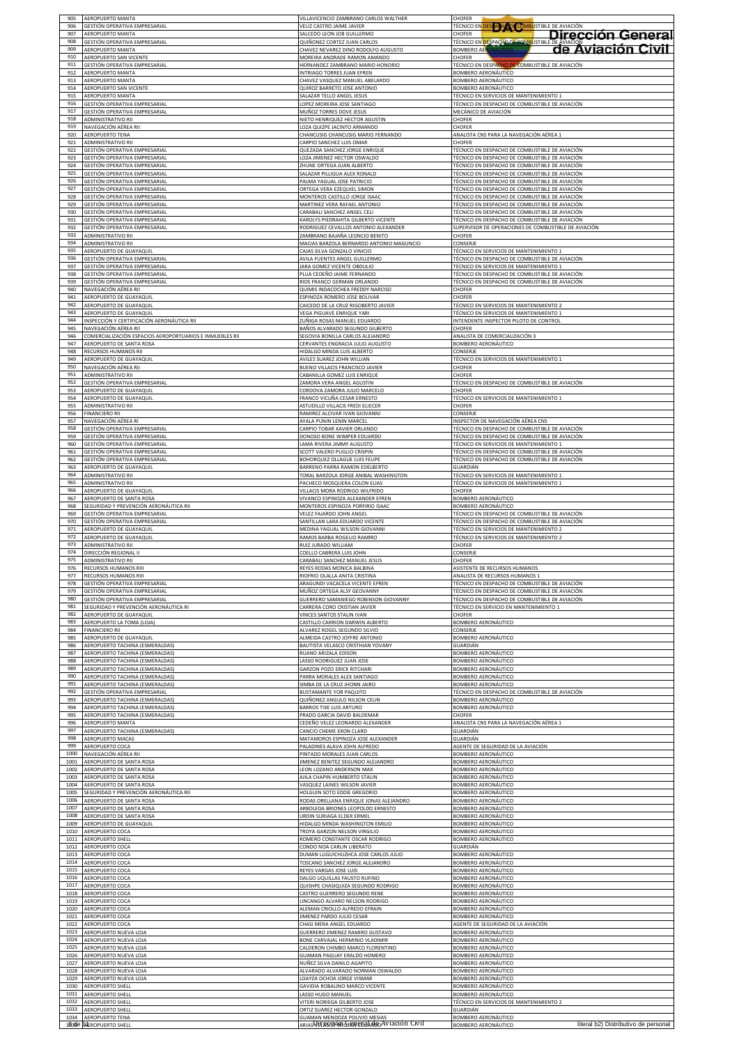| | | | |
|---|---|---|---|
| 905 | AEROPUERTO MANTA | VILLAVICENCIO ZAMBRANO CARLOS WALTHER | CHOFER |
| 906 | GESTIÓN OPERATIVA EMPRESARIAL | VELIZ CASTRO JAIME JAVIER | TÉCNICO EN DESPACHO DE COMBUSTIBLE DE AVIACIÓN |
| 907 | AEROPUERTO MANTA | SALCEDO LEON JOB GUILLERMO | CHOFER |
| 908 | GESTIÓN OPERATIVA EMPRESARIAL | QUIÑONEZ CORTEZ JUAN CARLOS | TÉCNICO EN DESPACHO DE COMBUSTIBLE DE AVIACIÓN |
| 909 | AEROPUERTO MANTA | CHAVEZ NEVAREZ DINO RODOLFO AUGUSTO | BOMBERO AERONÁUTICO |
| 910 | AEROPUERTO SAN VICENTE | MOREIRA ANDRADE RAMON AMANDO | CHOFER |
| 911 | GESTIÓN OPERATIVA EMPRESARIAL | HERNANDEZ ZAMBRANO MARIO HONORIO | TÉCNICO EN DESPACHO DE COMBUSTIBLE DE AVIACIÓN |
| 912 | AEROPUERTO MANTA | INTRIAGO TORRES JUAN EFREN | BOMBERO AERONÁUTICO |
| 913 | AEROPUERTO MANTA | CHAVEZ VASQUEZ MANUEL ABELARDO | BOMBERO AERONÁUTICO |
| 914 | AEROPUERTO SAN VICENTE | QUIROZ BARRETO JOSE ANTONIO | BOMBERO AERONÁUTICO |
| 915 | AEROPUERTO MANTA | SALAZAR TELLO ANGEL JESUS | TÉCNICO EN SERVICIOS DE MANTENIMIENTO 1 |
| 916 | GESTIÓN OPERATIVA EMPRESARIAL | LOPEZ MOREIRA JOSE SANTIAGO | TÉCNICO EN DESPACHO DE COMBUSTIBLE DE AVIACIÓN |
| 917 | GESTIÓN OPERATIVA EMPRESARIAL | MUÑOZ TORRES DOVE JESUS | MECÁNICO DE AVIACIÓN |
| 918 | ADMINISTRATIVO RII | NIETO HENRIQUEZ HECTOR AGUSTIN | CHOFER |
| 919 | NAVEGACIÓN AÉREA RII | LOZA QUIZPE JACINTO ARMANDO | CHOFER |
| 920 | AEROPUERTO TENA | CHANCUSIG CHANCUSIG MARIO FERNANDO | ANALISTA CNS PARA LA NAVEGACIÓN AÉREA 1 |
| 921 | ADMINISTRATIVO RII | CARPIO SANCHEZ LUIS OMAR | CHOFER |
| 922 | GESTIÓN OPERATIVA EMPRESARIAL | QUEZADA SANCHEZ JORGE ENRIQUE | TÉCNICO EN DESPACHO DE COMBUSTIBLE DE AVIACIÓN |
| 923 | GESTIÓN OPERATIVA EMPRESARIAL | LOZA JIMENEZ HECTOR OSWALDO | TÉCNICO EN DESPACHO DE COMBUSTIBLE DE AVIACIÓN |
| 924 | GESTIÓN OPERATIVA EMPRESARIAL | ZHUNE ORTEGA JUAN ALBERTO | TÉCNICO EN DESPACHO DE COMBUSTIBLE DE AVIACIÓN |
| 925 | GESTIÓN OPERATIVA EMPRESARIAL | SALAZAR PILLIGUA ALEX RONALD | TÉCNICO EN DESPACHO DE COMBUSTIBLE DE AVIACIÓN |
| 926 | GESTIÓN OPERATIVA EMPRESARIAL | PALMA YAGUAL JOSE PATRICIO | TÉCNICO EN DESPACHO DE COMBUSTIBLE DE AVIACIÓN |
| 927 | GESTIÓN OPERATIVA EMPRESARIAL | ORTEGA VERA EZEQUIEL SIMON | TÉCNICO EN DESPACHO DE COMBUSTIBLE DE AVIACIÓN |
| 928 | GESTIÓN OPERATIVA EMPRESARIAL | MONTEROS CASTILLO JORGE ISAAC | TÉCNICO EN DESPACHO DE COMBUSTIBLE DE AVIACIÓN |
| 929 | GESTIÓN OPERATIVA EMPRESARIAL | MARTINEZ VERA RAFAEL ANTONIO | TÉCNICO EN DESPACHO DE COMBUSTIBLE DE AVIACIÓN |
| 930 | GESTIÓN OPERATIVA EMPRESARIAL | CARABALI SANCHEZ ANGEL CELI | TÉCNICO EN DESPACHO DE COMBUSTIBLE DE AVIACIÓN |
| 931 | GESTIÓN OPERATIVA EMPRESARIAL | KAROLYS PIEDRAHITA GILBERTO VICENTE | TÉCNICO EN DESPACHO DE COMBUSTIBLE DE AVIACIÓN |
| 932 | GESTIÓN OPERATIVA EMPRESARIAL | RODRIGUEZ CEVALLOS ANTONIO ALEXANDER | SUPERVISOR DE OPERACIONES DE COMBUSTIBLE DE AVIACIÓN |
| 933 | ADMINISTRATIVO RII | ZAMBRANO BAJAÑA LEONCIO BENITO | CHOFER |
| 934 | ADMINISTRATIVO RII | MACIAS BARZOLA BERNARDO ANTONIO MAGUNCIO | CONSERJE |
| 935 | AEROPUERTO DE GUAYAQUIL | CAJAS SILVA GONZALO VINICIO | TÉCNICO EN SERVICIOS DE MANTENIMIENTO 1 |
| 936 | GESTIÓN OPERATIVA EMPRESARIAL | AVILA FUENTES ANGEL GUILLERMO | TÉCNICO EN DESPACHO DE COMBUSTIBLE DE AVIACIÓN |
| 937 | GESTIÓN OPERATIVA EMPRESARIAL | JARA GOMEZ VICENTE OBDULIO | TÉCNICO EN SERVICIOS DE MANTENIMIENTO 1 |
| 938 | GESTIÓN OPERATIVA EMPRESARIAL | PLUA CEDEÑO JAIME FERNANDO | TÉCNICO EN DESPACHO DE COMBUSTIBLE DE AVIACIÓN |
| 939 | GESTIÓN OPERATIVA EMPRESARIAL | RIOS FRANCO GERMAN ORLANDO | TÉCNICO EN DESPACHO DE COMBUSTIBLE DE AVIACIÓN |
| 940 | NAVEGACIÓN AÉREA RII | QUIMIS INDACOCHEA FREDDY NARCISO | CHOFER |
| 941 | AEROPUERTO DE GUAYAQUIL | ESPINOZA ROMERO JOSE BOLIVAR | CHOFER |
| 942 | AEROPUERTO DE GUAYAQUIL | CAICEDO DE LA CRUZ RIGOBERTO JAVIER | TÉCNICO EN SERVICIOS DE MANTENIMIENTO 2 |
| 943 | AEROPUERTO DE GUAYAQUIL | VEGA PIGUAVE ENRIQUE YARI | TÉCNICO EN SERVICIOS DE MANTENIMIENTO 1 |
| 944 | INSPECCIÓN Y CERTIFICACIÓN AERONÁUTICA RII | ZUÑIGA ROSAS MANUEL EDUARDO | INTENDENTE INSPECTOR PILOTO DE CONTROL |
| 945 | NAVEGACIÓN AÉREA RII | BAÑOS ALVARADO SEGUNDO GILBERTO | CHOFER |
| 946 | COMERCIALIZACIÓN ESPACIOS AEROPORTUARIOS E INMUEBLES RII | SEGOVIA BONILLA CARLOS ALEJANDRO | ANALISTA DE COMERCIALIZACIÓN 3 |
| 947 | AEROPUERTO DE SANTA ROSA | CERVANTES ENGRACIA JULIO AUGUSTO | BOMBERO AERONÁUTICO |
| 948 | RECURSOS HUMANOS RII | HIDALGO MINDA LUIS ALBERTO | CONSERJE |
| 949 | AEROPUERTO DE GUAYAQUIL | AVILES SUAREZ JOHN WILLIAN | TÉCNICO EN SERVICIOS DE MANTENIMIENTO 1 |
| 950 | NAVEGACIÓN AÉREA RII | BUENO VILLACIS FRANCISCO JAVIER | CHOFER |
| 951 | ADMINISTRATIVO RII | CABANILLA GOMEZ LUIS ENRIQUE | CHOFER |
| 952 | GESTIÓN OPERATIVA EMPRESARIAL | ZAMORA VERA ANGEL AGUSTIN | TÉCNICO EN DESPACHO DE COMBUSTIBLE DE AVIACIÓN |
| 953 | AEROPUERTO DE GUAYAQUIL | CORDOVA ZAMORA JULIO MARCELO | CHOFER |
| 954 | AEROPUERTO DE GUAYAQUIL | FRANCO VICUÑA CESAR ERNESTO | TÉCNICO EN SERVICIOS DE MANTENIMIENTO 1 |
| 955 | ADMINISTRATIVO RII | ASTUDILLO VILLACIS FREDI ELIECER | CHOFER |
| 956 | FINANCIERO RII | RAMIREZ ALCIVAR IVAN GIOVANNI | CONSERJE |
| 957 | NAVEGACIÓN AÉREA RI | AYALA PUNIN LENIN MARCEL | INSPECTOR DE NAVEGACIÓN AÉREA CNS |
| 958 | GESTIÓN OPERATIVA EMPRESARIAL | CARPIO TOBAR XAVIER ORLANDO | TÉCNICO EN DESPACHO DE COMBUSTIBLE DE AVIACIÓN |
| 959 | GESTIÓN OPERATIVA EMPRESARIAL | DONOSO BONE WIMPER EDUARDO | TÉCNICO EN DESPACHO DE COMBUSTIBLE DE AVIACIÓN |
| 960 | GESTIÓN OPERATIVA EMPRESARIAL | LAMA RIVERA JIMMY AUGUSTO | TÉCNICO EN SERVICIOS DE MANTENIMIENTO 1 |
| 961 | GESTIÓN OPERATIVA EMPRESARIAL | SCOTT VALERO PUGLIO CRISPIN | TÉCNICO EN DESPACHO DE COMBUSTIBLE DE AVIACIÓN |
| 962 | GESTIÓN OPERATIVA EMPRESARIAL | BOHORQUEZ OLLAGUE LUIS FELIPE | TÉCNICO EN DESPACHO DE COMBUSTIBLE DE AVIACIÓN |
| 963 | AEROPUERTO DE GUAYAQUIL | BARRENO PARRA RAMON EDELBERTO | GUARDIÁN |
| 964 | ADMINISTRATIVO RII | TORAL BARZOLA JORGE ANIBAL WASHINGTON | TÉCNICO EN SERVICIOS DE MANTENIMIENTO 1 |
| 965 | ADMINISTRATIVO RII | PACHECO MOSQUERA COLON ELIAS | TÉCNICO EN SERVICIOS DE MANTENIMIENTO 1 |
| 966 | AEROPUERTO DE GUAYAQUIL | VILLACIS MORA RODRIGO WILFRIDO | CHOFER |
| 967 | AEROPUERTO DE SANTA ROSA | VIVANCO ESPINOZA ALEXANDER EFREN | BOMBERO AERONÁUTICO |
| 968 | SEGURIDAD Y PREVENCIÓN AERONÁUTICA RII | MONTEROS ESPINOZA PORFIRIO ISAAC | BOMBERO AERONÁUTICO |
| 969 | GESTIÓN OPERATIVA EMPRESARIAL | VELEZ FAJARDO JOHN ANGEL | TÉCNICO EN DESPACHO DE COMBUSTIBLE DE AVIACIÓN |
| 970 | GESTIÓN OPERATIVA EMPRESARIAL | SANTILLAN LARA EDUARDO VICENTE | TÉCNICO EN DESPACHO DE COMBUSTIBLE DE AVIACIÓN |
| 971 | AEROPUERTO DE GUAYAQUIL | MEDINA YAGUAL WILSON GIOVANNI | TÉCNICO EN SERVICIOS DE MANTENIMIENTO 2 |
| 972 | AEROPUERTO DE GUAYAQUIL | RAMOS BARBA ROGELIO RAMIRO | TÉCNICO EN SERVICIOS DE MANTENIMIENTO 2 |
| 973 | ADMINISTRATIVO RII | RUIZ JURADO WILLIAM | CHOFER |
| 974 | DIRECCIÓN REGIONAL II | COELLO CABRERA LUIS JOHN | CONSERJE |
| 975 | ADMINISTRATIVO RII | CARABALI SANCHEZ MANUEL JESUS | CHOFER |
| 976 | RECURSOS HUMANOS RIII | REYES RODAS MONICA BALBINA | ASISTENTE DE RECURSOS HUMANOS |
| 977 | RECURSOS HUMANOS RIII | RIOFRIO OLALLA ANITA CRISTINA | ANALISTA DE RECURSOS HUMANOS 1 |
| 978 | GESTIÓN OPERATIVA EMPRESARIAL | ARAGUNDI VACACELA VICENTE EFREN | TÉCNICO EN DESPACHO DE COMBUSTIBLE DE AVIACIÓN |
| 979 | GESTIÓN OPERATIVA EMPRESARIAL | MUÑOZ ORTEGA ALSY GEOVANNY | TÉCNICO EN DESPACHO DE COMBUSTIBLE DE AVIACIÓN |
| 980 | GESTIÓN OPERATIVA EMPRESARIAL | GUERRERO SAMANIEGO ROBINSON GIOVANNY | TÉCNICO EN DESPACHO DE COMBUSTIBLE DE AVIACIÓN |
| 981 | SEGURIDAD Y PREVENCIÓN AERONÁUTICA RI | CARRERA CORO CRISTIAN JAVIER | TÉCNICO EN SERVICIO EN MANTENIMIENTO 1 |
| 982 | AEROPUERTO DE GUAYAQUIL | VINCES SANTOS STALIN IVAN | CHOFER |
| 983 | AEROPUERTO LA TOMA (LOJA) | CASTILLO CARRION DARWIN ALBERTO | BOMBERO AERONÁUTICO |
| 984 | FINANCIERO RII | ALVAREZ ROGEL SEGUNDO SILVIO | CONSERJE |
| 985 | AEROPUERTO DE GUAYAQUIL | ALMEIDA CASTRO JOFFRE ANTONIO | BOMBERO AERONÁUTICO |
| 986 | AEROPUERTO TACHINA (ESMERALDAS) | BAUTISTA VELASCO CRISTHIAN YOVANY | GUARDIÁN |
| 987 | AEROPUERTO TACHINA (ESMERALDAS) | RUANO ARIZALA EDISON | BOMBERO AERONÁUTICO |
| 988 | AEROPUERTO TACHINA (ESMERALDAS) | LASSO RODRIGUEZ JUAN JOSE | BOMBERO AERONÁUTICO |
| 989 | AEROPUERTO TACHINA (ESMERALDAS) | GARZON POZO ERICK RITCHARI | BOMBERO AERONÁUTICO |
| 990 | AEROPUERTO TACHINA (ESMERALDAS) | PARRA MORALES ALEX SANTIAGO | BOMBERO AERONÁUTICO |
| 991 | AEROPUERTO TACHINA (ESMERALDAS) | SIMBA DE LA CRUZ JHONN JAIRO | BOMBERO AERONÁUTICO |
| 992 | GESTIÓN OPERATIVA EMPRESARIAL | BUSTAMANTE YOR PAQUITO | TÉCNICO EN DESPACHO DE COMBUSTIBLE DE AVIACIÓN |
| 993 | AEROPUERTO TACHINA (ESMERALDAS) | QUIÑONEZ ANGULO NILSON CELIN | BOMBERO AERONÁUTICO |
| 994 | AEROPUERTO TACHINA (ESMERALDAS) | BARROS TIXE LUIS ARTURO | BOMBERO AERONÁUTICO |
| 995 | AEROPUERTO TACHINA (ESMERALDAS) | PRADO GARCIA DAVID BALDEMAR | CHOFER |
| 996 | AEROPUERTO MANTA | CEDEÑO VELEZ LEONARDO ALEXANDER | ANALISTA CNS PARA LA NAVEGACIÓN AÉREA 1 |
| 997 | AEROPUERTO TACHINA (ESMERALDAS) | CANCIO CHEME EXON CLARD | GUARDIÁN |
| 998 | AEROPUERTO MACAS | MATAMOROS ESPINOZA JOSE ALEXANDER | GUARDIÁN |
| 999 | AEROPUERTO COCA | PALADINES ALAVA JOHN ALFREDO | AGENTE DE SEGURIDAD DE LA AVIACIÓN |
| 1000 | NAVEGACIÓN AÉREA RII | PINTADO MORALES JUAN CARLOS | BOMBERO AERONÁUTICO |
| 1001 | AEROPUERTO DE SANTA ROSA | JIMENEZ BENITEZ SEGUNDO ALEJANDRO | BOMBERO AERONÁUTICO |
| 1002 | AEROPUERTO DE SANTA ROSA | LEON LOZANO ANDERSON MAX | BOMBERO AERONÁUTICO |
| 1003 | AEROPUERTO DE SANTA ROSA | AJILA CHAPIN HUMBERTO STALIN | BOMBERO AERONÁUTICO |
| 1004 | AEROPUERTO DE SANTA ROSA | VASQUEZ LAINES WILSON JAVIER | BOMBERO AERONÁUTICO |
| 1005 | SEGURIDAD Y PREVENCIÓN AERONÁUTICA RII | HOLGUIN SOTO EDDIE GREGORIO | BOMBERO AERONÁUTICO |
| 1006 | AEROPUERTO DE SANTA ROSA | RODAS ORELLANA ENRIQUE JONAS ALEJANDRO | BOMBERO AERONÁUTICO |
| 1007 | AEROPUERTO DE SANTA ROSA | ARBOLEDA BRIONES LEOPOLDO ERNESTO | BOMBERO AERONÁUTICO |
| 1008 | AEROPUERTO DE SANTA ROSA | URDIN SURIAGA ELDER ERMEL | BOMBERO AERONÁUTICO |
| 1009 | AEROPUERTO DE GUAYAQUIL | HIDALGO MINDA WASHINGTON EMILIO | BOMBERO AERONÁUTICO |
| 1010 | AEROPUERTO COCA | TROYA GARZON NELSON VIRGILIO | BOMBERO AERONÁUTICO |
| 1011 | AEROPUERTO SHELL | ROMERO CONSTANTE OSCAR RODRIGO | BOMBERO AERONÁUTICO |
| 1012 | AEROPUERTO COCA | CONDO NOA CARLIN LIBERATO | GUARDIÁN |
| 1013 | AEROPUERTO COCA | DUMAN LLIGUICHUZHCA JOSE CARLOS JULIO | BOMBERO AERONÁUTICO |
| 1014 | AEROPUERTO COCA | TOSCANO SANCHEZ JORGE ALEJANDRO | BOMBERO AERONÁUTICO |
| 1015 | AEROPUERTO COCA | REYES VARGAS JOSE LUIS | BOMBERO AERONÁUTICO |
| 1016 | AEROPUERTO COCA | DALGO UQUILLAS FAUSTO RUFINO | BOMBERO AERONÁUTICO |
| 1017 | AEROPUERTO COCA | QUISHPE CHASIQUIZA SEGUNDO RODRIGO | BOMBERO AERONÁUTICO |
| 1018 | AEROPUERTO COCA | CASTRO GUERRERO SEGUNDO RENE | BOMBERO AERONÁUTICO |
| 1019 | AEROPUERTO COCA | LINCANGO ALVARO NELSON RODRIGO | BOMBERO AERONÁUTICO |
| 1020 | AEROPUERTO COCA | ALEMAN CRIOLLO ALFREDO EFRAIN | BOMBERO AERONÁUTICO |
| 1021 | AEROPUERTO COCA | JIMENEZ PARDO JULIO CESAR | BOMBERO AERONÁUTICO |
| 1022 | AEROPUERTO COCA | CHASI MERA ANGEL EDUARDO | AGENTE DE SEGURIDAD DE LA AVIACIÓN |
| 1023 | AEROPUERTO NUEVA LOJA | GUERRERO JIMENEZ RAMIRO GUSTAVO | BOMBERO AERONÁUTICO |
| 1024 | AEROPUERTO NUEVA LOJA | BONE CARVAJAL HERMINIO VLADIMIR | BOMBERO AERONÁUTICO |
| 1025 | AEROPUERTO NUEVA LOJA | CALDERON CHIMBO MARCO FLORENTINO | BOMBERO AERONÁUTICO |
| 1026 | AEROPUERTO NUEVA LOJA | GUAMAN PAGUAY ERALDO HOMERO | BOMBERO AERONÁUTICO |
| 1027 | AEROPUERTO NUEVA LOJA | NUÑEZ SILVA DANILO AGAPITO | BOMBERO AERONÁUTICO |
| 1028 | AEROPUERTO NUEVA LOJA | ALVARADO ALVARADO NORMAN OSWALDO | BOMBERO AERONÁUTICO |
| 1029 | AEROPUERTO NUEVA LOJA | LOAYZA OCHOA JORGE VISMAR | BOMBERO AERONÁUTICO |
| 1030 | AEROPUERTO SHELL | GAVIDIA ROBALINO MARCO VICENTE | BOMBERO AERONÁUTICO |
| 1031 | AEROPUERTO SHELL | LASSO HUGO MANUEL | BOMBERO AERONÁUTICO |
| 1032 | AEROPUERTO SHELL | VITERI NORIEGA GILBERTO JOSE | TÉCNICO EN SERVICIOS DE MANTENIMIENTO 2 |
| 1033 | AEROPUERTO SHELL | ORTIZ SUAREZ HECTOR GONZALO | GUARDIÁN |
| 1034 | AEROPUERTO TENA | GUAMAN MENDOZA POLIVIO MESIAS | BOMBERO AERONÁUTICO |
| 1035 | AEROPUERTO SHELL | ARIAS | BOMBERO AERONÁUTICO |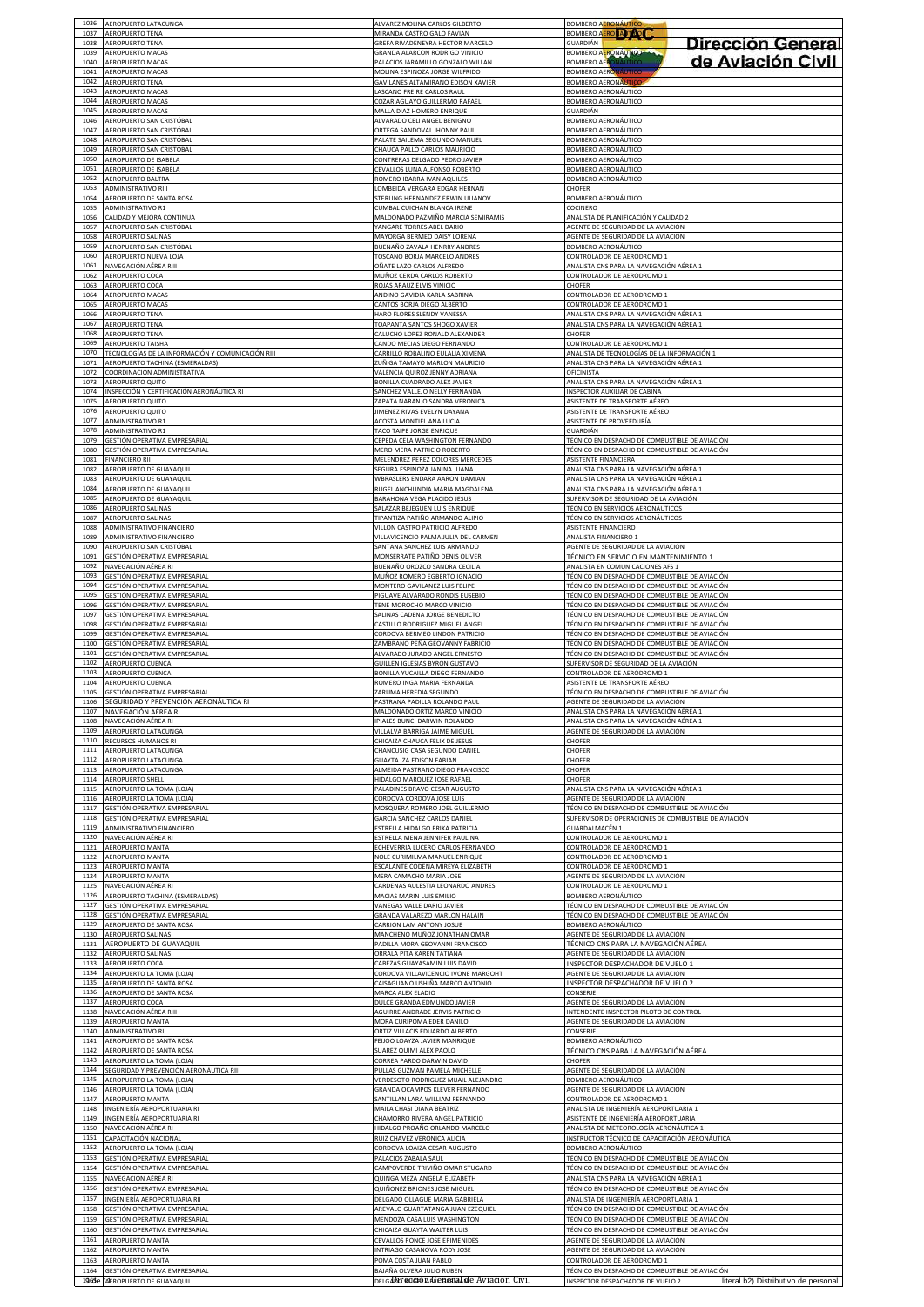# Dirección General de Aviación Civil

| | | | |
|---|---|---|---|
| 1036 | AEROPUERTO LATACUNGA | ALVAREZ MOLINA CARLOS GILBERTO | BOMBERO AERONÁUTICO |
| 1037 | AEROPUERTO TENA | MIRANDA CASTRO GALO FAVIAN | BOMBERO AERONÁUTICO |
| 1038 | AEROPUERTO TENA | GREFA RIVADENEYRA HECTOR MARCELO | GUARDIÁN |
| 1039 | AEROPUERTO MACAS | GRANDA ALARCON RODRIGO VINICIO | BOMBERO AERONÁUTICO |
| 1040 | AEROPUERTO MACAS | PALACIOS JARAMILLO GONZALO WILLAN | BOMBERO AERONÁUTICO |
| 1041 | AEROPUERTO MACAS | MOLINA ESPINOZA JORGE WILFRIDO | BOMBERO AERONÁUTICO |
| 1042 | AEROPUERTO TENA | GAVILANES ALTAMIRANO EDISON XAVIER | BOMBERO AERONÁUTICO |
| 1043 | AEROPUERTO MACAS | LASCANO FREIRE CARLOS RAUL | BOMBERO AERONÁUTICO |
| 1044 | AEROPUERTO MACAS | COZAR AGUAYO GUILLERMO RAFAEL | BOMBERO AERONÁUTICO |
| 1045 | AEROPUERTO MACAS | MALLA DIAZ HOMERO ENRIQUE | GUARDIÁN |
| 1046 | AEROPUERTO SAN CRISTÓBAL | ALVARADO CELI ANGEL BENIGNO | BOMBERO AERONÁUTICO |
| 1047 | AEROPUERTO SAN CRISTÓBAL | ORTEGA SANDOVAL JHONNY PAUL | BOMBERO AERONÁUTICO |
| 1048 | AEROPUERTO SAN CRISTÓBAL | PALATE SAILEMA SEGUNDO MANUEL | BOMBERO AERONÁUTICO |
| 1049 | AEROPUERTO SAN CRISTÓBAL | CHAUCA PALLO CARLOS MAURICIO | BOMBERO AERONÁUTICO |
| 1050 | AEROPUERTO DE ISABELA | CONTRERAS DELGADO PEDRO JAVIER | BOMBERO AERONÁUTICO |
| 1051 | AEROPUERTO DE ISABELA | CEVALLOS LUNA ALFONSO ROBERTO | BOMBERO AERONÁUTICO |
| 1052 | AEROPUERTO BALTRA | ROMERO IBARRA IVAN AQUILES | BOMBERO AERONÁUTICO |
| 1053 | ADMINISTRATIVO RIII | LOMBEIDA VERGARA EDGAR HERNAN | CHOFER |
| 1054 | AEROPUERTO DE SANTA ROSA | STERLING HERNANDEZ ERWIN ULIANOV | BOMBERO AERONÁUTICO |
| 1055 | ADMINISTRATIVO R1 | CUMBAL CUICHAN BLANCA IRENE | COCINERO |
| 1056 | CALIDAD Y MEJORA CONTINUA | MALDONADO PAZMIÑO MARCIA SEMIRAMIS | ANALISTA DE PLANIFICACIÓN Y CALIDAD 2 |
| 1057 | AEROPUERTO SAN CRISTÓBAL | YANGARE TORRES ABEL DARIO | AGENTE DE SEGURIDAD DE LA AVIACIÓN |
| 1058 | AEROPUERTO SALINAS | MAYORGA BERMEO DAISY LORENA | AGENTE DE SEGURIDAD DE LA AVIACIÓN |
| 1059 | AEROPUERTO SAN CRISTÓBAL | BUENAÑO ZAVALA HENRRY ANDRES | BOMBERO AERONÁUTICO |
| 1060 | AEROPUERTO NUEVA LOJA | TOSCANO BORJA MARCELO ANDRES | CONTROLADOR DE AERÓDROMO 1 |
| 1061 | NAVEGACIÓN AÉREA RIII | OÑATE LAZO CARLOS ALFREDO | ANALISTA CNS PARA LA NAVEGACIÓN AÉREA 1 |
| 1062 | AEROPUERTO COCA | MUÑOZ CERDA CARLOS ROBERTO | CONTROLADOR DE AERÓDROMO 1 |
| 1063 | AEROPUERTO COCA | ROJAS ARAUZ ELVIS VINICIO | CHOFER |
| 1064 | AEROPUERTO MACAS | ANDINO GAVIDIA KARLA SABRINA | CONTROLADOR DE AERÓDROMO 1 |
| 1065 | AEROPUERTO MACAS | CANTOS BORJA DIEGO ALBERTO | CONTROLADOR DE AERÓDROMO 1 |
| 1066 | AEROPUERTO TENA | HARO FLORES SLENDY VANESSA | ANALISTA CNS PARA LA NAVEGACIÓN AÉREA 1 |
| 1067 | AEROPUERTO TENA | TOAPANTA SANTOS SHOGO XAVIER | ANALISTA CNS PARA LA NAVEGACIÓN AÉREA 1 |
| 1068 | AEROPUERTO TENA | CALUCHO LOPEZ RONALD ALEXANDER | CHOFER |
| 1069 | AEROPUERTO TAISHA | CANDO MECIAS DIEGO FERNANDO | CONTROLADOR DE AERÓDROMO 1 |
| 1070 | TECNOLOGÍAS DE LA INFORMACIÓN Y COMUNICACIÓN RIII | CARRILLO ROBALINO EULALIA XIMENA | ANALISTA DE TECNOLOGÍAS DE LA INFORMACIÓN 1 |
| 1071 | AEROPUERTO TACHINA (ESMERALDAS) | ZUÑIGA TAMAYO MARLON MAURICIO | ANALISTA CNS PARA LA NAVEGACIÓN AÉREA 1 |
| 1072 | COORDINACIÓN ADMINISTRATIVA | VALENCIA QUIROZ JENNY ADRIANA | OFICINISTA |
| 1073 | AEROPUERTO QUITO | BONILLA CUADRADO ALEX JAVIER | ANALISTA CNS PARA LA NAVEGACIÓN AÉREA 1 |
| 1074 | INSPECCIÓN Y CERTIFICACIÓN AERONÁUTICA RI | SANCHEZ VALLEJO NELLY FERNANDA | INSPECTOR AUXILIAR DE CABINA |
| 1075 | AEROPUERTO QUITO | ZAPATA NARANJO SANDRA VERONICA | ASISTENTE DE TRANSPORTE AÉREO |
| 1076 | AEROPUERTO QUITO | JIMENEZ RIVAS EVELYN DAYANA | ASISTENTE DE TRANSPORTE AÉREO |
| 1077 | ADMINISTRATIVO R1 | ACOSTA MONTIEL ANA LUCIA | ASISTENTE DE PROVEEDURÍA |
| 1078 | ADMINISTRATIVO R1 | TACO TAIPE JORGE ENRIQUE | GUARDIÁN |
| 1079 | GESTIÓN OPERATIVA EMPRESARIAL | CEPEDA CELA WASHINGTON FERNANDO | TÉCNICO EN DESPACHO DE COMBUSTIBLE DE AVIACIÓN |
| 1080 | GESTIÓN OPERATIVA EMPRESARIAL | MERO MERA PATRICIO ROBERTO | TÉCNICO EN DESPACHO DE COMBUSTIBLE DE AVIACIÓN |
| 1081 | FINANCIERO RII | MELENDREZ PEREZ DOLORES MERCEDES | ASISTENTE FINANCIERA |
| 1082 | AEROPUERTO DE GUAYAQUIL | SEGURA ESPINOZA JANINA JUANA | ANALISTA CNS PARA LA NAVEGACIÓN AÉREA 1 |
| 1083 | AEROPUERTO DE GUAYAQUIL | WBRASLERS ENDARA AARON DAMIAN | ANALISTA CNS PARA LA NAVEGACIÓN AÉREA 1 |
| 1084 | AEROPUERTO DE GUAYAQUIL | RUGEL ANCHUNDIA MARIA MAGDALENA | ANALISTA CNS PARA LA NAVEGACIÓN AÉREA 1 |
| 1085 | AEROPUERTO DE GUAYAQUIL | BARAHONA VEGA PLACIDO JESUS | SUPERVISOR DE SEGURIDAD DE LA AVIACIÓN |
| 1086 | AEROPUERTO SALINAS | SALAZAR BEJEGUEN LUIS ENRIQUE | TÉCNICO EN SERVICIOS AERONÁUTICOS |
| 1087 | AEROPUERTO SALINAS | TIPANTIZA PATIÑO ARMANDO ALIPIO | TÉCNICO EN SERVICIOS AERONÁUTICOS |
| 1088 | ADMINISTRATIVO FINANCIERO | VILLON CASTRO PATRICIO ALFREDO | ASISTENTE FINANCIERO |
| 1089 | ADMINISTRATIVO FINANCIERO | VILLAVICENCIO PALMA JULIA DEL CARMEN | ANALISTA FINANCIERO 1 |
| 1090 | AEROPUERTO SAN CRISTÓBAL | SANTANA SANCHEZ LUIS ARMANDO | AGENTE DE SEGURIDAD DE LA AVIACIÓN |
| 1091 | GESTIÓN OPERATIVA EMPRESARIAL | MONSERRATE PATIÑO DENIS OLIVER | TÉCNICO EN SERVICIO EN MANTENIMIENTO 1 |
| 1092 | NAVEGACIÓN AÉREA RI | BUENAÑO OROZCO SANDRA CECILIA | ANALISTA EN COMUNICACIONES AFS 1 |
| 1093 | GESTIÓN OPERATIVA EMPRESARIAL | MUÑOZ ROMERO EGBERTO IGNACIO | TÉCNICO EN DESPACHO DE COMBUSTIBLE DE AVIACIÓN |
| 1094 | GESTIÓN OPERATIVA EMPRESARIAL | MONTERO GAVILANEZ LUIS FELIPE | TÉCNICO EN DESPACHO DE COMBUSTIBLE DE AVIACIÓN |
| 1095 | GESTIÓN OPERATIVA EMPRESARIAL | PIGUAVE ALVARADO RONDIS EUSEBIO | TÉCNICO EN DESPACHO DE COMBUSTIBLE DE AVIACIÓN |
| 1096 | GESTIÓN OPERATIVA EMPRESARIAL | TENE MOROCHO MARCO VINICIO | TÉCNICO EN DESPACHO DE COMBUSTIBLE DE AVIACIÓN |
| 1097 | GESTIÓN OPERATIVA EMPRESARIAL | SALINAS CADENA JORGE BENEDICTO | TÉCNICO EN DESPACHO DE COMBUSTIBLE DE AVIACIÓN |
| 1098 | GESTIÓN OPERATIVA EMPRESARIAL | CASTILLO RODRIGUEZ MIGUEL ANGEL | TÉCNICO EN DESPACHO DE COMBUSTIBLE DE AVIACIÓN |
| 1099 | GESTIÓN OPERATIVA EMPRESARIAL | CORDOVA BERMEO LINDON PATRICIO | TÉCNICO EN DESPACHO DE COMBUSTIBLE DE AVIACIÓN |
| 1100 | GESTIÓN OPERATIVA EMPRESARIAL | ZAMBRANO PEÑA GEOVANNY FABRICIO | TÉCNICO EN DESPACHO DE COMBUSTIBLE DE AVIACIÓN |
| 1101 | GESTIÓN OPERATIVA EMPRESARIAL | ALVARADO JURADO ANGEL ERNESTO | TÉCNICO EN DESPACHO DE COMBUSTIBLE DE AVIACIÓN |
| 1102 | AEROPUERTO CUENCA | GUILLEN IGLESIAS BYRON GUSTAVO | SUPERVISOR DE SEGURIDAD DE LA AVIACIÓN |
| 1103 | AEROPUERTO CUENCA | BONILLA YUCAILLA DIEGO FERNANDO | CONTROLADOR DE AERÓDROMO 1 |
| 1104 | AEROPUERTO CUENCA | ROMERO INGA MARIA FERNANDA | ASISTENTE DE TRANSPORTE AÉREO |
| 1105 | GESTIÓN OPERATIVA EMPRESARIAL | ZARUMA HEREDIA SEGUNDO | TÉCNICO EN DESPACHO DE COMBUSTIBLE DE AVIACIÓN |
| 1106 | SEGURIDAD Y PREVENCIÓN AERONÁUTICA RI | PASTRANA PADILLA ROLANDO PAUL | AGENTE DE SEGURIDAD DE LA AVIACIÓN |
| 1107 | NAVEGACIÓN AÉREA RI | MALDONADO ORTIZ MARCO VINICIO | ANALISTA CNS PARA LA NAVEGACIÓN AÉREA 1 |
| 1108 | NAVEGACIÓN AÉREA RI | IPIALES BUNCI DARWIN ROLANDO | ANALISTA CNS PARA LA NAVEGACIÓN AÉREA 1 |
| 1109 | AEROPUERTO LATACUNGA | VILLALVA BARRIGA JAIME MIGUEL | AGENTE DE SEGURIDAD DE LA AVIACIÓN |
| 1110 | RECURSOS HUMANOS RI | CHICAIZA CHAUCA FELIX DE JESUS | CHOFER |
| 1111 | AEROPUERTO LATACUNGA | CHANCUSIG CASA SEGUNDO DANIEL | CHOFER |
| 1112 | AEROPUERTO LATACUNGA | GUAYTA IZA EDISON FABIAN | CHOFER |
| 1113 | AEROPUERTO LATACUNGA | ALMEIDA PASTRANO DIEGO FRANCISCO | CHOFER |
| 1114 | AEROPUERTO SHELL | HIDALGO MARQUEZ JOSE RAFAEL | CHOFER |
| 1115 | AEROPUERTO LA TOMA (LOJA) | PALADINES BRAVO CESAR AUGUSTO | ANALISTA CNS PARA LA NAVEGACIÓN AÉREA 1 |
| 1116 | AEROPUERTO LA TOMA (LOJA) | CORDOVA CORDOVA JOSE LUIS | AGENTE DE SEGURIDAD DE LA AVIACIÓN |
| 1117 | GESTIÓN OPERATIVA EMPRESARIAL | MOSQUERA ROMERO JOEL GUILLERMO | TÉCNICO EN DESPACHO DE COMBUSTIBLE DE AVIACIÓN |
| 1118 | GESTIÓN OPERATIVA EMPRESARIAL | GARCIA SANCHEZ CARLOS DANIEL | SUPERVISOR DE OPERACIONES DE COMBUSTIBLE DE AVIACIÓN |
| 1119 | ADMINISTRATIVO FINANCIERO | ESTRELLA HIDALGO ERIKA PATRICIA | GUARDALMACÉN 1 |
| 1120 | NAVEGACIÓN AÉREA RI | ESTRELLA MENA JENNIFER PAULINA | CONTROLADOR DE AERÓDROMO 1 |
| 1121 | AEROPUERTO MANTA | ECHEVERRIA LUCERO CARLOS FERNANDO | CONTROLADOR DE AERÓDROMO 1 |
| 1122 | AEROPUERTO MANTA | NOLE CURIMILMA MANUEL ENRIQUE | CONTROLADOR DE AERÓDROMO 1 |
| 1123 | AEROPUERTO MANTA | ESCALANTE CODENA MIREYA ELIZABETH | CONTROLADOR DE AERÓDROMO 1 |
| 1124 | AEROPUERTO MANTA | MERA CAMACHO MARIA JOSE | AGENTE DE SEGURIDAD DE LA AVIACIÓN |
| 1125 | NAVEGACIÓN AÉREA RI | CARDENAS AULESTIA LEONARDO ANDRES | CONTROLADOR DE AERÓDROMO 1 |
| 1126 | AEROPUERTO TACHINA (ESMERALDAS) | MACIAS MARIN LUIS EMILIO | BOMBERO AERONÁUTICO |
| 1127 | GESTIÓN OPERATIVA EMPRESARIAL | VANEGAS VALLE DARIO JAVIER | TÉCNICO EN DESPACHO DE COMBUSTIBLE DE AVIACIÓN |
| 1128 | GESTIÓN OPERATIVA EMPRESARIAL | GRANDA VALAREZO MARLON HALAIN | TÉCNICO EN DESPACHO DE COMBUSTIBLE DE AVIACIÓN |
| 1129 | AEROPUERTO DE SANTA ROSA | CARRION LAM ANTONY JOSUE | BOMBERO AERONÁUTICO |
| 1130 | AEROPUERTO SALINAS | MANCHENO MUÑOZ JONATHAN OMAR | AGENTE DE SEGURIDAD DE LA AVIACIÓN |
| 1131 | AEROPUERTO DE GUAYAQUIL | PADILLA MORA GEOVANNI FRANCISCO | TÉCNICO CNS PARA LA NAVEGACIÓN AÉREA |
| 1132 | AEROPUERTO SALINAS | ORRALA PITA KAREN TATIANA | AGENTE DE SEGURIDAD DE LA AVIACIÓN |
| 1133 | AEROPUERTO COCA | CABEZAS GUAYASAMIN LUIS DAVID | INSPECTOR DESPACHADOR DE VUELO 1 |
| 1134 | AEROPUERTO LA TOMA (LOJA) | CORDOVA VILLAVICENCIO IVONE MARGOHT | AGENTE DE SEGURIDAD DE LA AVIACIÓN |
| 1135 | AEROPUERTO DE SANTA ROSA | CAISAGUANO USHIÑA MARCO ANTONIO | INSPECTOR DESPACHADOR DE VUELO 2 |
| 1136 | AEROPUERTO DE SANTA ROSA | MARCA ALEX ELADIO | CONSERJE |
| 1137 | AEROPUERTO COCA | DULCE GRANDA EDMUNDO JAVIER | AGENTE DE SEGURIDAD DE LA AVIACIÓN |
| 1138 | NAVEGACIÓN AÉREA RIII | AGUIRRE ANDRADE JERVIS PATRICIO | INTENDENTE INSPECTOR PILOTO DE CONTROL |
| 1139 | AEROPUERTO MANTA | MORA CURIPOMA EDER DANILO | AGENTE DE SEGURIDAD DE LA AVIACIÓN |
| 1140 | ADMINISTRATIVO RII | ORTIZ VILLACIS EDUARDO ALBERTO | CONSERJE |
| 1141 | AEROPUERTO DE SANTA ROSA | FEIJOO LOAYZA JAVIER MANRIQUE | BOMBERO AERONÁUTICO |
| 1142 | AEROPUERTO DE SANTA ROSA | SUAREZ QUIMI ALEX PAOLO | TÉCNICO CNS PARA LA NAVEGACIÓN AÉREA |
| 1143 | AEROPUERTO LA TOMA (LOJA) | CORREA PARDO DARWIN DAVID | CHOFER |
| 1144 | SEGURIDAD Y PREVENCIÓN AERONÁUTICA RIII | PULLAS GUZMAN PAMELA MICHELLE | AGENTE DE SEGURIDAD DE LA AVIACIÓN |
| 1145 | AEROPUERTO LA TOMA (LOJA) | VERDESOTO RODRIGUEZ MIJAIL ALEJANDRO | BOMBERO AERONÁUTICO |
| 1146 | AEROPUERTO LA TOMA (LOJA) | GRANDA OCAMPOS KLEVER FERNANDO | AGENTE DE SEGURIDAD DE LA AVIACIÓN |
| 1147 | AEROPUERTO MANTA | SANTILLAN LARA WILLIAM FERNANDO | CONTROLADOR DE AERÓDROMO 1 |
| 1148 | INGENIERÍA AEROPORTUARIA RI | MAILA CHASI DIANA BEATRIZ | ANALISTA DE INGENIERÍA AEROPORTUARIA 1 |
| 1149 | INGENIERÍA AEROPORTUARIA RI | CHAMORRO RIVERA ANGEL PATRICIO | ASISTENTE DE INGENIERÍA AEROPORTUARIA |
| 1150 | NAVEGACIÓN AÉREA RI | HIDALGO PROAÑO ORLANDO MARCELO | ANALISTA DE METEOROLOGÍA AERONÁUTICA 1 |
| 1151 | CAPACITACIÓN NACIONAL | RUIZ CHAVEZ VERONICA ALICIA | INSTRUCTOR TÉCNICO DE CAPACITACIÓN AERONÁUTICA |
| 1152 | AEROPUERTO LA TOMA (LOJA) | CORDOVA LOAIZA CESAR AUGUSTO | BOMBERO AERONÁUTICO |
| 1153 | GESTIÓN OPERATIVA EMPRESARIAL | PALACIOS ZABALA SAUL | TÉCNICO EN DESPACHO DE COMBUSTIBLE DE AVIACIÓN |
| 1154 | GESTIÓN OPERATIVA EMPRESARIAL | CAMPOVERDE TRIVIÑO OMAR STUGARD | TÉCNICO EN DESPACHO DE COMBUSTIBLE DE AVIACIÓN |
| 1155 | NAVEGACIÓN AÉREA RI | QUINGA MEZA ANGELA ELIZABETH | ANALISTA CNS PARA LA NAVEGACIÓN AÉREA 1 |
| 1156 | GESTIÓN OPERATIVA EMPRESARIAL | QUIÑONEZ BRIONES JOSE MIGUEL | TÉCNICO EN DESPACHO DE COMBUSTIBLE DE AVIACIÓN |
| 1157 | INGENIERÍA AEROPORTUARIA RII | DELGADO OLLAGUE MARIA GABRIELA | ANALISTA DE INGENIERÍA AEROPORTUARIA 1 |
| 1158 | GESTIÓN OPERATIVA EMPRESARIAL | AREVALO GUARTATANGA JUAN EZEQUIEL | TÉCNICO EN DESPACHO DE COMBUSTIBLE DE AVIACIÓN |
| 1159 | GESTIÓN OPERATIVA EMPRESARIAL | MENDOZA CASA LUIS WASHINGTON | TÉCNICO EN DESPACHO DE COMBUSTIBLE DE AVIACIÓN |
| 1160 | GESTIÓN OPERATIVA EMPRESARIAL | CHICAIZA GUAYTA WALTER LUIS | TÉCNICO EN DESPACHO DE COMBUSTIBLE DE AVIACIÓN |
| 1161 | AEROPUERTO MANTA | CEVALLOS PONCE JOSE EPIMENIDES | AGENTE DE SEGURIDAD DE LA AVIACIÓN |
| 1162 | AEROPUERTO MANTA | INTRIAGO CASANOVA RODY JOSE | AGENTE DE SEGURIDAD DE LA AVIACIÓN |
| 1163 | AEROPUERTO MANTA | POMA COSTA JUAN PABLO | CONTROLADOR DE AERÓDROMO 1 |
| 1164 | GESTIÓN OPERATIVA EMPRESARIAL | BAJAÑA OLVERA JULIO RUBEN | TÉCNICO EN DESPACHO DE COMBUSTIBLE DE AVIACIÓN |
| 1165 | AEROPUERTO DE GUAYAQUIL | DELGADO ... | INSPECTOR DESPACHADOR DE VUELO 2 |

Dirección General de Aviación Civil

literal b2) Distributivo de personal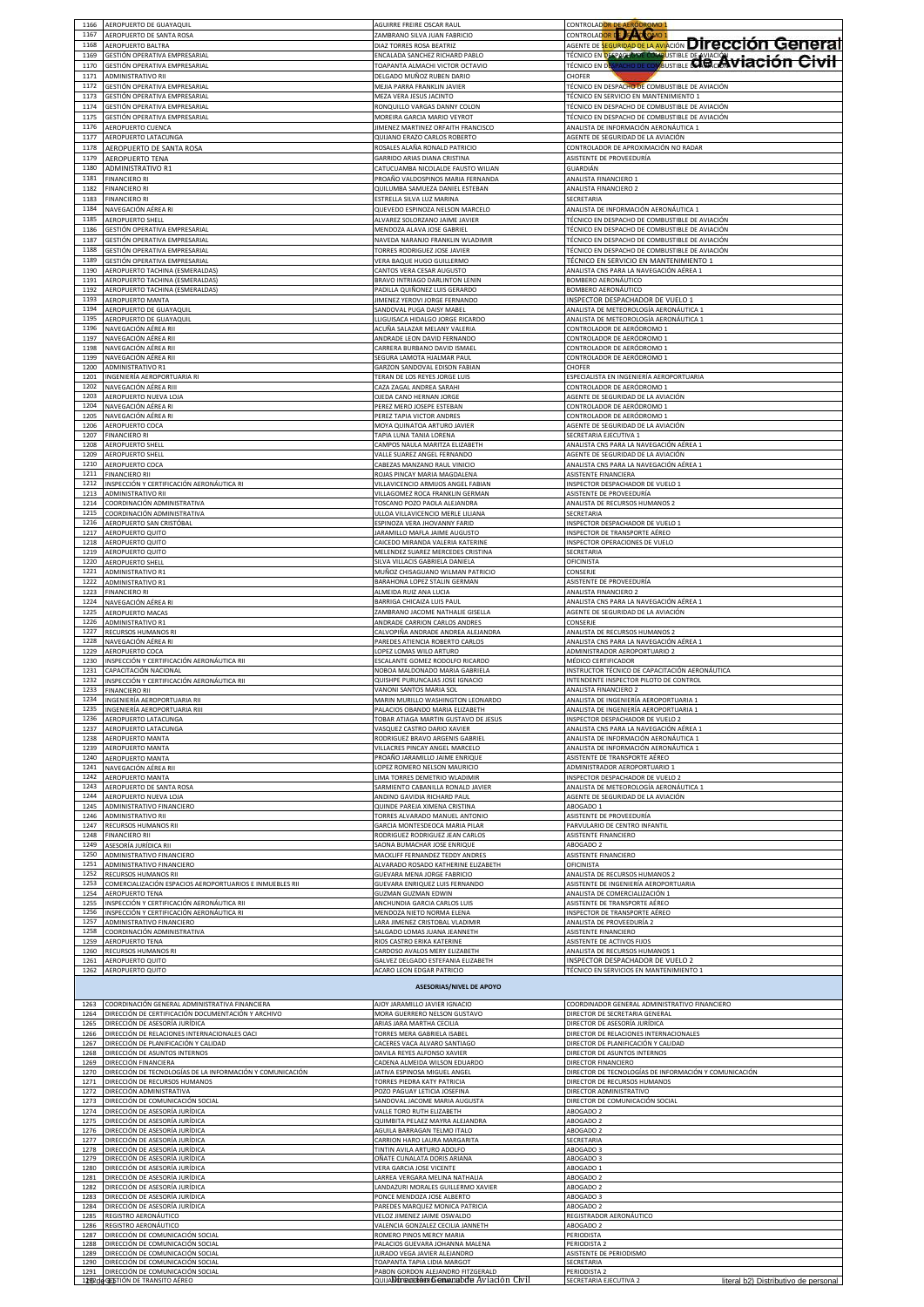| | | | |
|---|---|---|---|
| 1166 | AEROPUERTO DE GUAYAQUIL | AGUIRRE FREIRE OSCAR RAUL | CONTROLADOR DE AERÓDROMO 1 |
| 1167 | AEROPUERTO DE SANTA ROSA | ZAMBRANO SILVA JUAN FABRICIO | CONTROLADOR DE AERÓDROMO 1 |
| 1168 | AEROPUERTO BALTRA | DIAZ TORRES ROSA BEATRIZ | AGENTE DE SEGURIDAD DE LA AVIACIÓN |
| 1169 | GESTIÓN OPERATIVA EMPRESARIAL | ENCALADA SANCHEZ RICHARD PABLO | TÉCNICO EN DESPACHO DE COMBUSTIBLE DE AVIACIÓN |
| 1170 | GESTIÓN OPERATIVA EMPRESARIAL | TOAPANTA ALMACHI VICTOR OCTAVIO | TÉCNICO EN DESPACHO DE COMBUSTIBLE DE AVIACIÓN |
| 1171 | ADMINISTRATIVO RII | DELGADO MUÑOZ RUBEN DARIO | CHOFER |
| 1172 | GESTIÓN OPERATIVA EMPRESARIAL | MEJIA PARRA FRANKLIN JAVIER | TÉCNICO EN DESPACHO DE COMBUSTIBLE DE AVIACIÓN |
| 1173 | GESTIÓN OPERATIVA EMPRESARIAL | MEZA VERA JESUS JACINTO | TÉCNICO EN SERVICIO EN MANTENIMIENTO 1 |
| 1174 | GESTIÓN OPERATIVA EMPRESARIAL | RONQUILLO VARGAS DANNY COLON | TÉCNICO EN DESPACHO DE COMBUSTIBLE DE AVIACIÓN |
| 1175 | GESTIÓN OPERATIVA EMPRESARIAL | MOREIRA GARCIA MARIO VEYROT | TÉCNICO EN DESPACHO DE COMBUSTIBLE DE AVIACIÓN |
| 1176 | AEROPUERTO CUENCA | JIMENEZ MARTINEZ ORFAITH FRANCISCO | ANALISTA DE INFORMACIÓN AERONÁUTICA 1 |
| 1177 | AEROPUERTO LATACUNGA | QUIJANO ERAZO CARLOS ROBERTO | AGENTE DE SEGURIDAD DE LA AVIACIÓN |
| 1178 | AEROPUERTO DE SANTA ROSA | ROSALES ALAÑA RONALD PATRICIO | CONTROLADOR DE APROXIMACIÓN NO RADAR |
| 1179 | AEROPUERTO TENA | GARRIDO ARIAS DIANA CRISTINA | ASISTENTE DE PROVEEDURÍA |
| 1180 | ADMINISTRATIVO R1 | CATUCUAMBA NICOLALDE FAUSTO WILIAN | GUARDIÁN |
| 1181 | FINANCIERO RI | PROAÑO VALDOSPINOS MARIA FERNANDA | ANALISTA FINANCIERO 1 |
| 1182 | FINANCIERO RI | QUILUMBA SAMUEZA DANIEL ESTEBAN | ANALISTA FINANCIERO 2 |
| 1183 | FINANCIERO RI | ESTRELLA SILVA LUZ MARINA | SECRETARIA |
| 1184 | NAVEGACIÓN AÉREA RI | QUEVEDO ESPINOZA NELSON MARCELO | ANALISTA DE INFORMACIÓN AERONÁUTICA 1 |
| 1185 | AEROPUERTO SHELL | ALVAREZ SOLORZANO JAIME JAVIER | TÉCNICO EN DESPACHO DE COMBUSTIBLE DE AVIACIÓN |
| 1186 | GESTIÓN OPERATIVA EMPRESARIAL | MENDOZA ALAVA JOSE GABRIEL | TÉCNICO EN DESPACHO DE COMBUSTIBLE DE AVIACIÓN |
| 1187 | GESTIÓN OPERATIVA EMPRESARIAL | NAVEDA NARANJO FRANKLIN WLADIMIR | TÉCNICO EN DESPACHO DE COMBUSTIBLE DE AVIACIÓN |
| 1188 | GESTIÓN OPERATIVA EMPRESARIAL | TORRES RODRIGUEZ JOSE JAVIER | TÉCNICO EN DESPACHO DE COMBUSTIBLE DE AVIACIÓN |
| 1189 | GESTIÓN OPERATIVA EMPRESARIAL | VERA BAQUE HUGO GUILLERMO | TÉCNICO EN SERVICIO EN MANTENIMIENTO 1 |
| 1190 | AEROPUERTO TACHINA (ESMERALDAS) | CANTOS VERA CESAR AUGUSTO | ANALISTA CNS PARA LA NAVEGACIÓN AÉREA 1 |
| 1191 | AEROPUERTO TACHINA (ESMERALDAS) | BRAVO INTRIAGO DARLINTON LENIN | BOMBERO AERONÁUTICO |
| 1192 | AEROPUERTO TACHINA (ESMERALDAS) | PADILLA QUIÑONEZ LUIS GERARDO | BOMBERO AERONÁUTICO |
| 1193 | AEROPUERTO MANTA | JIMENEZ YEROVI JORGE FERNANDO | INSPECTOR DESPACHADOR DE VUELO 1 |
| 1194 | AEROPUERTO DE GUAYAQUIL | SANDOVAL PUGA DAISY MABEL | ANALISTA DE METEOROLOGÍA AERONÁUTICA 1 |
| 1195 | AEROPUERTO DE GUAYAQUIL | LLIGUISACA HIDALGO JORGE RICARDO | ANALISTA DE METEOROLOGÍA AERONÁUTICA 1 |
| 1196 | NAVEGACIÓN AÉREA RII | ACUÑA SALAZAR MELANY VALERIA | CONTROLADOR DE AERÓDROMO 1 |
| 1197 | NAVEGACIÓN AÉREA RII | ANDRADE LEON DAVID FERNANDO | CONTROLADOR DE AERÓDROMO 1 |
| 1198 | NAVEGACIÓN AÉREA RII | CARRERA BURBANO DAVID ISMAEL | CONTROLADOR DE AERÓDROMO 1 |
| 1199 | NAVEGACIÓN AÉREA RII | SEGURA LAMOTA HJALMAR PAUL | CONTROLADOR DE AERÓDROMO 1 |
| 1200 | ADMINISTRATIVO R1 | GARZON SANDOVAL EDISON FABIAN | CHOFER |
| 1201 | INGENIERÍA AEROPORTUARIA RI | TERAN DE LOS REYES JORGE LUIS | ESPECIALISTA EN INGENIERÍA AEROPORTUARIA |
| 1202 | NAVEGACIÓN AÉREA RIII | CAZA ZAGAL ANDREA SARAHI | CONTROLADOR DE AERÓDROMO 1 |
| 1203 | AEROPUERTO NUEVA LOJA | OJEDA CANO HERNAN JORGE | AGENTE DE SEGURIDAD DE LA AVIACIÓN |
| 1204 | NAVEGACIÓN AÉREA RI | PEREZ MERO JOSEPE ESTEBAN | CONTROLADOR DE AERÓDROMO 1 |
| 1205 | NAVEGACIÓN AÉREA RI | PEREZ TAPIA VICTOR ANDRES | CONTROLADOR DE AERÓDROMO 1 |
| 1206 | AEROPUERTO COCA | MOYA QUINATOA ARTURO JAVIER | AGENTE DE SEGURIDAD DE LA AVIACIÓN |
| 1207 | FINANCIERO RI | TAPIA LUNA TANIA LORENA | SECRETARIA EJECUTIVA 1 |
| 1208 | AEROPUERTO SHELL | CAMPOS NAULA MARITZA ELIZABETH | ANALISTA CNS PARA LA NAVEGACIÓN AÉREA 1 |
| 1209 | AEROPUERTO SHELL | VALLE SUAREZ ANGEL FERNANDO | AGENTE DE SEGURIDAD DE LA AVIACIÓN |
| 1210 | AEROPUERTO COCA | CABEZAS MANZANO RAUL VINICIO | ANALISTA CNS PARA LA NAVEGACIÓN AÉREA 1 |
| 1211 | FINANCIERO RII | ROJAS PINCAY MARIA MAGDALENA | ASISTENTE FINANCIERA |
| 1212 | INSPECCIÓN Y CERTIFICACIÓN AERONÁUTICA RI | VILLAVICENCIO ARMIJOS ANGEL FABIAN | INSPECTOR DESPACHADOR DE VUELO 1 |
| 1213 | ADMINISTRATIVO RII | VILLAGOMEZ ROCA FRANKLIN GERMAN | ASISTENTE DE PROVEEDURÍA |
| 1214 | COORDINACIÓN ADMINISTRATIVA | TOSCANO POZO PAOLA ALEJANDRA | ANALISTA DE RECURSOS HUMANOS 2 |
| 1215 | COORDINACIÓN ADMINISTRATIVA | ULLOA VILLAVICENCIO MERLE LILIANA | SECRETARIA |
| 1216 | AEROPUERTO SAN CRISTÓBAL | ESPINOZA VERA JHOVANNY FARID | INSPECTOR DESPACHADOR DE VUELO 1 |
| 1217 | AEROPUERTO QUITO | JARAMILLO MAFLA JAIME AUGUSTO | INSPECTOR DE TRANSPORTE AÉREO |
| 1218 | AEROPUERTO QUITO | CAICEDO MIRANDA VALERIA KATERINE | INSPECTOR OPERACIONES DE VUELO |
| 1219 | AEROPUERTO QUITO | MELENDEZ SUAREZ MERCEDES CRISTINA | SECRETARIA |
| 1220 | AEROPUERTO SHELL | SILVA VILLACIS GABRIELA DANIELA | OFICINISTA |
| 1221 | ADMINISTRATIVO R1 | MUÑOZ CHISAGUANO WILMAN PATRICIO | CONSERJE |
| 1222 | ADMINISTRATIVO R1 | BARAHONA LOPEZ STALIN GERMAN | ASISTENTE DE PROVEEDURÍA |
| 1223 | FINANCIERO RI | ALMEIDA RUIZ ANA LUCIA | ANALISTA FINANCIERO 2 |
| 1224 | NAVEGACIÓN AÉREA RI | BARRIGA CHICAIZA LUIS PAUL | ANALISTA CNS PARA LA NAVEGACIÓN AÉREA 1 |
| 1225 | AEROPUERTO MACAS | ZAMBRANO JACOME NATHALIE GISELLA | AGENTE DE SEGURIDAD DE LA AVIACIÓN |
| 1226 | ADMINISTRATIVO R1 | ANDRADE CARRION CARLOS ANDRES | CONSERJE |
| 1227 | RECURSOS HUMANOS RI | CALVOPIÑA ANDRADE ANDREA ALEJANDRA | ANALISTA DE RECURSOS HUMANOS 2 |
| 1228 | NAVEGACIÓN AÉREA RI | PAREDES ATIENCIA ROBERTO CARLOS | ANALISTA CNS PARA LA NAVEGACIÓN AÉREA 1 |
| 1229 | AEROPUERTO COCA | LOPEZ LOMAS WILO ARTURO | ADMINISTRADOR AEROPORTUARIO 2 |
| 1230 | INSPECCIÓN Y CERTIFICACIÓN AERONÁUTICA RII | ESCALANTE GOMEZ RODOLFO RICARDO | MÉDICO CERTIFICADOR |
| 1231 | CAPACITACIÓN NACIONAL | NOBOA MALDONADO MARIA GABRIELA | INSTRUCTOR TÉCNICO DE CAPACITACIÓN AERONÁUTICA |
| 1232 | INSPECCIÓN Y CERTIFICACIÓN AERONÁUTICA RII | QUISHPE PURUNCAJAS JOSE IGNACIO | INTENDENTE INSPECTOR PILOTO DE CONTROL |
| 1233 | FINANCIERO RII | VANONI SANTOS MARIA SOL | ANALISTA FINANCIERO 2 |
| 1234 | INGENIERÍA AEROPORTUARIA RII | MARIN MURILLO WASHINGTON LEONARDO | ANALISTA DE INGENIERÍA AEROPORTUARIA 1 |
| 1235 | INGENIERÍA AEROPORTUARIA RIII | PALACIOS OBANDO MARIA ELIZABETH | ANALISTA DE INGENIERÍA AEROPORTUARIA 1 |
| 1236 | AEROPUERTO LATACUNGA | TOBAR ATIAGA MARTIN GUSTAVO DE JESUS | INSPECTOR DESPACHADOR DE VUELO 2 |
| 1237 | AEROPUERTO LATACUNGA | VASQUEZ CASTRO DARIO XAVIER | ANALISTA CNS PARA LA NAVEGACIÓN AÉREA 1 |
| 1238 | AEROPUERTO MANTA | RODRIGUEZ BRAVO ARGENIS GABRIEL | ANALISTA DE INFORMACIÓN AERONÁUTICA 1 |
| 1239 | AEROPUERTO MANTA | VILLACRES PINCAY ANGEL MARCELO | ANALISTA DE INFORMACIÓN AERONÁUTICA 1 |
| 1240 | AEROPUERTO MANTA | PROAÑO JARAMILLO JAIME ENRIQUE | ASISTENTE DE TRANSPORTE AÉREO |
| 1241 | NAVEGACIÓN AÉREA RII | LOPEZ ROMERO NELSON MAURICIO | ADMINISTRADOR AEROPORTUARIO 1 |
| 1242 | AEROPUERTO MANTA | LIMA TORRES DEMETRIO WLADIMIR | INSPECTOR DESPACHADOR DE VUELO 2 |
| 1243 | AEROPUERTO DE SANTA ROSA | SARMIENTO CABANILLA RONALD JAVIER | ANALISTA DE METEOROLOGÍA AERONÁUTICA 1 |
| 1244 | AEROPUERTO NUEVA LOJA | ANDINO GAVIDIA RICHARD PAUL | AGENTE DE SEGURIDAD DE LA AVIACIÓN |
| 1245 | ADMINISTRATIVO FINANCIERO | QUINDE PAREJA XIMENA CRISTINA | ABOGADO 1 |
| 1246 | ADMINISTRATIVO RII | TORRES ALVARADO MANUEL ANTONIO | ASISTENTE DE PROVEEDURÍA |
| 1247 | RECURSOS HUMANOS RII | GARCIA MONTESDEOCA MARIA PILAR | PARVULARIO DE CENTRO INFANTIL |
| 1248 | FINANCIERO RII | RODRIGUEZ RODRIGUEZ JEAN CARLOS | ASISTENTE FINANCIERO |
| 1249 | ASESORÍA JURÍDICA RII | SAONA BUMACHAR JOSE ENRIQUE | ABOGADO 2 |
| 1250 | ADMINISTRATIVO FINANCIERO | MACKLIFF FERNANDEZ TEDDY ANDRES | ASISTENTE FINANCIERO |
| 1251 | ADMINISTRATIVO FINANCIERO | ALVARADO ROSADO KATHERINE ELIZABETH | OFICINISTA |
| 1252 | RECURSOS HUMANOS RII | GUEVARA MENA JORGE FABRICIO | ANALISTA DE RECURSOS HUMANOS 2 |
| 1253 | COMERCIALIZACIÓN ESPACIOS AEROPORTUARIOS E INMUEBLES RII | GUEVARA ENRIQUEZ LUIS FERNANDO | ASISTENTE DE INGENIERÍA AEROPORTUARIA |
| 1254 | AEROPUERTO TENA | GUZMAN GUZMAN EDWIN | ANALISTA DE COMERCIALIZACIÓN 1 |
| 1255 | INSPECCIÓN Y CERTIFICACIÓN AERONÁUTICA RII | ANCHUNDIA GARCIA CARLOS LUIS | ASISTENTE DE TRANSPORTE AÉREO |
| 1256 | INSPECCIÓN Y CERTIFICACIÓN AERONÁUTICA RI | MENDOZA NIETO NORMA ELENA | INSPECTOR DE TRANSPORTE AÉREO |
| 1257 | ADMINISTRATIVO FINANCIERO | LARA JIMENEZ CRISTOBAL VLADIMIR | ANALISTA DE PROVEEDURÍA 2 |
| 1258 | COORDINACIÓN ADMINISTRATIVA | SALGADO LOMAS JUANA JEANNETH | ASISTENTE FINANCIERO |
| 1259 | AEROPUERTO TENA | RIOS CASTRO ERIKA KATERINE | ASISTENTE DE ACTIVOS FIJOS |
| 1260 | RECURSOS HUMANOS RI | CARDOSO AVALOS MERY ELIZABETH | ANALISTA DE RECURSOS HUMANOS 1 |
| 1261 | AEROPUERTO QUITO | GALVEZ DELGADO ESTEFANIA ELIZABETH | INSPECTOR DESPACHADOR DE VUELO 2 |
| 1262 | AEROPUERTO QUITO | ACARO LEON EDGAR PATRICIO | TÉCNICO EN SERVICIOS EN MANTENIMIENTO 1 |
| | **ASESORIAS/NIVEL DE APOYO** | | |
| 1263 | COORDINACIÓN GENERAL ADMINISTRATIVA FINANCIERA | AJOY JARAMILLO JAVIER IGNACIO | COORDINADOR GENERAL ADMINISTRATIVO FINANCIERO |
| 1264 | DIRECCIÓN DE CERTIFICACIÓN DOCUMENTACIÓN Y ARCHIVO | MORA GUERRERO NELSON GUSTAVO | DIRECTOR DE SECRETARIA GENERAL |
| 1265 | DIRECCIÓN DE ASESORÍA JURÍDICA | ARIAS JARA MARTHA CECILIA | DIRECTOR DE ASESORÍA JURÍDICA |
| 1266 | DIRECCIÓN DE RELACIONES INTERNACIONALES OACI | TORRES MERA GABRIELA ISABEL | DIRECTOR DE RELACIONES INTERNACIONALES |
| 1267 | DIRECCIÓN DE PLANIFICACIÓN Y CALIDAD | CACERES VACA ALVARO SANTIAGO | DIRECTOR DE PLANIFICACIÓN Y CALIDAD |
| 1268 | DIRECCIÓN DE ASUNTOS INTERNOS | DAVILA REYES ALFONSO XAVIER | DIRECTOR DE ASUNTOS INTERNOS |
| 1269 | DIRECCIÓN FINANCIERA | CADENA ALMEIDA WILSON EDUARDO | DIRECTOR FINANCIERO |
| 1270 | DIRECCIÓN DE TECNOLOGÍAS DE LA INFORMACIÓN Y COMUNICACIÓN | JATIVA ESPINOSA MIGUEL ANGEL | DIRECTOR DE TECNOLOGÍAS DE INFORMACIÓN Y COMUNICACIÓN |
| 1271 | DIRECCIÓN DE RECURSOS HUMANOS | TORRES PIEDRA KATY PATRICIA | DIRECTOR DE RECURSOS HUMANOS |
| 1272 | DIRECCIÓN ADMINISTRATIVA | POZO PAGUAY LETICIA JOSEFINA | DIRECTOR ADMINISTRATIVO |
| 1273 | DIRECCIÓN DE COMUNICACIÓN SOCIAL | SANDOVAL JACOME MARIA AUGUSTA | DIRECTOR DE COMUNICACIÓN SOCIAL |
| 1274 | DIRECCIÓN DE ASESORÍA JURÍDICA | VALLE TORO RUTH ELIZABETH | ABOGADO 2 |
| 1275 | DIRECCIÓN DE ASESORÍA JURÍDICA | QUIMBITA PELAEZ MAYRA ALEJANDRA | ABOGADO 2 |
| 1276 | DIRECCIÓN DE ASESORÍA JURÍDICA | AGUILA BARRAGAN TELMO ITALO | ABOGADO 2 |
| 1277 | DIRECCIÓN DE ASESORÍA JURÍDICA | CARRION HARO LAURA MARGARITA | SECRETARIA |
| 1278 | DIRECCIÓN DE ASESORÍA JURÍDICA | TINTIN AVILA ARTURO ADOLFO | ABOGADO 3 |
| 1279 | DIRECCIÓN DE ASESORÍA JURÍDICA | OÑATE CUNALATA DORIS ARIANA | ABOGADO 3 |
| 1280 | DIRECCIÓN DE ASESORÍA JURÍDICA | VERA GARCIA JOSE VICENTE | ABOGADO 1 |
| 1281 | DIRECCIÓN DE ASESORÍA JURÍDICA | LARREA VERGARA MELINA NATHALIA | ABOGADO 2 |
| 1282 | DIRECCIÓN DE ASESORÍA JURÍDICA | LANDAZURI MORALES GUILLERMO XAVIER | ABOGADO 2 |
| 1283 | DIRECCIÓN DE ASESORÍA JURÍDICA | PONCE MENDOZA JOSE ALBERTO | ABOGADO 3 |
| 1284 | DIRECCIÓN DE ASESORÍA JURÍDICA | PAREDES MARQUEZ MONICA PATRICIA | ABOGADO 2 |
| 1285 | REGISTRO AERONÁUTICO | VELOZ JIMENEZ JAIME OSWALDO | REGISTRADOR AERONÁUTICO |
| 1286 | REGISTRO AERONÁUTICO | VALENCIA GONZALEZ CECILIA JANNETH | ABOGADO 2 |
| 1287 | DIRECCIÓN DE COMUNICACIÓN SOCIAL | ROMERO PINOS MERCY MARIA | PERIODISTA |
| 1288 | DIRECCIÓN DE COMUNICACIÓN SOCIAL | PALACIOS GUEVARA JOHANNA MALENA | PERIODISTA 2 |
| 1289 | DIRECCIÓN DE COMUNICACIÓN SOCIAL | JURADO VEGA JAVIER ALEJANDRO | ASISTENTE DE PERIODISMO |
| 1290 | DIRECCIÓN DE COMUNICACIÓN SOCIAL | TOAPANTA TAPIA LIDIA MARGOT | SECRETARIA |
| 1291 | DIRECCIÓN DE COMUNICACIÓN SOCIAL | PABON GORDON ALEJANDRO FITZGERALD | PERIODISTA 2 |
| 1292 | GESTIÓN DE TRANSITO AÉREO | QUIJANO ... | SECRETARIA EJECUTIVA 2 |

literal b2) Distributivo de personal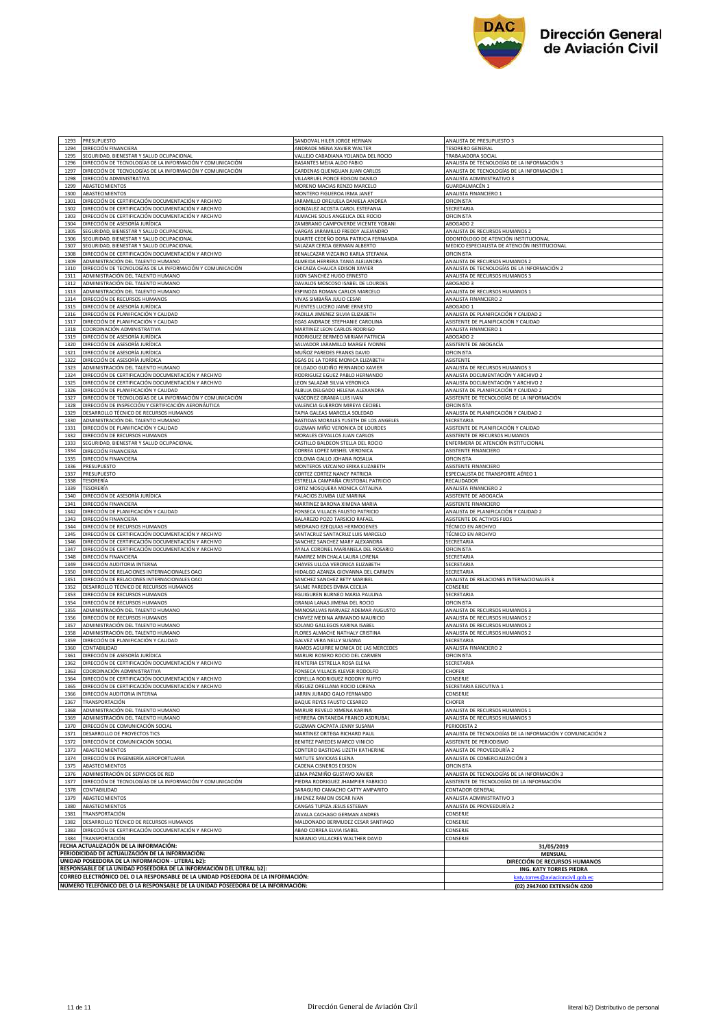| | | | |
|---|---|---|---|
| 1293 | PRESUPUESTO | SANDOVAL HILER JORGE HERNAN | ANALISTA DE PRESUPUESTO 3 |
| 1294 | DIRECCIÓN FINANCIERA | ANDRADE MENA XAVIER WALTER | TESORERO GENERAL |
| 1295 | SEGURIDAD, BIENESTAR Y SALUD OCUPACIONAL | VALLEJO CABADIANA YOLANDA DEL ROCIO | TRABAJADORA SOCIAL |
| 1296 | DIRECCIÓN DE TECNOLOGÍAS DE LA INFORMACIÓN Y COMUNICACIÓN | BASANTES MEJIA ALDO FABIO | ANALISTA DE TECNOLOGÍAS DE LA INFORMACIÓN 3 |
| 1297 | DIRECCIÓN DE TECNOLOGÍAS DE LA INFORMACIÓN Y COMUNICACIÓN | CARDENAS QUENGUAN JUAN CARLOS | ANALISTA DE TECNOLOGÍAS DE LA INFORMACIÓN 1 |
| 1298 | DIRECCIÓN ADMINISTRATIVA | VILLARRUEL PONCE EDISON DANILO | ANALISTA ADMINISTRATIVO 3 |
| 1299 | ABASTECIMIENTOS | MORENO MACIAS RENZO MARCELO | GUARDALMACÉN 1 |
| 1300 | ABASTECIMIENTOS | MONTERO FIGUEROA IRMA JANET | ANALISTA FINANCIERO 1 |
| 1301 | DIRECCIÓN DE CERTIFICACIÓN DOCUMENTACIÓN Y ARCHIVO | JARAMILLO OREJUELA DANIELA ANDREA | OFICINISTA |
| 1302 | DIRECCIÓN DE CERTIFICACIÓN DOCUMENTACIÓN Y ARCHIVO | GONZALEZ ACOSTA CAROL ESTEFANIA | SECRETARIA |
| 1303 | DIRECCIÓN DE CERTIFICACIÓN DOCUMENTACIÓN Y ARCHIVO | ALMACHE SOLIS ANGELICA DEL ROCIO | OFICINISTA |
| 1304 | DIRECCIÓN DE ASESORÍA JURÍDICA | ZAMBRANO CAMPOVERDE VICENTE YOBANI | ABOGADO 2 |
| 1305 | SEGURIDAD, BIENESTAR Y SALUD OCUPACIONAL | VARGAS JARAMILLO FREDDY ALEJANDRO | ANALISTA DE RECURSOS HUMANOS 2 |
| 1306 | SEGURIDAD, BIENESTAR Y SALUD OCUPACIONAL | DUARTE CEDEÑO DORA PATRICIA FERNANDA | ODONTÓLOGO DE ATENCIÓN INSTITUCIONAL |
| 1307 | SEGURIDAD, BIENESTAR Y SALUD OCUPACIONAL | SALAZAR CERDA GERMAN ALBERTO | MEDICO ESPECIALISTA DE ATENCIÓN INSTITUCIONAL |
| 1308 | DIRECCIÓN DE CERTIFICACIÓN DOCUMENTACIÓN Y ARCHIVO | BENALCAZAR VIZCAINO KARLA STEFANIA | OFICINISTA |
| 1309 | ADMINISTRACIÓN DEL TALENTO HUMANO | ALMEIDA HERRERA TANIA ALEJANDRA | ANALISTA DE RECURSOS HUMANOS 2 |
| 1310 | DIRECCIÓN DE TECNOLOGÍAS DE LA INFORMACIÓN Y COMUNICACIÓN | CHICAIZA CHAUCA EDISON XAVIER | ANALISTA DE TECNOLOGÍAS DE LA INFORMACIÓN 2 |
| 1311 | ADMINISTRACIÓN DEL TALENTO HUMANO | JIJON SANCHEZ HUGO ERNESTO | ANALISTA DE RECURSOS HUMANOS 3 |
| 1312 | ADMINISTRACIÓN DEL TALENTO HUMANO | DAVALOS MOSCOSO ISABEL DE LOURDES | ABOGADO 3 |
| 1313 | ADMINISTRACIÓN DEL TALENTO HUMANO | ESPINOZA ROMAN CARLOS MARCELO | ANALISTA DE RECURSOS HUMANOS 1 |
| 1314 | DIRECCIÓN DE RECURSOS HUMANOS | VIVAS SIMBAÑA JULIO CESAR | ANALISTA FINANCIERO 2 |
| 1315 | DIRECCIÓN DE ASESORÍA JURÍDICA | FUENTES LUCERO JAIME ERNESTO | ABOGADO 1 |
| 1316 | DIRECCIÓN DE PLANIFICACIÓN Y CALIDAD | PADILLA JIMENEZ SILVIA ELIZABETH | ANALISTA DE PLANIFICACIÓN Y CALIDAD 2 |
| 1317 | DIRECCIÓN DE PLANIFICACIÓN Y CALIDAD | EGAS ANDRADE STEPHANIE CAROLINA | ASISTENTE DE PLANIFICACIÓN Y CALIDAD |
| 1318 | COORDINACIÓN ADMINISTRATIVA | MARTINEZ LEON CARLOS RODRIGO | ANALISTA FINANCIERO 1 |
| 1319 | DIRECCIÓN DE ASESORÍA JURÍDICA | RODRIGUEZ BERMEO MIRIAM PATRICIA | ABOGADO 2 |
| 1320 | DIRECCIÓN DE ASESORÍA JURÍDICA | SALVADOR JARAMILLO MARGIE IVONNE | ASISTENTE DE ABOGACÍA |
| 1321 | DIRECCIÓN DE ASESORÍA JURÍDICA | MUÑOZ PAREDES FRANKS DAVID | OFICINISTA |
| 1322 | DIRECCIÓN DE ASESORÍA JURÍDICA | EGAS DE LA TORRE MONICA ELIZABETH | ASISTENTE |
| 1323 | ADMINISTRACIÓN DEL TALENTO HUMANO | DELGADO GUDIÑO FERNANDO XAVIER | ANALISTA DE RECURSOS HUMANOS 3 |
| 1324 | DIRECCIÓN DE CERTIFICACIÓN DOCUMENTACIÓN Y ARCHIVO | RODRIGUEZ EGUEZ PABLO HERNANDO | ANALISTA DOCUMENTACIÓN Y ARCHIVO 2 |
| 1325 | DIRECCIÓN DE CERTIFICACIÓN DOCUMENTACIÓN Y ARCHIVO | LEON SALAZAR SILVIA VERONICA | ANALISTA DOCUMENTACIÓN Y ARCHIVO 2 |
| 1326 | DIRECCIÓN DE PLANIFICACIÓN Y CALIDAD | ALBUJA DELGADO HELENA ALEXANDRA | ANALISTA DE PLANIFICACIÓN Y CALIDAD 2 |
| 1327 | DIRECCIÓN DE TECNOLOGÍAS DE LA INFORMACIÓN Y COMUNICACIÓN | VASCONEZ GRANJA LUIS IVAN | ASISTENTE DE TECNOLOGÍAS DE LA INFORMACIÓN |
| 1328 | DIRECCIÓN DE INSPECCIÓN Y CERTIFICACIÓN AERONÁUTICA | VALENCIA GUERRON MIREYA CECIBEL | OFICINISTA |
| 1329 | DESARROLLO TÉCNICO DE RECURSOS HUMANOS | TAPIA GALEAS MARCELA SOLEDAD | ANALISTA DE PLANIFICACIÓN Y CALIDAD 2 |
| 1330 | ADMINISTRACIÓN DEL TALENTO HUMANO | BASTIDAS MORALES YUSETH DE LOS ANGELES | SECRETARIA |
| 1331 | DIRECCIÓN DE PLANIFICACIÓN Y CALIDAD | GUZMAN MIÑO VERONICA DE LOURDES | ASISTENTE DE PLANIFICACIÓN Y CALIDAD |
| 1332 | DIRECCIÓN DE RECURSOS HUMANOS | MORALES CEVALLOS JUAN CARLOS | ASISTENTE DE RECURSOS HUMANOS |
| 1333 | SEGURIDAD, BIENESTAR Y SALUD OCUPACIONAL | CASTILLO BALDEON STELLA DEL ROCIO | ENFERMERA DE ATENCIÓN INSTITUCIONAL |
| 1334 | DIRECCIÓN FINANCIERA | CORREA LOPEZ MISHEL VERONICA | ASISTENTE FINANCIERO |
| 1335 | DIRECCIÓN FINANCIERA | COLOMA GALLO JOHANA ROSALIA | OFICINISTA |
| 1336 | PRESUPUESTO | MONTEROS VIZCAINO ERIKA ELIZABETH | ASISTENTE FINANCIERO |
| 1337 | PRESUPUESTO | CORTEZ CORTEZ NANCY PATRICIA | ESPECIALISTA DE TRANSPORTE AÉREO 1 |
| 1338 | TESORERÍA | ESTRELLA CAMPAÑA CRISTOBAL PATRICIO | RECAUDADOR |
| 1339 | TESORERÍA | ORTIZ MOSQUERA MONICA CATALINA | ANALISTA FINANCIERO 2 |
| 1340 | DIRECCIÓN DE ASESORÍA JURÍDICA | PALACIOS ZUMBA LUZ MARINA | ASISTENTE DE ABOGACÍA |
| 1341 | DIRECCIÓN FINANCIERA | MARTINEZ BARONA XIMENA MARIA | ASISTENTE FINANCIERO |
| 1342 | DIRECCIÓN DE PLANIFICACIÓN Y CALIDAD | FONSECA VILLACIS FAUSTO PATRICIO | ANALISTA DE PLANIFICACIÓN Y CALIDAD 2 |
| 1343 | DIRECCIÓN FINANCIERA | BALAREZO POZO TARSICIO RAFAEL | ASISTENTE DE ACTIVOS FIJOS |
| 1344 | DIRECCIÓN DE RECURSOS HUMANOS | MEDRANO EZEQUIAS HERMOGENES | TÉCNICO EN ARCHIVO |
| 1345 | DIRECCIÓN DE CERTIFICACIÓN DOCUMENTACIÓN Y ARCHIVO | SANTACRUZ SANTACRUZ LUIS MARCELO | TÉCNICO EN ARCHIVO |
| 1346 | DIRECCIÓN DE CERTIFICACIÓN DOCUMENTACIÓN Y ARCHIVO | SANCHEZ SANCHEZ MARY ALEXANDRA | SECRETARIA |
| 1347 | DIRECCIÓN DE CERTIFICACIÓN DOCUMENTACIÓN Y ARCHIVO | AYALA CORONEL MARIANELA DEL ROSARIO | OFICINISTA |
| 1348 | DIRECCIÓN FINANCIERA | RAMIREZ MINCHALA LAURA LORENA | SECRETARIA |
| 1349 | DIRECCIÓN AUDITORIA INTERNA | CHAVES ULLOA VERONICA ELIZABETH | SECRETARIA |
| 1350 | DIRECCIÓN DE RELACIONES INTERNACIONALES OACI | HIDALGO AZANZA GIOVANNA DEL CARMEN | SECRETARIA |
| 1351 | DIRECCIÓN DE RELACIONES INTERNACIONALES OACI | SANCHEZ SANCHEZ BETY MARIBEL | ANALISTA DE RELACIONES INTERNACIONALES 3 |
| 1352 | DESARROLLO TÉCNICO DE RECURSOS HUMANOS | SALME PAREDES EMMA CECILIA | CONSERJE |
| 1353 | DIRECCIÓN DE RECURSOS HUMANOS | EGUIGUREN BURNEO MARIA PAULINA | SECRETARIA |
| 1354 | DIRECCIÓN DE RECURSOS HUMANOS | GRANJA LANAS JIMENA DEL ROCIO | OFICINISTA |
| 1355 | ADMINISTRACIÓN DEL TALENTO HUMANO | MANOSALVAS NARVAEZ ADEMAR AUGUSTO | ANALISTA DE RECURSOS HUMANOS 3 |
| 1356 | DIRECCIÓN DE RECURSOS HUMANOS | CHAVEZ MEDINA ARMANDO MAURICIO | ANALISTA DE RECURSOS HUMANOS 2 |
| 1357 | ADMINISTRACIÓN DEL TALENTO HUMANO | SOLANO GALLEGOS KARINA ISABEL | ANALISTA DE RECURSOS HUMANOS 2 |
| 1358 | ADMINISTRACIÓN DEL TALENTO HUMANO | FLORES ALMACHE NATHALY CRISTINA | ANALISTA DE RECURSOS HUMANOS 2 |
| 1359 | DIRECCIÓN DE PLANIFICACIÓN Y CALIDAD | GALVEZ VERA NELLY SUSANA | SECRETARIA |
| 1360 | CONTABILIDAD | RAMOS AGUIRRE MONICA DE LAS MERCEDES | ANALISTA FINANCIERO 2 |
| 1361 | DIRECCIÓN DE ASESORÍA JURÍDICA | MARURI ROSERO ROCIO DEL CARMEN | OFICINISTA |
| 1362 | DIRECCIÓN DE CERTIFICACIÓN DOCUMENTACIÓN Y ARCHIVO | RENTERIA ESTRELLA ROSA ELENA | SECRETARIA |
| 1363 | COORDINACIÓN ADMINISTRATIVA | FONSECA VILLACIS KLEVER RODOLFO | CHOFER |
| 1364 | DIRECCIÓN DE CERTIFICACIÓN DOCUMENTACIÓN Y ARCHIVO | CORELLA RODRIGUEZ RODDNY RUFFO | CONSERJE |
| 1365 | DIRECCIÓN DE CERTIFICACIÓN DOCUMENTACIÓN Y ARCHIVO | IÑIGUEZ ORELLANA ROCIO LORENA | SECRETARIA EJECUTIVA 1 |
| 1366 | DIRECCIÓN AUDITORIA INTERNA | JARRIN JURADO GALO FERNANDO | CONSERJE |
| 1367 | TRANSPORTACIÓN | BAQUE REYES FAUSTO CESAREO | CHOFER |
| 1368 | ADMINISTRACIÓN DEL TALENTO HUMANO | MARURI REVELO XIMENA KARINA | ANALISTA DE RECURSOS HUMANOS 1 |
| 1369 | ADMINISTRACIÓN DEL TALENTO HUMANO | HERRERA ONTANEDA FRANCO ASDRUBAL | ANALISTA DE RECURSOS HUMANOS 3 |
| 1370 | DIRECCIÓN DE COMUNICACIÓN SOCIAL | GUZMAN CACPATA JENNY SUSANA | PERIODISTA 2 |
| 1371 | DESARROLLO DE PROYECTOS TICS | MARTINEZ ORTEGA RICHARD PAUL | ANALISTA DE TECNOLOGÍAS DE LA INFORMACIÓN Y COMUNICACIÓN 2 |
| 1372 | DIRECCIÓN DE COMUNICACIÓN SOCIAL | BENITEZ PAREDES MARCO VINICIO | ASISTENTE DE PERIODISMO |
| 1373 | ABASTECIMIENTOS | CONTERO BASTIDAS LIZETH KATHERINE | ANALISTA DE PROVEEDURÍA 2 |
| 1374 | DIRECCIÓN DE INGENIERÍA AEROPORTUARIA | MATUTE SAVICKAS ELENA | ANALISTA DE COMERCIALIZACIÓN 3 |
| 1375 | ABASTECIMIENTOS | CADENA CISNEROS EDISON | OFICINISTA |
| 1376 | ADMINISTRACIÓN DE SERVICIOS DE RED | LEMA PAZMIÑO GUSTAVO XAVIER | ANALISTA DE TECNOLOGÍAS DE LA INFORMACIÓN 3 |
| 1377 | DIRECCIÓN DE TECNOLOGÍAS DE LA INFORMACIÓN Y COMUNICACIÓN | PIEDRA RODRIGUEZ JHAMPIER FABRICIO | ASISTENTE DE TECNOLOGÍAS DE LA INFORMACIÓN |
| 1378 | CONTABILIDAD | SARAGURO CAMACHO CATTY AMPARITO | CONTADOR GENERAL |
| 1379 | ABASTECIMIENTOS | JIMENEZ RAMON OSCAR IVAN | ANALISTA ADMINISTRATIVO 3 |
| 1380 | ABASTECIMIENTOS | CANGAS TUPIZA JESUS ESTEBAN | ANALISTA DE PROVEEDURÍA 2 |
| 1381 | TRANSPORTACIÓN | ZAVALA CACHAGO GERMAN ANDRES | CONSERJE |
| 1382 | DESARROLLO TÉCNICO DE RECURSOS HUMANOS | MALDONADO BERMUDEZ CESAR SANTIAGO | CONSERJE |
| 1383 | DIRECCIÓN DE CERTIFICACIÓN DOCUMENTACIÓN Y ARCHIVO | ABAD CORREA ELVIA ISABEL | CONSERJE |
| 1384 | TRANSPORTACIÓN | NARANJO VILLACRES WALTHER DAVID | CONSERJE |

| | |
|---|---|
| **FECHA ACTUALIZACIÓN DE LA INFORMACIÓN:** | **31/05/2019** |
| **PERIODICIDAD DE ACTUALIZACIÓN DE LA INFORMACIÓN:** | **MENSUAL** |
| **UNIDAD POSEEDORA DE LA INFORMACION - LITERAL b2):** | **DIRECCIÓN DE RECURSOS HUMANOS** |
| **RESPONSABLE DE LA UNIDAD POSEEDORA DE LA INFORMACIÓN DEL LITERAL b2):** | **ING. KATY TORRES PIEDRA** |
| **CORREO ELECTRÓNICO DEL O LA RESPONSABLE DE LA UNIDAD POSEEDORA DE LA INFORMACIÓN:** | katy.torres@aviacioncivil.gob.ec |
| **NÚMERO TELEFÓNICO DEL O LA RESPONSABLE DE LA UNIDAD POSEEDORA DE LA INFORMACIÓN:** | **(02) 2947400 EXTENSIÓN 4200** |